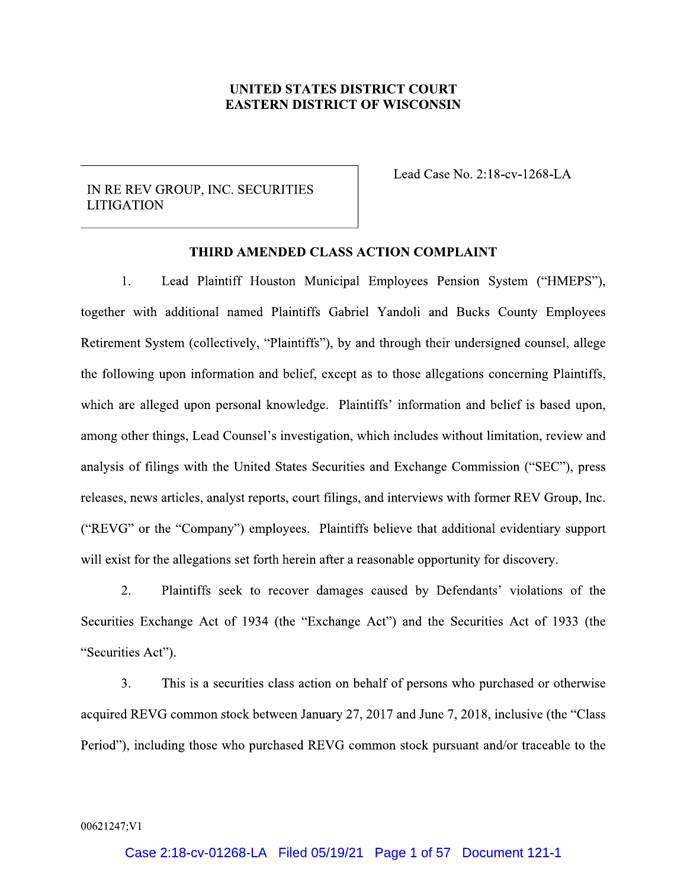**UNITED STATES DISTRICT COURT**
**EASTERN DISTRICT OF WISCONSIN**

| IN RE REV GROUP, INC. SECURITIES LITIGATION | Lead Case No. 2:18-cv-1268-LA |
|---|---|

**THIRD AMENDED CLASS ACTION COMPLAINT**

1. Lead Plaintiff Houston Municipal Employees Pension System ("HMEPS"), together with additional named Plaintiffs Gabriel Yandoli and Bucks County Employees Retirement System (collectively, "Plaintiffs"), by and through their undersigned counsel, allege the following upon information and belief, except as to those allegations concerning Plaintiffs, which are alleged upon personal knowledge. Plaintiffs' information and belief is based upon, among other things, Lead Counsel's investigation, which includes without limitation, review and analysis of filings with the United States Securities and Exchange Commission ("SEC"), press releases, news articles, analyst reports, court filings, and interviews with former REV Group, Inc. ("REVG" or the "Company") employees. Plaintiffs believe that additional evidentiary support will exist for the allegations set forth herein after a reasonable opportunity for discovery.

2. Plaintiffs seek to recover damages caused by Defendants' violations of the Securities Exchange Act of 1934 (the "Exchange Act") and the Securities Act of 1933 (the "Securities Act").

3. This is a securities class action on behalf of persons who purchased or otherwise acquired REVG common stock between January 27, 2017 and June 7, 2018, inclusive (the "Class Period"), including those who purchased REVG common stock pursuant and/or traceable to the

00621247;V1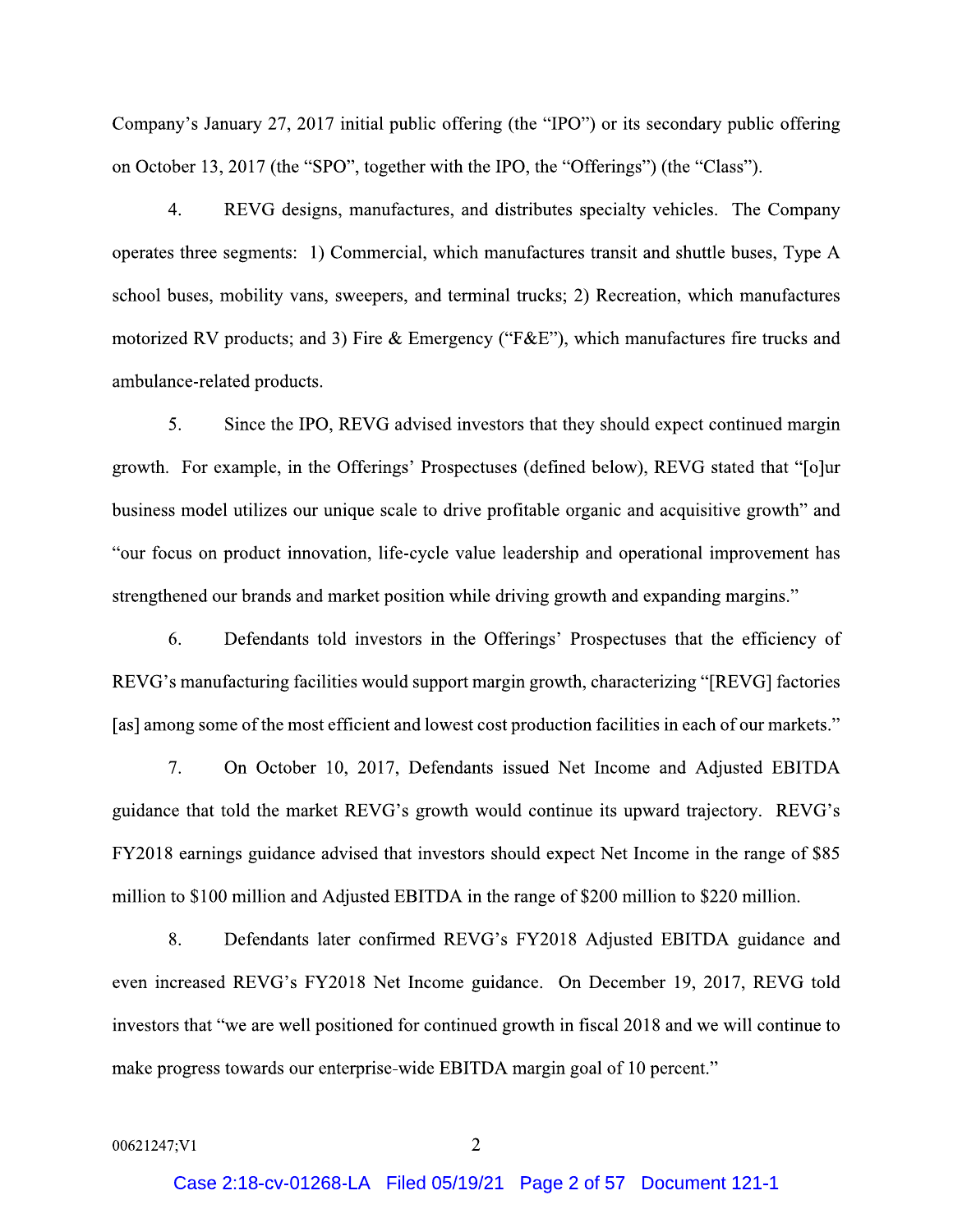Company's January 27, 2017 initial public offering (the "IPO") or its secondary public offering on October 13, 2017 (the "SPO", together with the IPO, the "Offerings") (the "Class").

4. REVG designs, manufactures, and distributes specialty vehicles. The Company operates three segments: 1) Commercial, which manufactures transit and shuttle buses, Type A school buses, mobility vans, sweepers, and terminal trucks; 2) Recreation, which manufactures motorized RV products; and 3) Fire & Emergency ("F&E"), which manufactures fire trucks and ambulance-related products.

5. Since the IPO, REVG advised investors that they should expect continued margin growth. For example, in the Offerings' Prospectuses (defined below), REVG stated that "[o]ur business model utilizes our unique scale to drive profitable organic and acquisitive growth" and "our focus on product innovation, life-cycle value leadership and operational improvement has strengthened our brands and market position while driving growth and expanding margins."

6. Defendants told investors in the Offerings' Prospectuses that the efficiency of REVG's manufacturing facilities would support margin growth, characterizing "[REVG] factories [as] among some of the most efficient and lowest cost production facilities in each of our markets."

7. On October 10, 2017, Defendants issued Net Income and Adjusted EBITDA guidance that told the market REVG's growth would continue its upward trajectory. REVG's FY2018 earnings guidance advised that investors should expect Net Income in the range of $85 million to $100 million and Adjusted EBITDA in the range of $200 million to $220 million.

8. Defendants later confirmed REVG's FY2018 Adjusted EBITDA guidance and even increased REVG's FY2018 Net Income guidance. On December 19, 2017, REVG told investors that "we are well positioned for continued growth in fiscal 2018 and we will continue to make progress towards our enterprise-wide EBITDA margin goal of 10 percent."

00621247;V1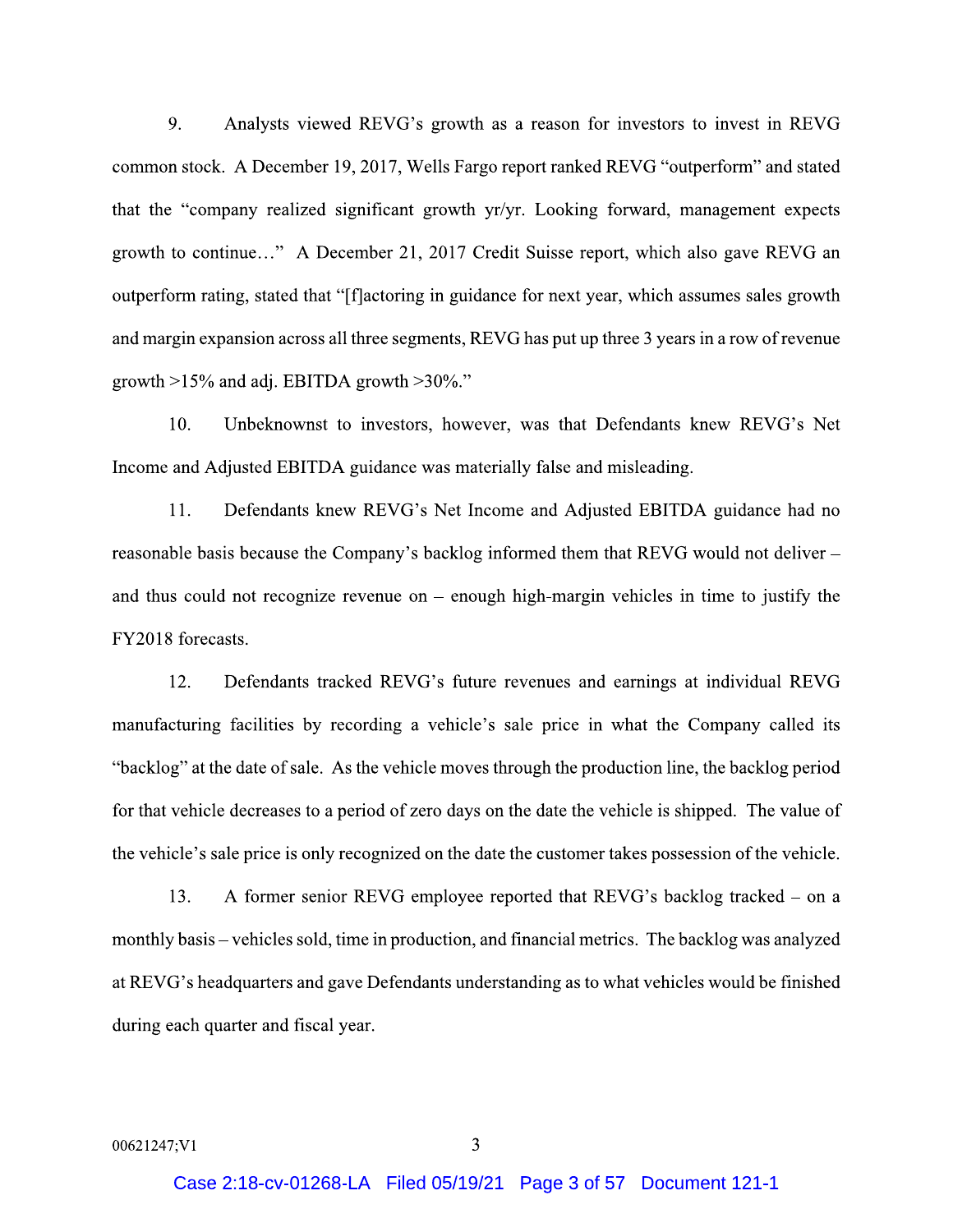9. Analysts viewed REVG's growth as a reason for investors to invest in REVG common stock. A December 19, 2017, Wells Fargo report ranked REVG "outperform" and stated that the "company realized significant growth yr/yr. Looking forward, management expects growth to continue…" A December 21, 2017 Credit Suisse report, which also gave REVG an outperform rating, stated that "[f]actoring in guidance for next year, which assumes sales growth and margin expansion across all three segments, REVG has put up three 3 years in a row of revenue growth >15% and adj. EBITDA growth >30%."

10. Unbeknownst to investors, however, was that Defendants knew REVG's Net Income and Adjusted EBITDA guidance was materially false and misleading.

11. Defendants knew REVG's Net Income and Adjusted EBITDA guidance had no reasonable basis because the Company's backlog informed them that REVG would not deliver – and thus could not recognize revenue on – enough high-margin vehicles in time to justify the FY2018 forecasts.

12. Defendants tracked REVG's future revenues and earnings at individual REVG manufacturing facilities by recording a vehicle's sale price in what the Company called its "backlog" at the date of sale. As the vehicle moves through the production line, the backlog period for that vehicle decreases to a period of zero days on the date the vehicle is shipped. The value of the vehicle's sale price is only recognized on the date the customer takes possession of the vehicle.

13. A former senior REVG employee reported that REVG's backlog tracked – on a monthly basis – vehicles sold, time in production, and financial metrics. The backlog was analyzed at REVG's headquarters and gave Defendants understanding as to what vehicles would be finished during each quarter and fiscal year.

00621247;V1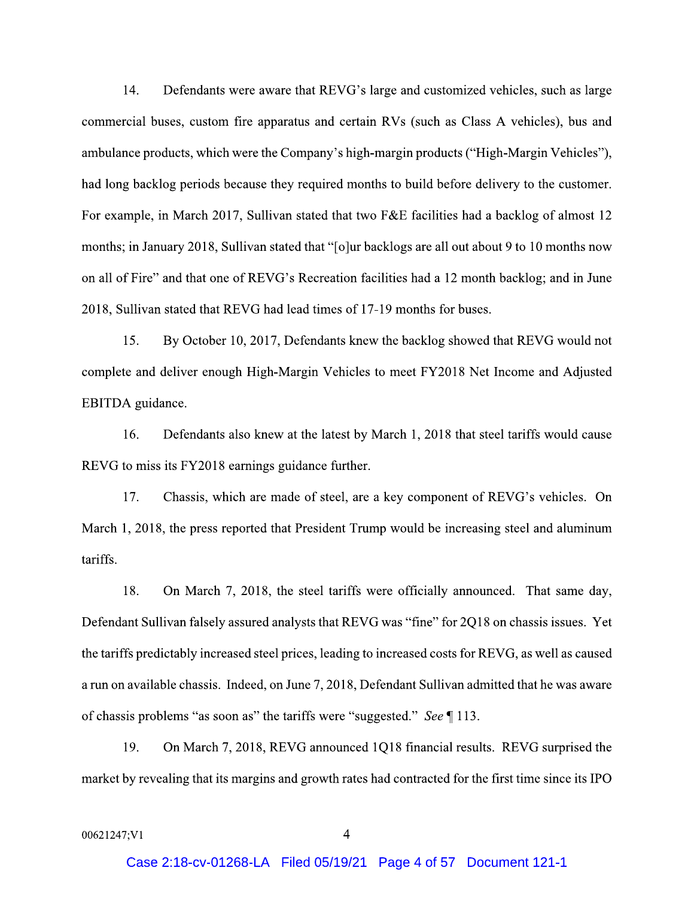14. Defendants were aware that REVG's large and customized vehicles, such as large commercial buses, custom fire apparatus and certain RVs (such as Class A vehicles), bus and ambulance products, which were the Company's high-margin products ("High-Margin Vehicles"), had long backlog periods because they required months to build before delivery to the customer. For example, in March 2017, Sullivan stated that two F&E facilities had a backlog of almost 12 months; in January 2018, Sullivan stated that "[o]ur backlogs are all out about 9 to 10 months now on all of Fire" and that one of REVG's Recreation facilities had a 12 month backlog; and in June 2018, Sullivan stated that REVG had lead times of 17-19 months for buses.

15. By October 10, 2017, Defendants knew the backlog showed that REVG would not complete and deliver enough High-Margin Vehicles to meet FY2018 Net Income and Adjusted EBITDA guidance.

16. Defendants also knew at the latest by March 1, 2018 that steel tariffs would cause REVG to miss its FY2018 earnings guidance further.

17. Chassis, which are made of steel, are a key component of REVG's vehicles. On March 1, 2018, the press reported that President Trump would be increasing steel and aluminum tariffs.

18. On March 7, 2018, the steel tariffs were officially announced. That same day, Defendant Sullivan falsely assured analysts that REVG was "fine" for 2Q18 on chassis issues. Yet the tariffs predictably increased steel prices, leading to increased costs for REVG, as well as caused a run on available chassis. Indeed, on June 7, 2018, Defendant Sullivan admitted that he was aware of chassis problems "as soon as" the tariffs were "suggested." *See* ¶ 113.

19. On March 7, 2018, REVG announced 1Q18 financial results. REVG surprised the market by revealing that its margins and growth rates had contracted for the first time since its IPO

00621247;V1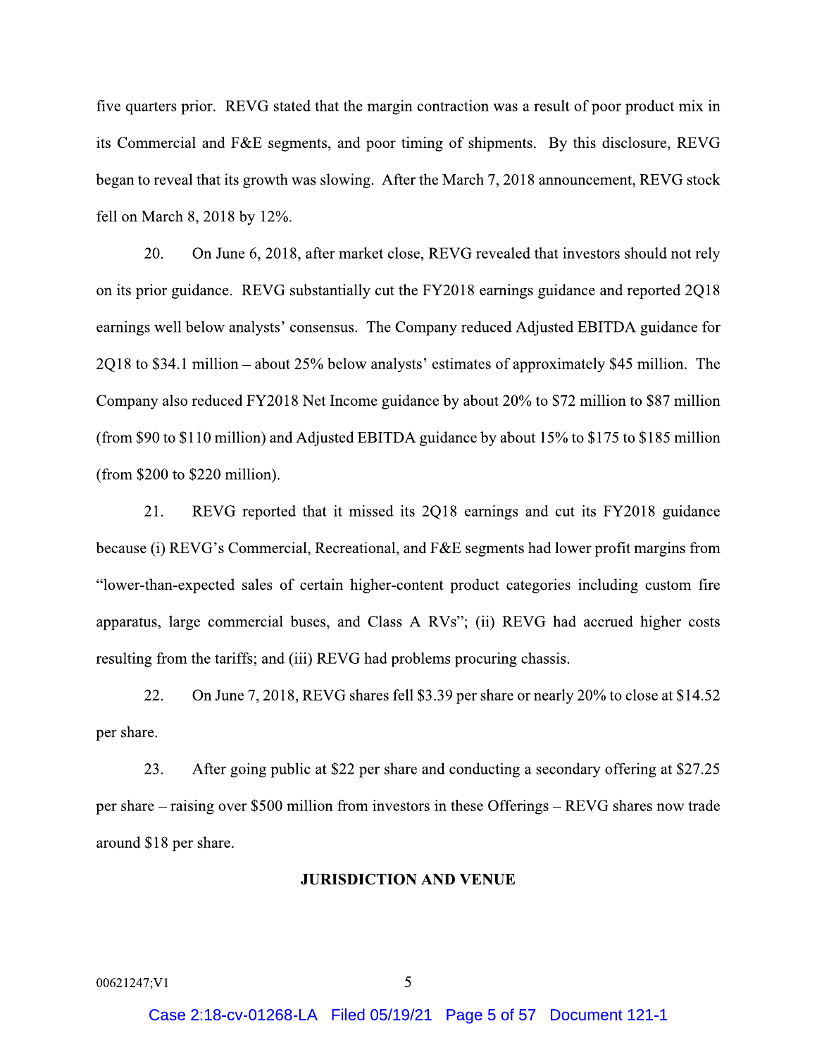five quarters prior. REVG stated that the margin contraction was a result of poor product mix in its Commercial and F&E segments, and poor timing of shipments. By this disclosure, REVG began to reveal that its growth was slowing. After the March 7, 2018 announcement, REVG stock fell on March 8, 2018 by 12%.

20. On June 6, 2018, after market close, REVG revealed that investors should not rely on its prior guidance. REVG substantially cut the FY2018 earnings guidance and reported 2Q18 earnings well below analysts' consensus. The Company reduced Adjusted EBITDA guidance for 2Q18 to $34.1 million – about 25% below analysts' estimates of approximately $45 million. The Company also reduced FY2018 Net Income guidance by about 20% to $72 million to $87 million (from $90 to $110 million) and Adjusted EBITDA guidance by about 15% to $175 to $185 million (from $200 to $220 million).

21. REVG reported that it missed its 2Q18 earnings and cut its FY2018 guidance because (i) REVG's Commercial, Recreational, and F&E segments had lower profit margins from "lower-than-expected sales of certain higher-content product categories including custom fire apparatus, large commercial buses, and Class A RVs"; (ii) REVG had accrued higher costs resulting from the tariffs; and (iii) REVG had problems procuring chassis.

22. On June 7, 2018, REVG shares fell $3.39 per share or nearly 20% to close at $14.52 per share.

23. After going public at $22 per share and conducting a secondary offering at $27.25 per share – raising over $500 million from investors in these Offerings – REVG shares now trade around $18 per share.

## JURISDICTION AND VENUE

00621247;V1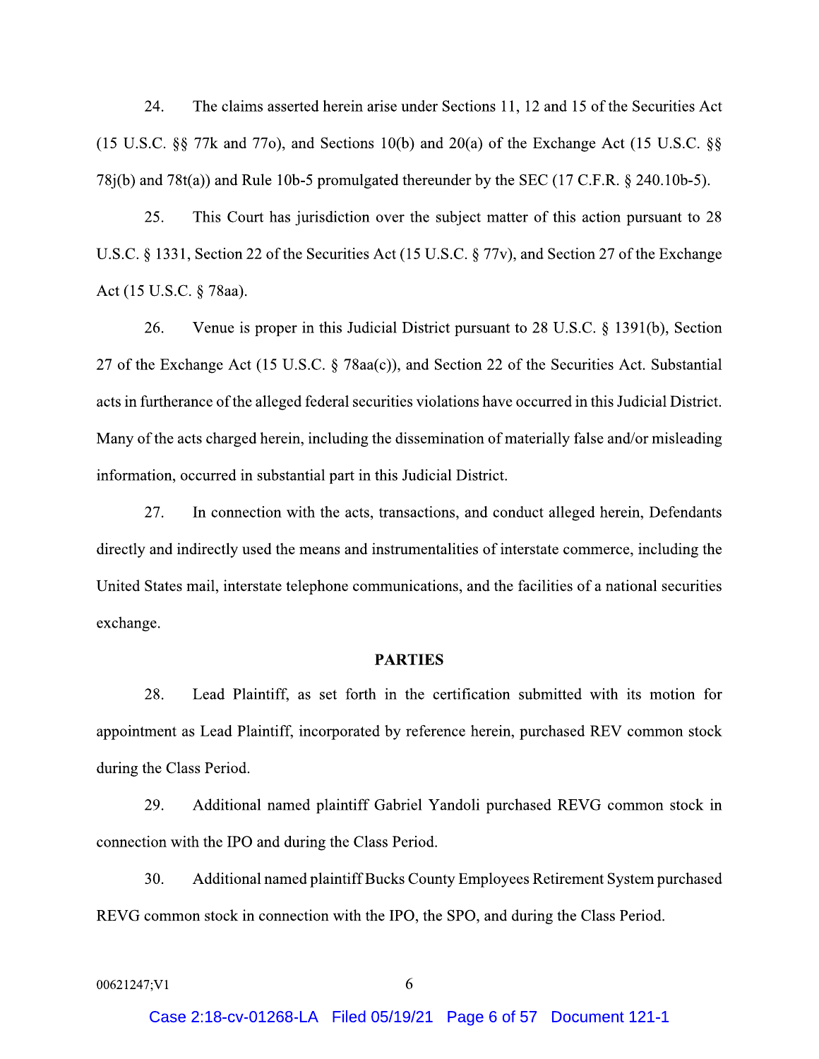24. The claims asserted herein arise under Sections 11, 12 and 15 of the Securities Act (15 U.S.C. §§ 77k and 77o), and Sections 10(b) and 20(a) of the Exchange Act (15 U.S.C. §§ 78j(b) and 78t(a)) and Rule 10b-5 promulgated thereunder by the SEC (17 C.F.R. § 240.10b-5).

25. This Court has jurisdiction over the subject matter of this action pursuant to 28 U.S.C. § 1331, Section 22 of the Securities Act (15 U.S.C. § 77v), and Section 27 of the Exchange Act (15 U.S.C. § 78aa).

26. Venue is proper in this Judicial District pursuant to 28 U.S.C. § 1391(b), Section 27 of the Exchange Act (15 U.S.C. § 78aa(c)), and Section 22 of the Securities Act. Substantial acts in furtherance of the alleged federal securities violations have occurred in this Judicial District. Many of the acts charged herein, including the dissemination of materially false and/or misleading information, occurred in substantial part in this Judicial District.

27. In connection with the acts, transactions, and conduct alleged herein, Defendants directly and indirectly used the means and instrumentalities of interstate commerce, including the United States mail, interstate telephone communications, and the facilities of a national securities exchange.

## PARTIES

28. Lead Plaintiff, as set forth in the certification submitted with its motion for appointment as Lead Plaintiff, incorporated by reference herein, purchased REV common stock during the Class Period.

29. Additional named plaintiff Gabriel Yandoli purchased REVG common stock in connection with the IPO and during the Class Period.

30. Additional named plaintiff Bucks County Employees Retirement System purchased REVG common stock in connection with the IPO, the SPO, and during the Class Period.

00621247;V1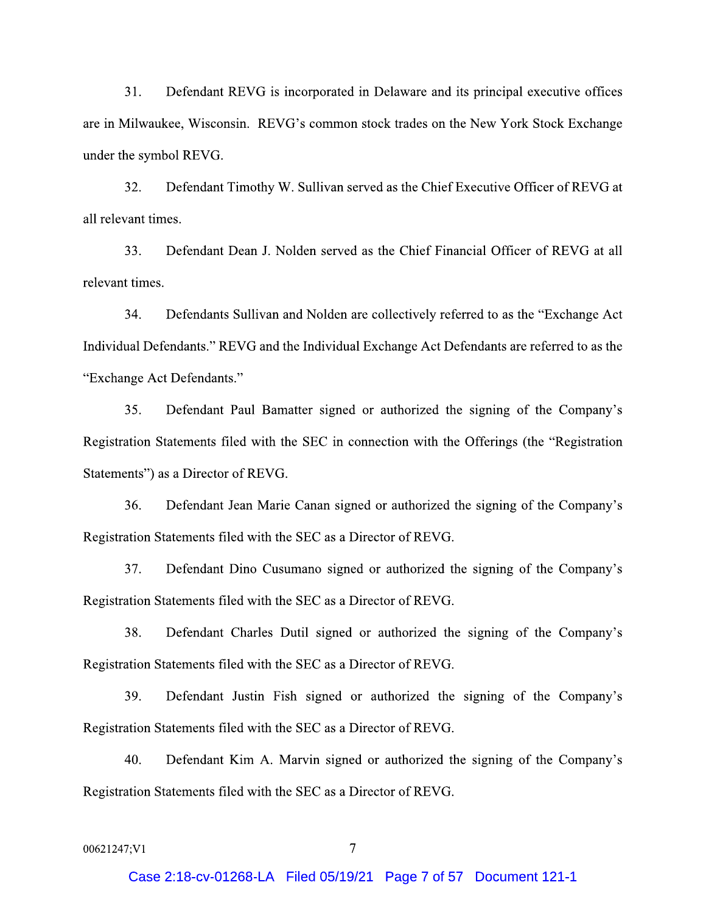31. Defendant REVG is incorporated in Delaware and its principal executive offices are in Milwaukee, Wisconsin. REVG's common stock trades on the New York Stock Exchange under the symbol REVG.

32. Defendant Timothy W. Sullivan served as the Chief Executive Officer of REVG at all relevant times.

33. Defendant Dean J. Nolden served as the Chief Financial Officer of REVG at all relevant times.

34. Defendants Sullivan and Nolden are collectively referred to as the "Exchange Act Individual Defendants." REVG and the Individual Exchange Act Defendants are referred to as the "Exchange Act Defendants."

35. Defendant Paul Bamatter signed or authorized the signing of the Company's Registration Statements filed with the SEC in connection with the Offerings (the "Registration Statements") as a Director of REVG.

36. Defendant Jean Marie Canan signed or authorized the signing of the Company's Registration Statements filed with the SEC as a Director of REVG.

37. Defendant Dino Cusumano signed or authorized the signing of the Company's Registration Statements filed with the SEC as a Director of REVG.

38. Defendant Charles Dutil signed or authorized the signing of the Company's Registration Statements filed with the SEC as a Director of REVG.

39. Defendant Justin Fish signed or authorized the signing of the Company's Registration Statements filed with the SEC as a Director of REVG.

40. Defendant Kim A. Marvin signed or authorized the signing of the Company's Registration Statements filed with the SEC as a Director of REVG.

00621247;V1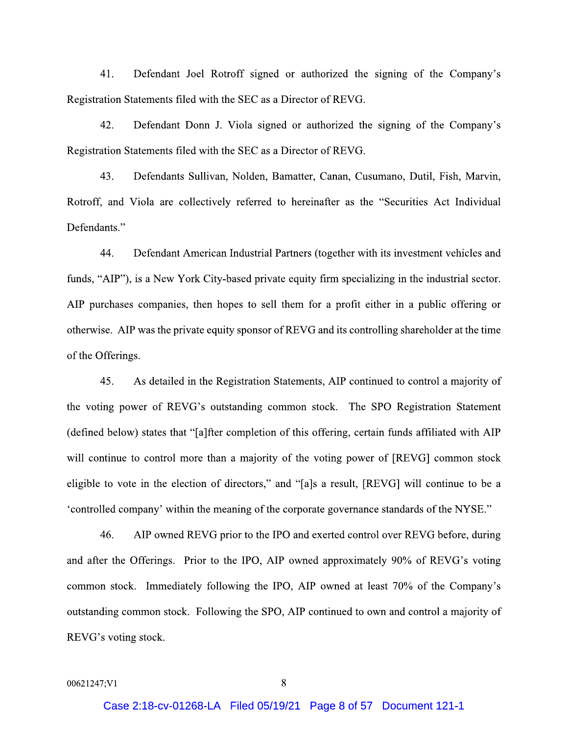41. Defendant Joel Rotroff signed or authorized the signing of the Company's Registration Statements filed with the SEC as a Director of REVG.

42. Defendant Donn J. Viola signed or authorized the signing of the Company's Registration Statements filed with the SEC as a Director of REVG.

43. Defendants Sullivan, Nolden, Bamatter, Canan, Cusumano, Dutil, Fish, Marvin, Rotroff, and Viola are collectively referred to hereinafter as the "Securities Act Individual Defendants."

44. Defendant American Industrial Partners (together with its investment vehicles and funds, "AIP"), is a New York City-based private equity firm specializing in the industrial sector. AIP purchases companies, then hopes to sell them for a profit either in a public offering or otherwise. AIP was the private equity sponsor of REVG and its controlling shareholder at the time of the Offerings.

45. As detailed in the Registration Statements, AIP continued to control a majority of the voting power of REVG's outstanding common stock. The SPO Registration Statement (defined below) states that "[a]fter completion of this offering, certain funds affiliated with AIP will continue to control more than a majority of the voting power of [REVG] common stock eligible to vote in the election of directors," and "[a]s a result, [REVG] will continue to be a 'controlled company' within the meaning of the corporate governance standards of the NYSE."

46. AIP owned REVG prior to the IPO and exerted control over REVG before, during and after the Offerings. Prior to the IPO, AIP owned approximately 90% of REVG's voting common stock. Immediately following the IPO, AIP owned at least 70% of the Company's outstanding common stock. Following the SPO, AIP continued to own and control a majority of REVG's voting stock.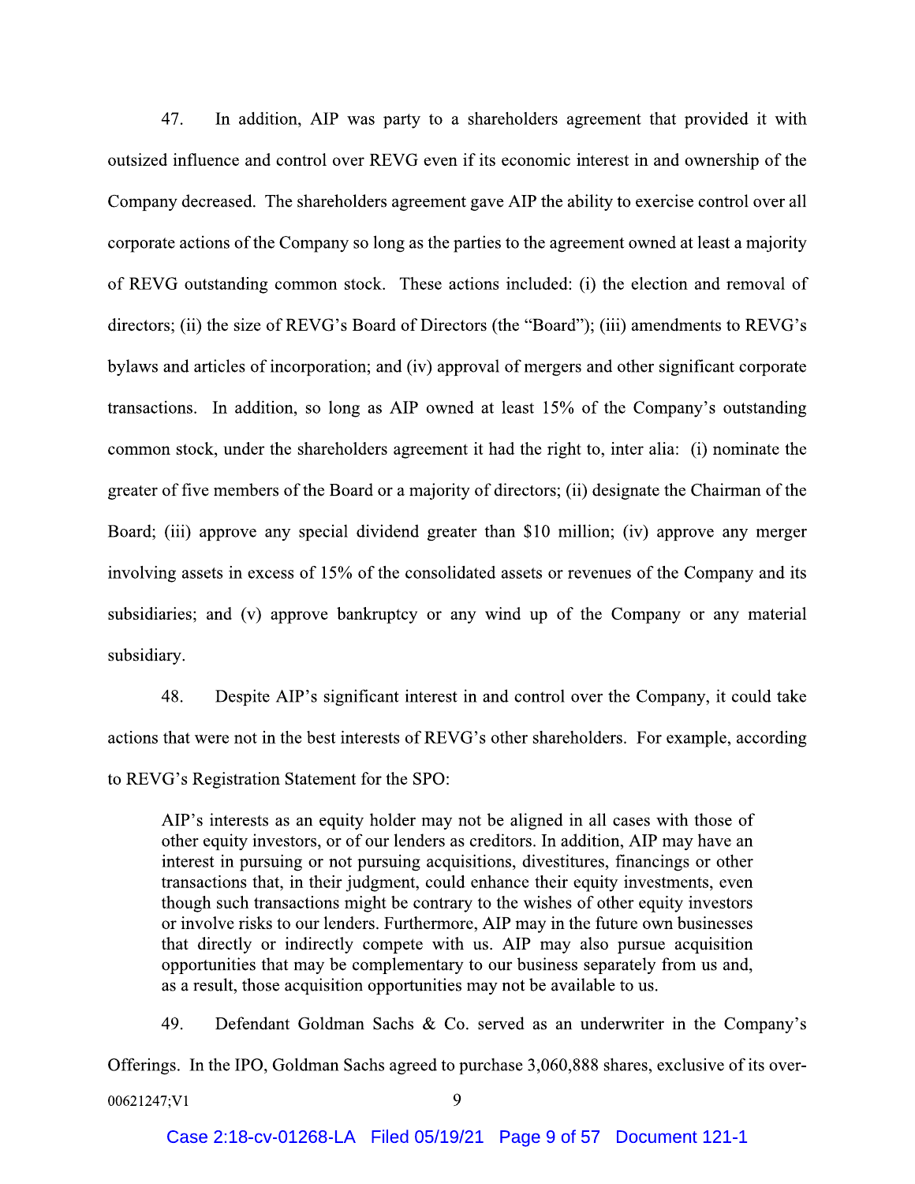47. In addition, AIP was party to a shareholders agreement that provided it with outsized influence and control over REVG even if its economic interest in and ownership of the Company decreased. The shareholders agreement gave AIP the ability to exercise control over all corporate actions of the Company so long as the parties to the agreement owned at least a majority of REVG outstanding common stock. These actions included: (i) the election and removal of directors; (ii) the size of REVG's Board of Directors (the "Board"); (iii) amendments to REVG's bylaws and articles of incorporation; and (iv) approval of mergers and other significant corporate transactions. In addition, so long as AIP owned at least 15% of the Company's outstanding common stock, under the shareholders agreement it had the right to, inter alia: (i) nominate the greater of five members of the Board or a majority of directors; (ii) designate the Chairman of the Board; (iii) approve any special dividend greater than $10 million; (iv) approve any merger involving assets in excess of 15% of the consolidated assets or revenues of the Company and its subsidiaries; and (v) approve bankruptcy or any wind up of the Company or any material subsidiary.

48. Despite AIP's significant interest in and control over the Company, it could take actions that were not in the best interests of REVG's other shareholders. For example, according to REVG's Registration Statement for the SPO:

> AIP's interests as an equity holder may not be aligned in all cases with those of other equity investors, or of our lenders as creditors. In addition, AIP may have an interest in pursuing or not pursuing acquisitions, divestitures, financings or other transactions that, in their judgment, could enhance their equity investments, even though such transactions might be contrary to the wishes of other equity investors or involve risks to our lenders. Furthermore, AIP may in the future own businesses that directly or indirectly compete with us. AIP may also pursue acquisition opportunities that may be complementary to our business separately from us and, as a result, those acquisition opportunities may not be available to us.

49. Defendant Goldman Sachs & Co. served as an underwriter in the Company's Offerings. In the IPO, Goldman Sachs agreed to purchase 3,060,888 shares, exclusive of its over-

00621247;V1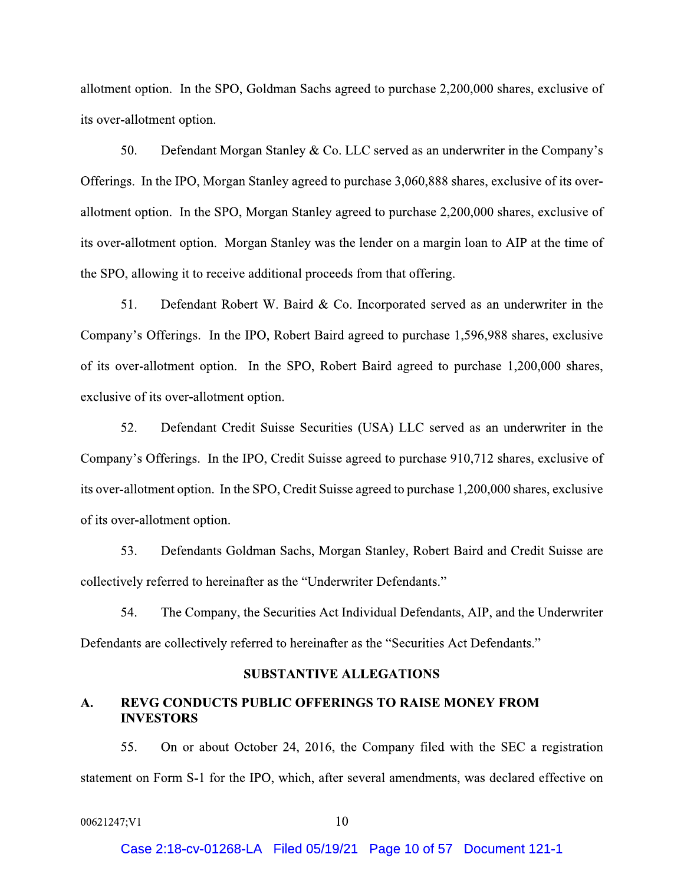allotment option. In the SPO, Goldman Sachs agreed to purchase 2,200,000 shares, exclusive of its over-allotment option.

50. Defendant Morgan Stanley & Co. LLC served as an underwriter in the Company's Offerings. In the IPO, Morgan Stanley agreed to purchase 3,060,888 shares, exclusive of its over-allotment option. In the SPO, Morgan Stanley agreed to purchase 2,200,000 shares, exclusive of its over-allotment option. Morgan Stanley was the lender on a margin loan to AIP at the time of the SPO, allowing it to receive additional proceeds from that offering.

51. Defendant Robert W. Baird & Co. Incorporated served as an underwriter in the Company's Offerings. In the IPO, Robert Baird agreed to purchase 1,596,988 shares, exclusive of its over-allotment option. In the SPO, Robert Baird agreed to purchase 1,200,000 shares, exclusive of its over-allotment option.

52. Defendant Credit Suisse Securities (USA) LLC served as an underwriter in the Company's Offerings. In the IPO, Credit Suisse agreed to purchase 910,712 shares, exclusive of its over-allotment option. In the SPO, Credit Suisse agreed to purchase 1,200,000 shares, exclusive of its over-allotment option.

53. Defendants Goldman Sachs, Morgan Stanley, Robert Baird and Credit Suisse are collectively referred to hereinafter as the "Underwriter Defendants."

54. The Company, the Securities Act Individual Defendants, AIP, and the Underwriter Defendants are collectively referred to hereinafter as the "Securities Act Defendants."

## SUBSTANTIVE ALLEGATIONS

### A. REVG CONDUCTS PUBLIC OFFERINGS TO RAISE MONEY FROM INVESTORS

55. On or about October 24, 2016, the Company filed with the SEC a registration statement on Form S-1 for the IPO, which, after several amendments, was declared effective on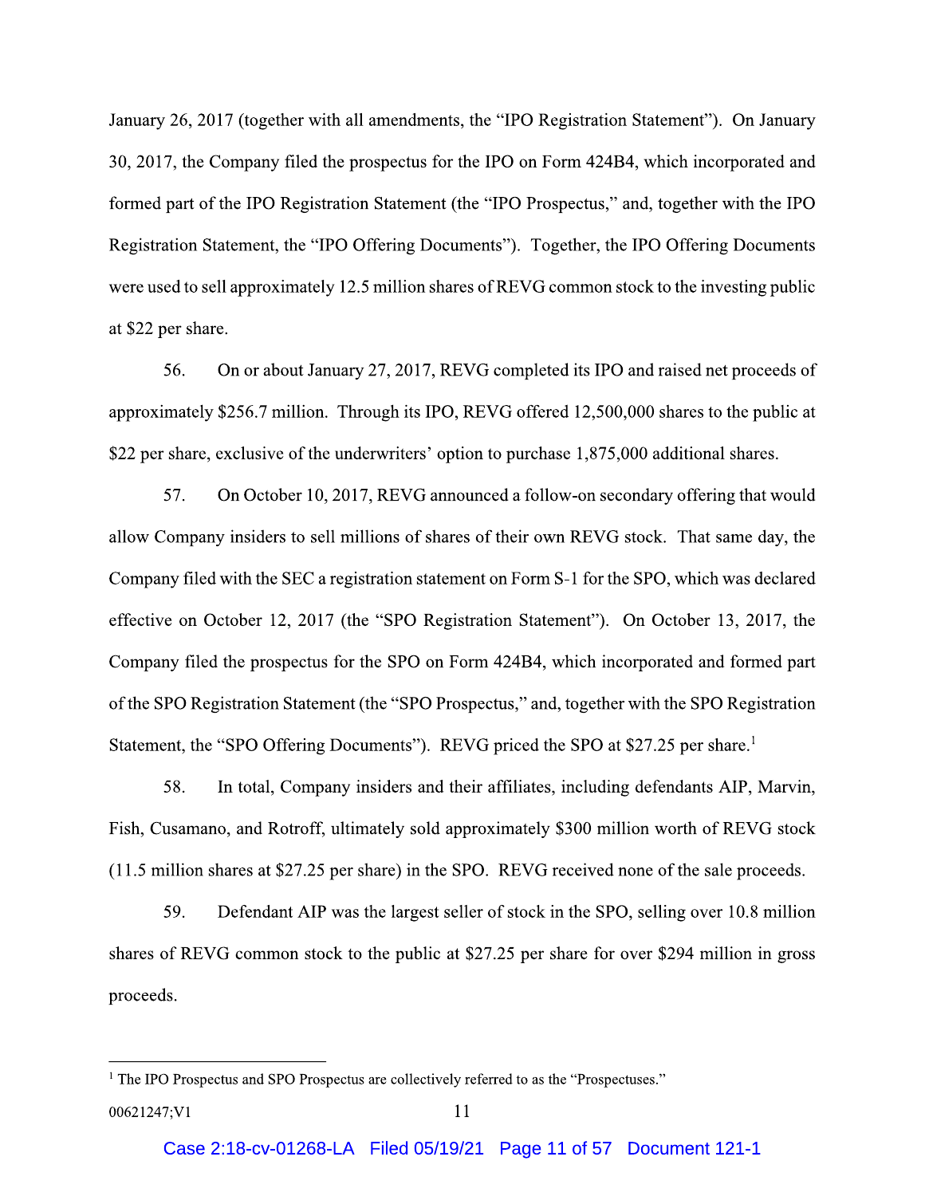January 26, 2017 (together with all amendments, the "IPO Registration Statement"). On January 30, 2017, the Company filed the prospectus for the IPO on Form 424B4, which incorporated and formed part of the IPO Registration Statement (the "IPO Prospectus," and, together with the IPO Registration Statement, the "IPO Offering Documents"). Together, the IPO Offering Documents were used to sell approximately 12.5 million shares of REVG common stock to the investing public at $22 per share.

56. On or about January 27, 2017, REVG completed its IPO and raised net proceeds of approximately $256.7 million. Through its IPO, REVG offered 12,500,000 shares to the public at $22 per share, exclusive of the underwriters' option to purchase 1,875,000 additional shares.

57. On October 10, 2017, REVG announced a follow-on secondary offering that would allow Company insiders to sell millions of shares of their own REVG stock. That same day, the Company filed with the SEC a registration statement on Form S-1 for the SPO, which was declared effective on October 12, 2017 (the "SPO Registration Statement"). On October 13, 2017, the Company filed the prospectus for the SPO on Form 424B4, which incorporated and formed part of the SPO Registration Statement (the "SPO Prospectus," and, together with the SPO Registration Statement, the "SPO Offering Documents"). REVG priced the SPO at $27.25 per share.[1]

58. In total, Company insiders and their affiliates, including defendants AIP, Marvin, Fish, Cusamano, and Rotroff, ultimately sold approximately $300 million worth of REVG stock (11.5 million shares at $27.25 per share) in the SPO. REVG received none of the sale proceeds.

59. Defendant AIP was the largest seller of stock in the SPO, selling over 10.8 million shares of REVG common stock to the public at $27.25 per share for over $294 million in gross proceeds.

---

[1] The IPO Prospectus and SPO Prospectus are collectively referred to as the "Prospectuses."

00621247;V1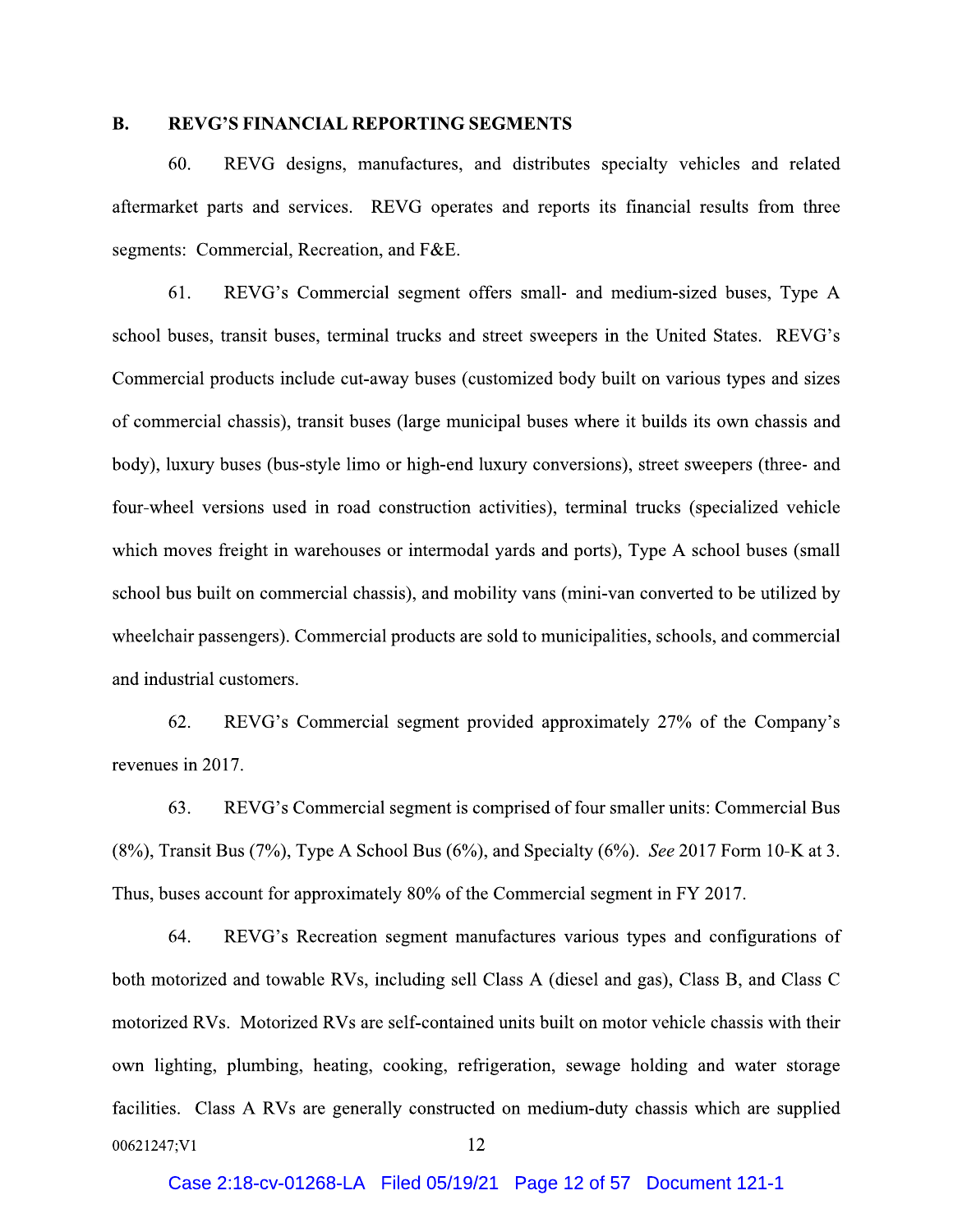## B. REVG'S FINANCIAL REPORTING SEGMENTS

60. REVG designs, manufactures, and distributes specialty vehicles and related aftermarket parts and services. REVG operates and reports its financial results from three segments: Commercial, Recreation, and F&E.

61. REVG's Commercial segment offers small- and medium-sized buses, Type A school buses, transit buses, terminal trucks and street sweepers in the United States. REVG's Commercial products include cut-away buses (customized body built on various types and sizes of commercial chassis), transit buses (large municipal buses where it builds its own chassis and body), luxury buses (bus-style limo or high-end luxury conversions), street sweepers (three- and four-wheel versions used in road construction activities), terminal trucks (specialized vehicle which moves freight in warehouses or intermodal yards and ports), Type A school buses (small school bus built on commercial chassis), and mobility vans (mini-van converted to be utilized by wheelchair passengers). Commercial products are sold to municipalities, schools, and commercial and industrial customers.

62. REVG's Commercial segment provided approximately 27% of the Company's revenues in 2017.

63. REVG's Commercial segment is comprised of four smaller units: Commercial Bus (8%), Transit Bus (7%), Type A School Bus (6%), and Specialty (6%). *See* 2017 Form 10-K at 3. Thus, buses account for approximately 80% of the Commercial segment in FY 2017.

64. REVG's Recreation segment manufactures various types and configurations of both motorized and towable RVs, including sell Class A (diesel and gas), Class B, and Class C motorized RVs. Motorized RVs are self-contained units built on motor vehicle chassis with their own lighting, plumbing, heating, cooking, refrigeration, sewage holding and water storage facilities. Class A RVs are generally constructed on medium-duty chassis which are supplied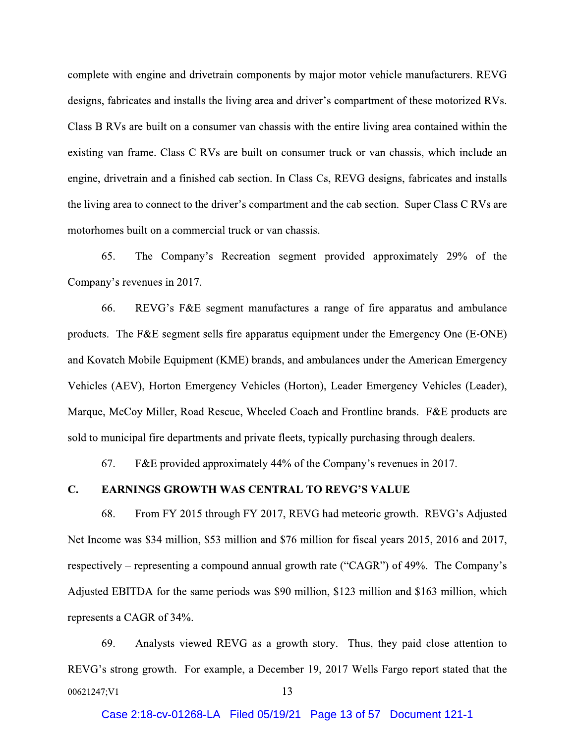complete with engine and drivetrain components by major motor vehicle manufacturers. REVG designs, fabricates and installs the living area and driver's compartment of these motorized RVs. Class B RVs are built on a consumer van chassis with the entire living area contained within the existing van frame. Class C RVs are built on consumer truck or van chassis, which include an engine, drivetrain and a finished cab section. In Class Cs, REVG designs, fabricates and installs the living area to connect to the driver's compartment and the cab section. Super Class C RVs are motorhomes built on a commercial truck or van chassis.

65. The Company's Recreation segment provided approximately 29% of the Company's revenues in 2017.

66. REVG's F&E segment manufactures a range of fire apparatus and ambulance products. The F&E segment sells fire apparatus equipment under the Emergency One (E-ONE) and Kovatch Mobile Equipment (KME) brands, and ambulances under the American Emergency Vehicles (AEV), Horton Emergency Vehicles (Horton), Leader Emergency Vehicles (Leader), Marque, McCoy Miller, Road Rescue, Wheeled Coach and Frontline brands. F&E products are sold to municipal fire departments and private fleets, typically purchasing through dealers.

67. F&E provided approximately 44% of the Company's revenues in 2017.

## C. EARNINGS GROWTH WAS CENTRAL TO REVG'S VALUE

68. From FY 2015 through FY 2017, REVG had meteoric growth. REVG's Adjusted Net Income was $34 million, $53 million and $76 million for fiscal years 2015, 2016 and 2017, respectively – representing a compound annual growth rate ("CAGR") of 49%. The Company's Adjusted EBITDA for the same periods was $90 million, $123 million and $163 million, which represents a CAGR of 34%.

69. Analysts viewed REVG as a growth story. Thus, they paid close attention to REVG's strong growth. For example, a December 19, 2017 Wells Fargo report stated that the

00621247;V1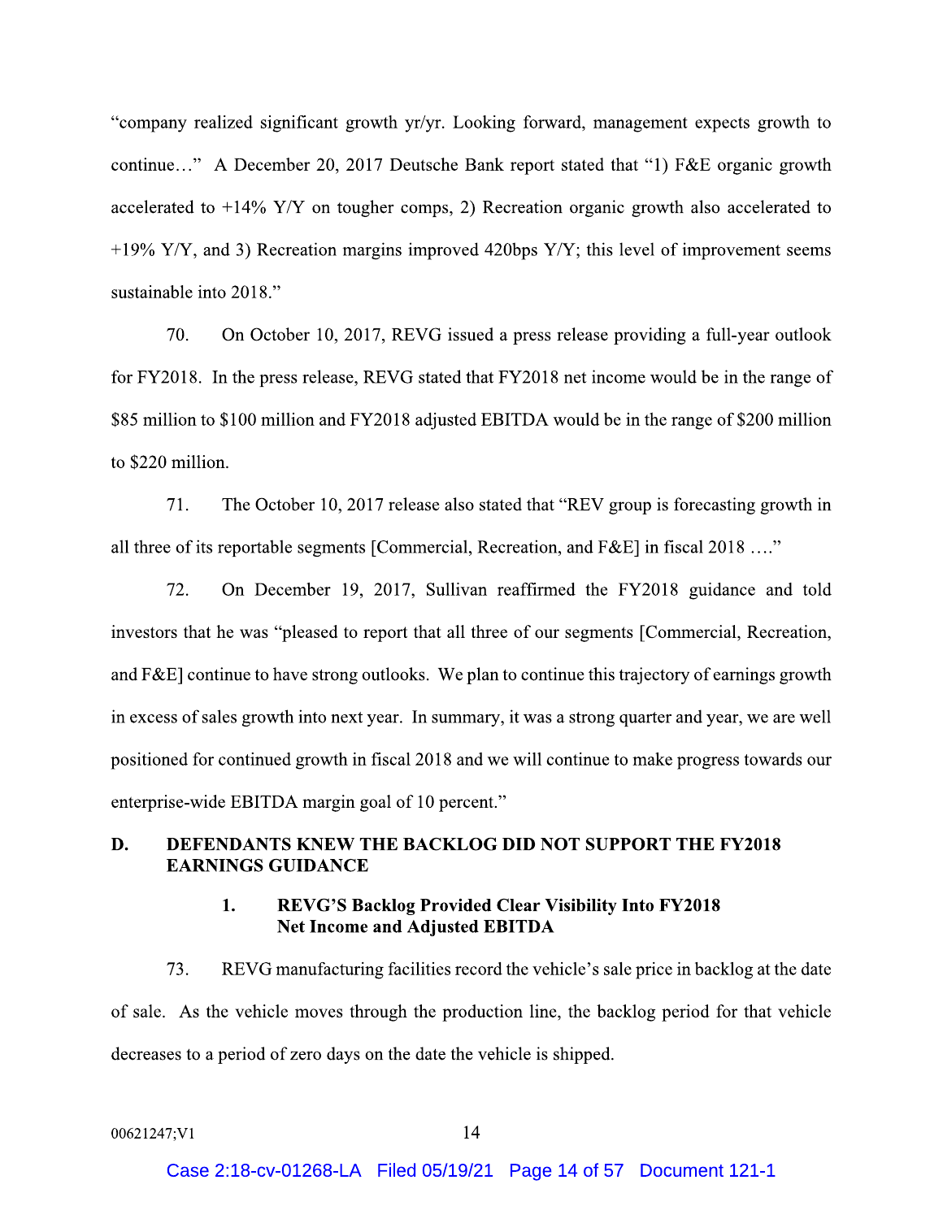"company realized significant growth yr/yr. Looking forward, management expects growth to continue…" A December 20, 2017 Deutsche Bank report stated that "1) F&E organic growth accelerated to +14% Y/Y on tougher comps, 2) Recreation organic growth also accelerated to +19% Y/Y, and 3) Recreation margins improved 420bps Y/Y; this level of improvement seems sustainable into 2018."

70. On October 10, 2017, REVG issued a press release providing a full-year outlook for FY2018. In the press release, REVG stated that FY2018 net income would be in the range of $85 million to $100 million and FY2018 adjusted EBITDA would be in the range of $200 million to $220 million.

71. The October 10, 2017 release also stated that "REV group is forecasting growth in all three of its reportable segments [Commercial, Recreation, and F&E] in fiscal 2018 …."

72. On December 19, 2017, Sullivan reaffirmed the FY2018 guidance and told investors that he was "pleased to report that all three of our segments [Commercial, Recreation, and F&E] continue to have strong outlooks. We plan to continue this trajectory of earnings growth in excess of sales growth into next year. In summary, it was a strong quarter and year, we are well positioned for continued growth in fiscal 2018 and we will continue to make progress towards our enterprise-wide EBITDA margin goal of 10 percent."

## D. DEFENDANTS KNEW THE BACKLOG DID NOT SUPPORT THE FY2018 EARNINGS GUIDANCE

### 1. REVG'S Backlog Provided Clear Visibility Into FY2018 Net Income and Adjusted EBITDA

73. REVG manufacturing facilities record the vehicle's sale price in backlog at the date of sale. As the vehicle moves through the production line, the backlog period for that vehicle decreases to a period of zero days on the date the vehicle is shipped.

00621247;V1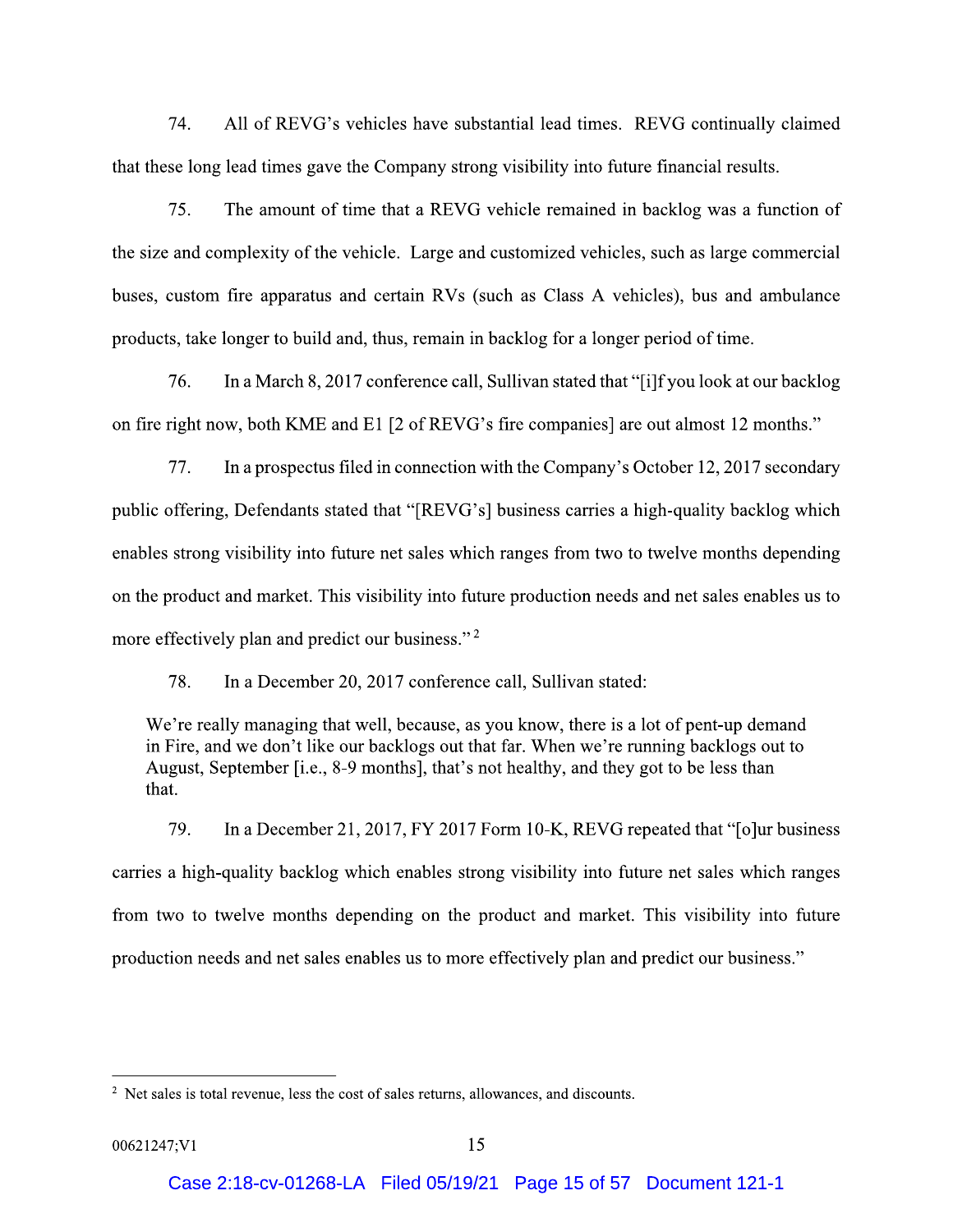74. All of REVG's vehicles have substantial lead times. REVG continually claimed that these long lead times gave the Company strong visibility into future financial results.

75. The amount of time that a REVG vehicle remained in backlog was a function of the size and complexity of the vehicle. Large and customized vehicles, such as large commercial buses, custom fire apparatus and certain RVs (such as Class A vehicles), bus and ambulance products, take longer to build and, thus, remain in backlog for a longer period of time.

76. In a March 8, 2017 conference call, Sullivan stated that "[i]f you look at our backlog on fire right now, both KME and E1 [2 of REVG's fire companies] are out almost 12 months."

77. In a prospectus filed in connection with the Company's October 12, 2017 secondary public offering, Defendants stated that "[REVG's] business carries a high-quality backlog which enables strong visibility into future net sales which ranges from two to twelve months depending on the product and market. This visibility into future production needs and net sales enables us to more effectively plan and predict our business." [2]

78. In a December 20, 2017 conference call, Sullivan stated:

> We're really managing that well, because, as you know, there is a lot of pent-up demand in Fire, and we don't like our backlogs out that far. When we're running backlogs out to August, September [i.e., 8-9 months], that's not healthy, and they got to be less than that.

79. In a December 21, 2017, FY 2017 Form 10-K, REVG repeated that "[o]ur business carries a high-quality backlog which enables strong visibility into future net sales which ranges from two to twelve months depending on the product and market. This visibility into future production needs and net sales enables us to more effectively plan and predict our business."

---

[2] Net sales is total revenue, less the cost of sales returns, allowances, and discounts.

00621247;V1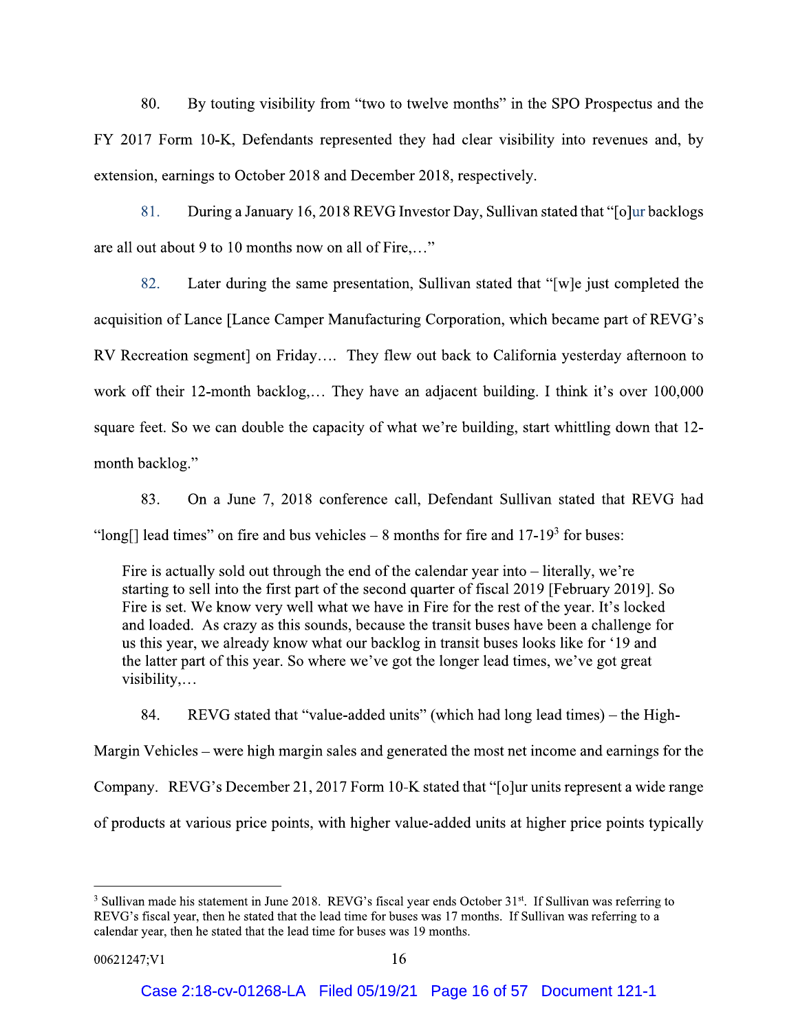80. By touting visibility from "two to twelve months" in the SPO Prospectus and the FY 2017 Form 10-K, Defendants represented they had clear visibility into revenues and, by extension, earnings to October 2018 and December 2018, respectively.

81. During a January 16, 2018 REVG Investor Day, Sullivan stated that "[o]ur backlogs are all out about 9 to 10 months now on all of Fire,…"

82. Later during the same presentation, Sullivan stated that "[w]e just completed the acquisition of Lance [Lance Camper Manufacturing Corporation, which became part of REVG's RV Recreation segment] on Friday…. They flew out back to California yesterday afternoon to work off their 12-month backlog,… They have an adjacent building. I think it's over 100,000 square feet. So we can double the capacity of what we're building, start whittling down that 12-month backlog."

83. On a June 7, 2018 conference call, Defendant Sullivan stated that REVG had "long[] lead times" on fire and bus vehicles – 8 months for fire and 17-19[3] for buses:

> Fire is actually sold out through the end of the calendar year into – literally, we're starting to sell into the first part of the second quarter of fiscal 2019 [February 2019]. So Fire is set. We know very well what we have in Fire for the rest of the year. It's locked and loaded. As crazy as this sounds, because the transit buses have been a challenge for us this year, we already know what our backlog in transit buses looks like for '19 and the latter part of this year. So where we've got the longer lead times, we've got great visibility,…

84. REVG stated that "value-added units" (which had long lead times) – the High-Margin Vehicles – were high margin sales and generated the most net income and earnings for the Company. REVG's December 21, 2017 Form 10-K stated that "[o]ur units represent a wide range of products at various price points, with higher value-added units at higher price points typically

---

[3] Sullivan made his statement in June 2018. REVG's fiscal year ends October 31st. If Sullivan was referring to REVG's fiscal year, then he stated that the lead time for buses was 17 months. If Sullivan was referring to a calendar year, then he stated that the lead time for buses was 19 months.

00621247;V1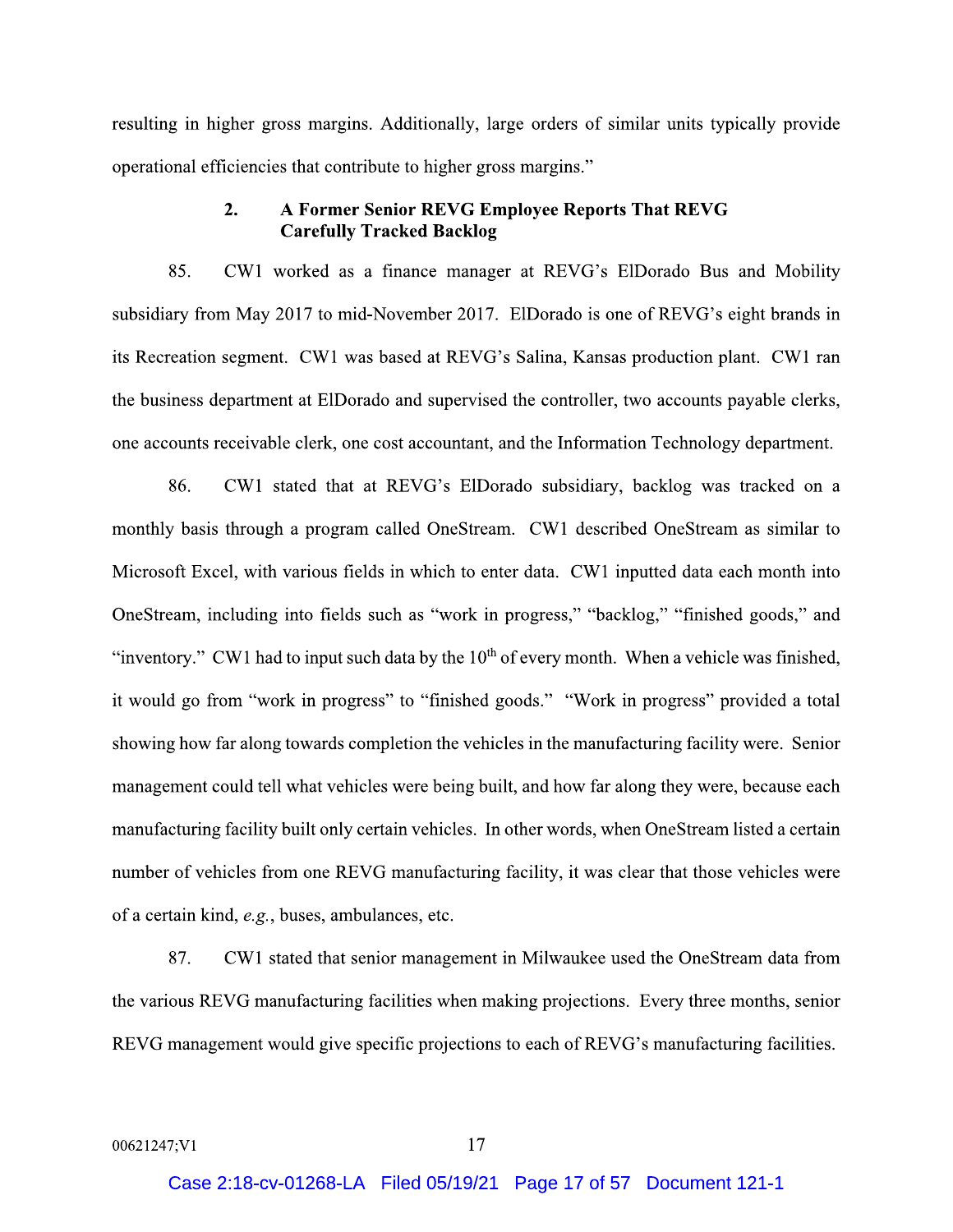resulting in higher gross margins. Additionally, large orders of similar units typically provide operational efficiencies that contribute to higher gross margins."

### 2. A Former Senior REVG Employee Reports That REVG Carefully Tracked Backlog

85. CW1 worked as a finance manager at REVG's ElDorado Bus and Mobility subsidiary from May 2017 to mid-November 2017. ElDorado is one of REVG's eight brands in its Recreation segment. CW1 was based at REVG's Salina, Kansas production plant. CW1 ran the business department at ElDorado and supervised the controller, two accounts payable clerks, one accounts receivable clerk, one cost accountant, and the Information Technology department.

86. CW1 stated that at REVG's ElDorado subsidiary, backlog was tracked on a monthly basis through a program called OneStream. CW1 described OneStream as similar to Microsoft Excel, with various fields in which to enter data. CW1 inputted data each month into OneStream, including into fields such as "work in progress," "backlog," "finished goods," and "inventory." CW1 had to input such data by the 10th of every month. When a vehicle was finished, it would go from "work in progress" to "finished goods." "Work in progress" provided a total showing how far along towards completion the vehicles in the manufacturing facility were. Senior management could tell what vehicles were being built, and how far along they were, because each manufacturing facility built only certain vehicles. In other words, when OneStream listed a certain number of vehicles from one REVG manufacturing facility, it was clear that those vehicles were of a certain kind, *e.g.*, buses, ambulances, etc.

87. CW1 stated that senior management in Milwaukee used the OneStream data from the various REVG manufacturing facilities when making projections. Every three months, senior REVG management would give specific projections to each of REVG's manufacturing facilities.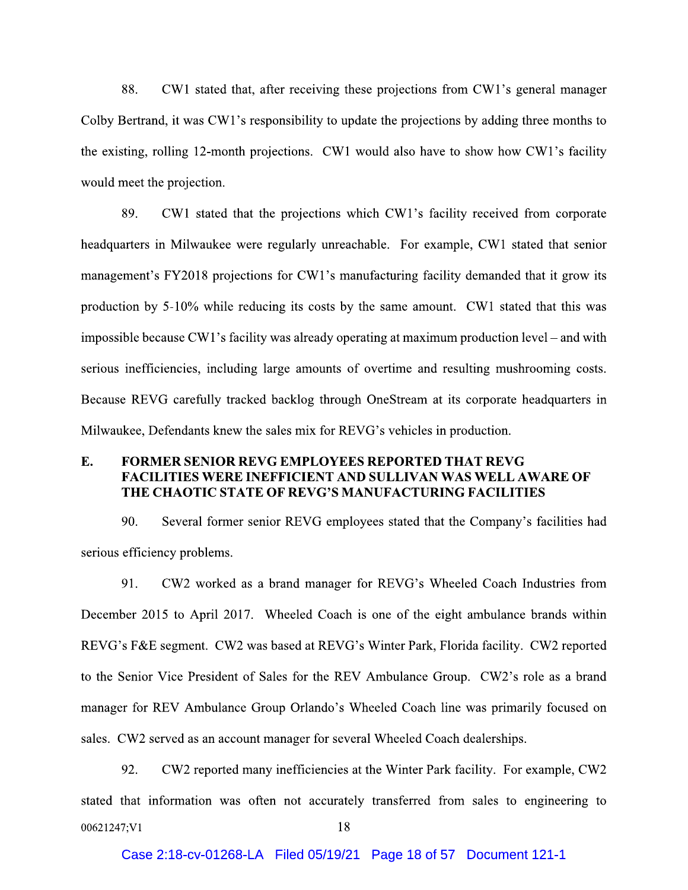88. CW1 stated that, after receiving these projections from CW1's general manager Colby Bertrand, it was CW1's responsibility to update the projections by adding three months to the existing, rolling 12-month projections. CW1 would also have to show how CW1's facility would meet the projection.

89. CW1 stated that the projections which CW1's facility received from corporate headquarters in Milwaukee were regularly unreachable. For example, CW1 stated that senior management's FY2018 projections for CW1's manufacturing facility demanded that it grow its production by 5-10% while reducing its costs by the same amount. CW1 stated that this was impossible because CW1's facility was already operating at maximum production level – and with serious inefficiencies, including large amounts of overtime and resulting mushrooming costs. Because REVG carefully tracked backlog through OneStream at its corporate headquarters in Milwaukee, Defendants knew the sales mix for REVG's vehicles in production.

### E. FORMER SENIOR REVG EMPLOYEES REPORTED THAT REVG FACILITIES WERE INEFFICIENT AND SULLIVAN WAS WELL AWARE OF THE CHAOTIC STATE OF REVG'S MANUFACTURING FACILITIES

90. Several former senior REVG employees stated that the Company's facilities had serious efficiency problems.

91. CW2 worked as a brand manager for REVG's Wheeled Coach Industries from December 2015 to April 2017. Wheeled Coach is one of the eight ambulance brands within REVG's F&E segment. CW2 was based at REVG's Winter Park, Florida facility. CW2 reported to the Senior Vice President of Sales for the REV Ambulance Group. CW2's role as a brand manager for REV Ambulance Group Orlando's Wheeled Coach line was primarily focused on sales. CW2 served as an account manager for several Wheeled Coach dealerships.

92. CW2 reported many inefficiencies at the Winter Park facility. For example, CW2 stated that information was often not accurately transferred from sales to engineering to

00621247;V1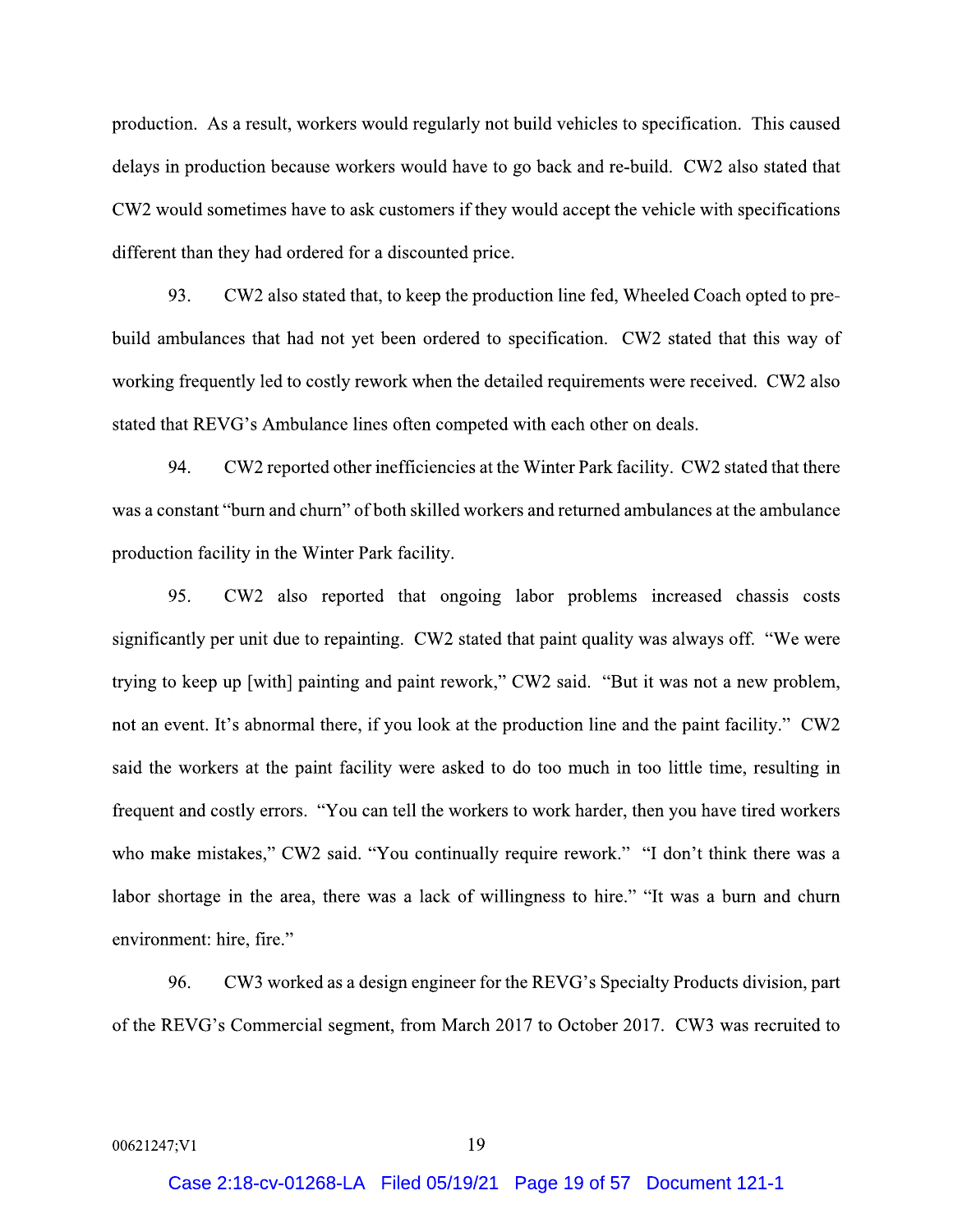production. As a result, workers would regularly not build vehicles to specification. This caused delays in production because workers would have to go back and re-build. CW2 also stated that CW2 would sometimes have to ask customers if they would accept the vehicle with specifications different than they had ordered for a discounted price.

93. CW2 also stated that, to keep the production line fed, Wheeled Coach opted to pre-build ambulances that had not yet been ordered to specification. CW2 stated that this way of working frequently led to costly rework when the detailed requirements were received. CW2 also stated that REVG's Ambulance lines often competed with each other on deals.

94. CW2 reported other inefficiencies at the Winter Park facility. CW2 stated that there was a constant "burn and churn" of both skilled workers and returned ambulances at the ambulance production facility in the Winter Park facility.

95. CW2 also reported that ongoing labor problems increased chassis costs significantly per unit due to repainting. CW2 stated that paint quality was always off. "We were trying to keep up [with] painting and paint rework," CW2 said. "But it was not a new problem, not an event. It's abnormal there, if you look at the production line and the paint facility." CW2 said the workers at the paint facility were asked to do too much in too little time, resulting in frequent and costly errors. "You can tell the workers to work harder, then you have tired workers who make mistakes," CW2 said. "You continually require rework." "I don't think there was a labor shortage in the area, there was a lack of willingness to hire." "It was a burn and churn environment: hire, fire."

96. CW3 worked as a design engineer for the REVG's Specialty Products division, part of the REVG's Commercial segment, from March 2017 to October 2017. CW3 was recruited to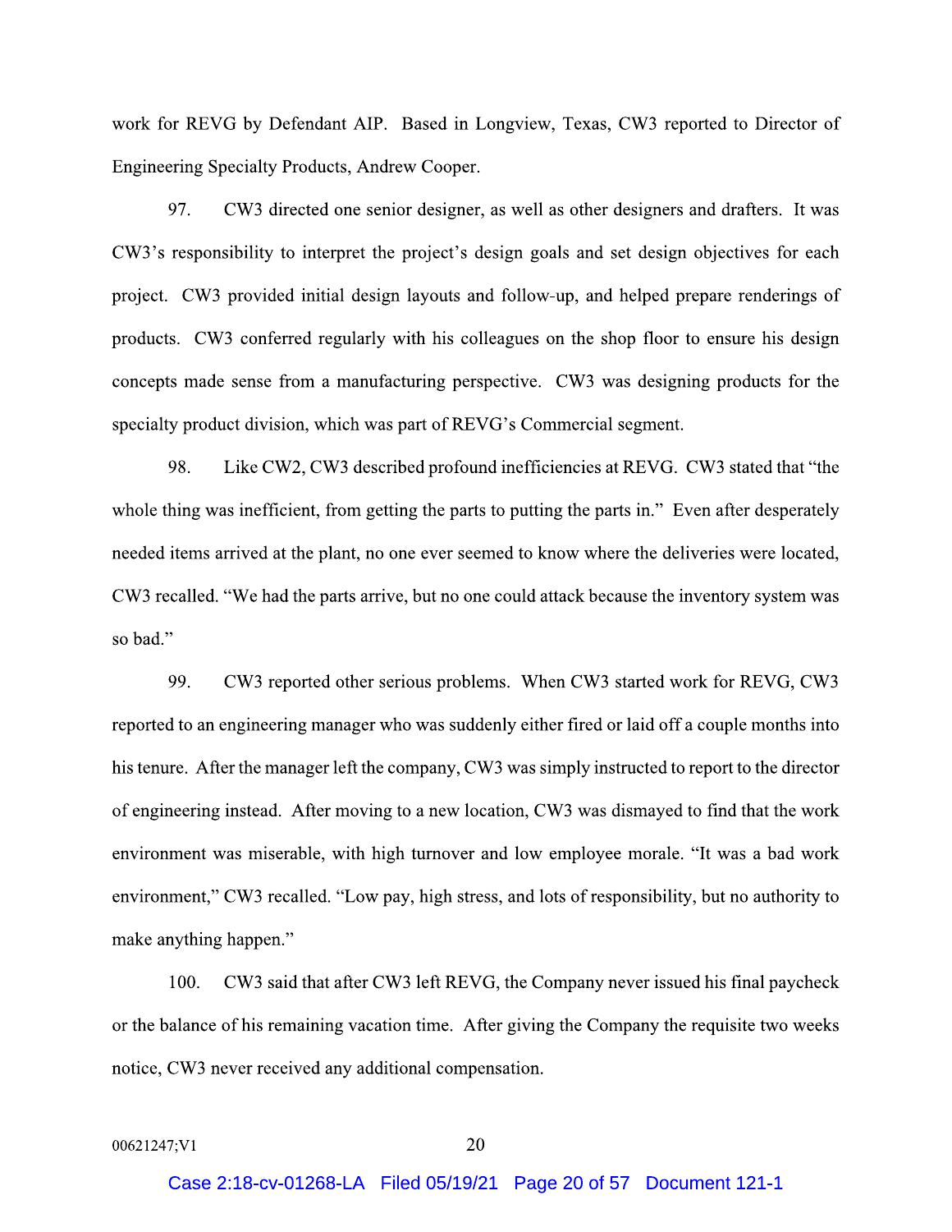work for REVG by Defendant AIP. Based in Longview, Texas, CW3 reported to Director of Engineering Specialty Products, Andrew Cooper.

97. CW3 directed one senior designer, as well as other designers and drafters. It was CW3's responsibility to interpret the project's design goals and set design objectives for each project. CW3 provided initial design layouts and follow-up, and helped prepare renderings of products. CW3 conferred regularly with his colleagues on the shop floor to ensure his design concepts made sense from a manufacturing perspective. CW3 was designing products for the specialty product division, which was part of REVG's Commercial segment.

98. Like CW2, CW3 described profound inefficiencies at REVG. CW3 stated that "the whole thing was inefficient, from getting the parts to putting the parts in." Even after desperately needed items arrived at the plant, no one ever seemed to know where the deliveries were located, CW3 recalled. "We had the parts arrive, but no one could attack because the inventory system was so bad."

99. CW3 reported other serious problems. When CW3 started work for REVG, CW3 reported to an engineering manager who was suddenly either fired or laid off a couple months into his tenure. After the manager left the company, CW3 was simply instructed to report to the director of engineering instead. After moving to a new location, CW3 was dismayed to find that the work environment was miserable, with high turnover and low employee morale. "It was a bad work environment," CW3 recalled. "Low pay, high stress, and lots of responsibility, but no authority to make anything happen."

100. CW3 said that after CW3 left REVG, the Company never issued his final paycheck or the balance of his remaining vacation time. After giving the Company the requisite two weeks notice, CW3 never received any additional compensation.

00621247;V1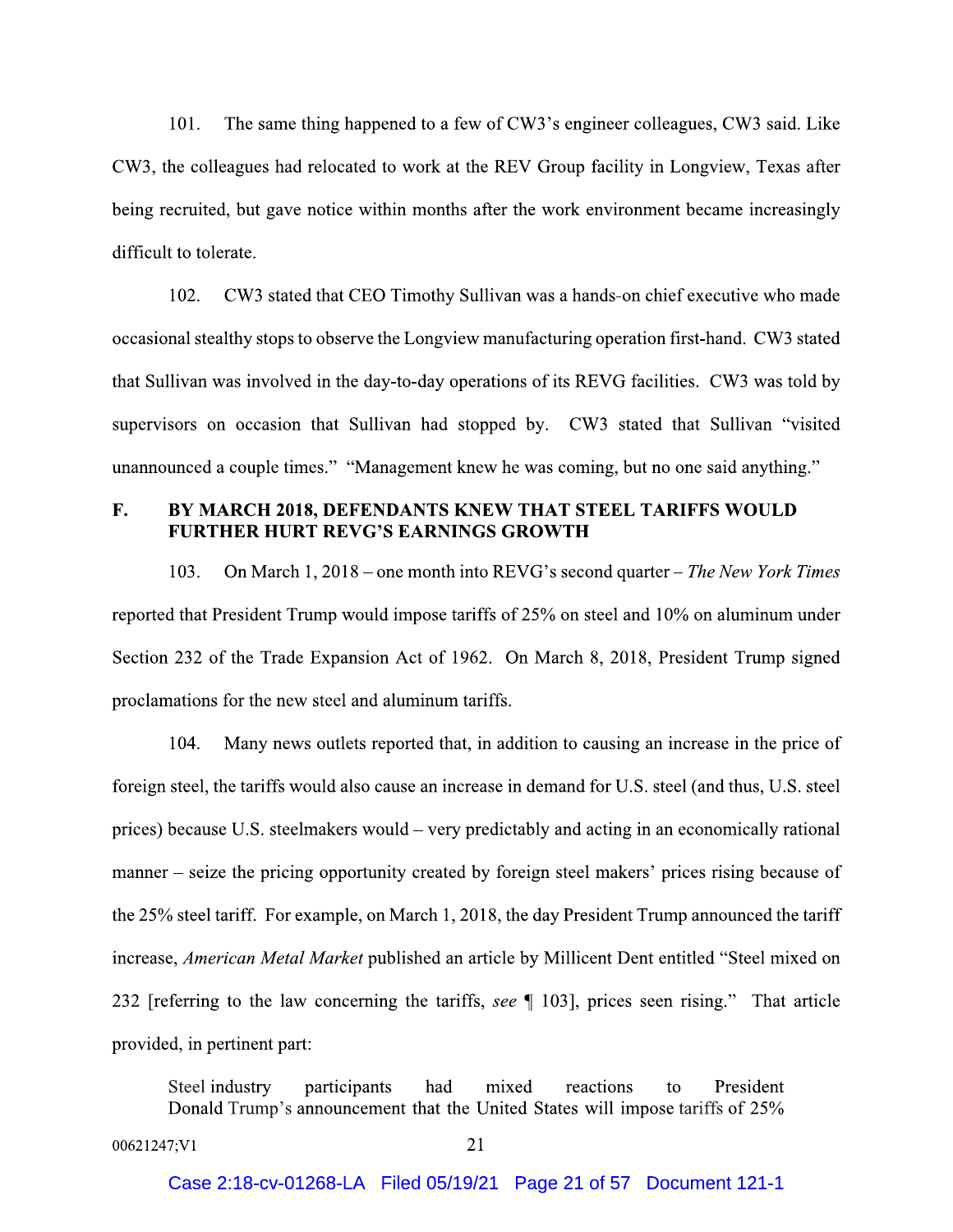101. The same thing happened to a few of CW3's engineer colleagues, CW3 said. Like CW3, the colleagues had relocated to work at the REV Group facility in Longview, Texas after being recruited, but gave notice within months after the work environment became increasingly difficult to tolerate.

102. CW3 stated that CEO Timothy Sullivan was a hands-on chief executive who made occasional stealthy stops to observe the Longview manufacturing operation first-hand. CW3 stated that Sullivan was involved in the day-to-day operations of its REVG facilities. CW3 was told by supervisors on occasion that Sullivan had stopped by. CW3 stated that Sullivan "visited unannounced a couple times." "Management knew he was coming, but no one said anything."

## F. BY MARCH 2018, DEFENDANTS KNEW THAT STEEL TARIFFS WOULD FURTHER HURT REVG'S EARNINGS GROWTH

103. On March 1, 2018 – one month into REVG's second quarter – *The New York Times* reported that President Trump would impose tariffs of 25% on steel and 10% on aluminum under Section 232 of the Trade Expansion Act of 1962. On March 8, 2018, President Trump signed proclamations for the new steel and aluminum tariffs.

104. Many news outlets reported that, in addition to causing an increase in the price of foreign steel, the tariffs would also cause an increase in demand for U.S. steel (and thus, U.S. steel prices) because U.S. steelmakers would – very predictably and acting in an economically rational manner – seize the pricing opportunity created by foreign steel makers' prices rising because of the 25% steel tariff. For example, on March 1, 2018, the day President Trump announced the tariff increase, *American Metal Market* published an article by Millicent Dent entitled "Steel mixed on 232 [referring to the law concerning the tariffs, *see* ¶ 103], prices seen rising." That article provided, in pertinent part:

> Steel industry participants had mixed reactions to President Donald Trump's announcement that the United States will impose tariffs of 25%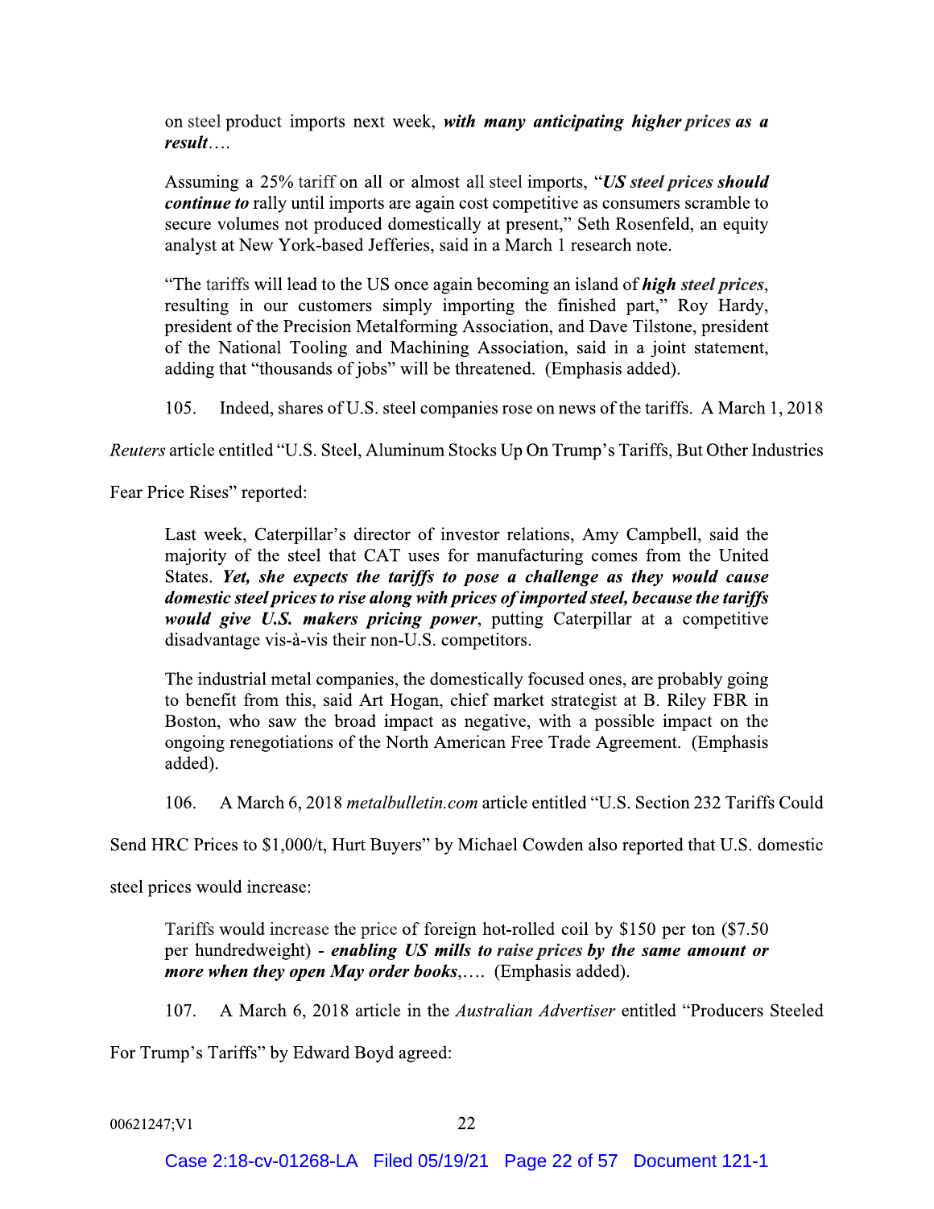on steel product imports next week, ***with many anticipating higher prices as a result***….

> Assuming a 25% tariff on all or almost all steel imports, "***US steel prices should continue to*** rally until imports are again cost competitive as consumers scramble to secure volumes not produced domestically at present," Seth Rosenfeld, an equity analyst at New York-based Jefferies, said in a March 1 research note.
>
> "The tariffs will lead to the US once again becoming an island of ***high steel prices***, resulting in our customers simply importing the finished part," Roy Hardy, president of the Precision Metalforming Association, and Dave Tilstone, president of the National Tooling and Machining Association, said in a joint statement, adding that "thousands of jobs" will be threatened. (Emphasis added).

105. Indeed, shares of U.S. steel companies rose on news of the tariffs. A March 1, 2018 *Reuters* article entitled "U.S. Steel, Aluminum Stocks Up On Trump's Tariffs, But Other Industries Fear Price Rises" reported:

> Last week, Caterpillar's director of investor relations, Amy Campbell, said the majority of the steel that CAT uses for manufacturing comes from the United States. ***Yet, she expects the tariffs to pose a challenge as they would cause domestic steel prices to rise along with prices of imported steel, because the tariffs would give U.S. makers pricing power***, putting Caterpillar at a competitive disadvantage vis-à-vis their non-U.S. competitors.
>
> The industrial metal companies, the domestically focused ones, are probably going to benefit from this, said Art Hogan, chief market strategist at B. Riley FBR in Boston, who saw the broad impact as negative, with a possible impact on the ongoing renegotiations of the North American Free Trade Agreement. (Emphasis added).

106. A March 6, 2018 *metalbulletin.com* article entitled "U.S. Section 232 Tariffs Could Send HRC Prices to $1,000/t, Hurt Buyers" by Michael Cowden also reported that U.S. domestic steel prices would increase:

> Tariffs would increase the price of foreign hot-rolled coil by $150 per ton ($7.50 per hundredweight) - ***enabling US mills to raise prices by the same amount or more when they open May order books***,…. (Emphasis added).

107. A March 6, 2018 article in the *Australian Advertiser* entitled "Producers Steeled For Trump's Tariffs" by Edward Boyd agreed: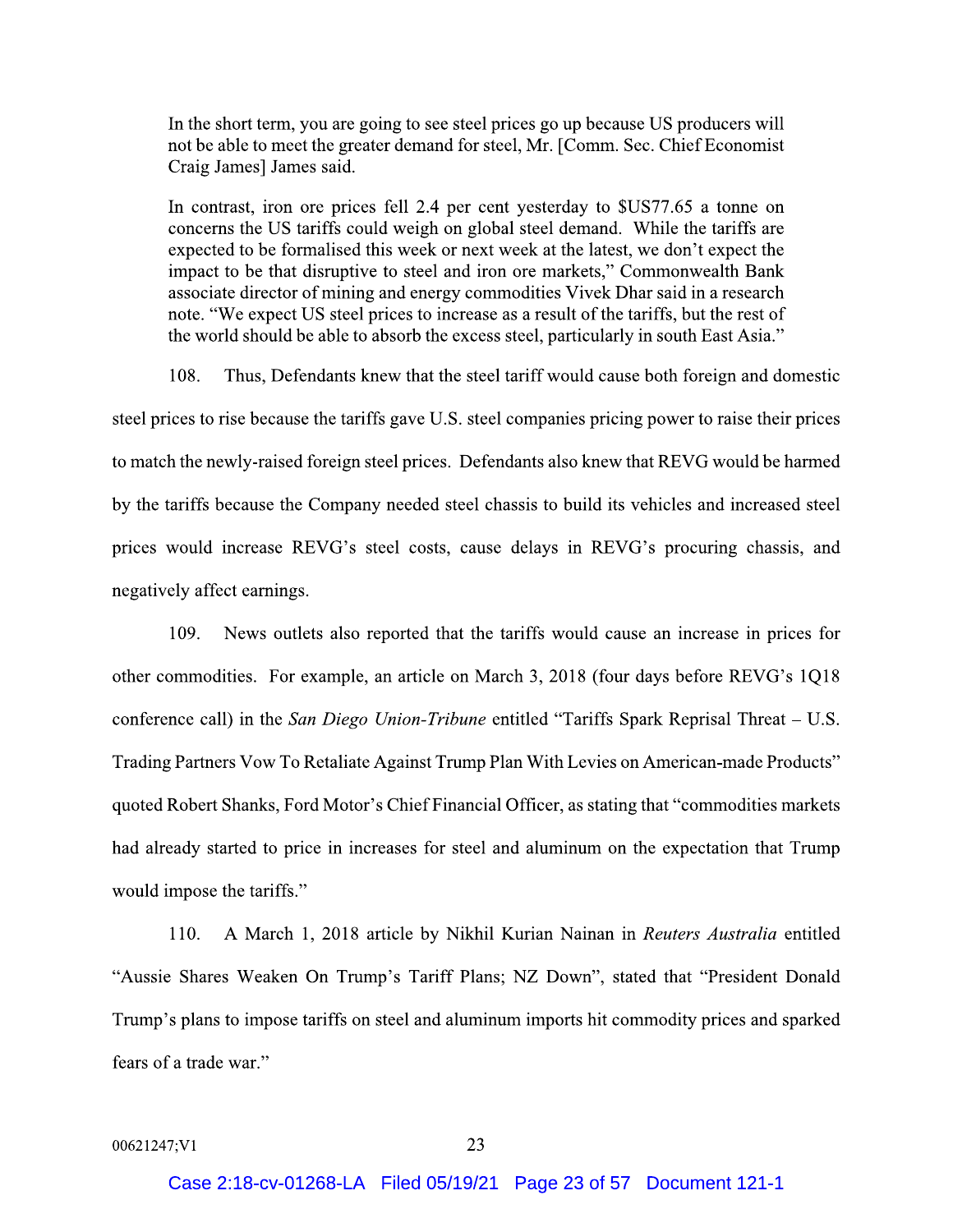> In the short term, you are going to see steel prices go up because US producers will not be able to meet the greater demand for steel, Mr. [Comm. Sec. Chief Economist Craig James] James said.
>
> In contrast, iron ore prices fell 2.4 per cent yesterday to $US77.65 a tonne on concerns the US tariffs could weigh on global steel demand. While the tariffs are expected to be formalised this week or next week at the latest, we don't expect the impact to be that disruptive to steel and iron ore markets," Commonwealth Bank associate director of mining and energy commodities Vivek Dhar said in a research note. "We expect US steel prices to increase as a result of the tariffs, but the rest of the world should be able to absorb the excess steel, particularly in south East Asia."

108. Thus, Defendants knew that the steel tariff would cause both foreign and domestic steel prices to rise because the tariffs gave U.S. steel companies pricing power to raise their prices to match the newly-raised foreign steel prices. Defendants also knew that REVG would be harmed by the tariffs because the Company needed steel chassis to build its vehicles and increased steel prices would increase REVG's steel costs, cause delays in REVG's procuring chassis, and negatively affect earnings.

109. News outlets also reported that the tariffs would cause an increase in prices for other commodities. For example, an article on March 3, 2018 (four days before REVG's 1Q18 conference call) in the *San Diego Union-Tribune* entitled "Tariffs Spark Reprisal Threat – U.S. Trading Partners Vow To Retaliate Against Trump Plan With Levies on American-made Products" quoted Robert Shanks, Ford Motor's Chief Financial Officer, as stating that "commodities markets had already started to price in increases for steel and aluminum on the expectation that Trump would impose the tariffs."

110. A March 1, 2018 article by Nikhil Kurian Nainan in *Reuters Australia* entitled "Aussie Shares Weaken On Trump's Tariff Plans; NZ Down", stated that "President Donald Trump's plans to impose tariffs on steel and aluminum imports hit commodity prices and sparked fears of a trade war."

00621247;V1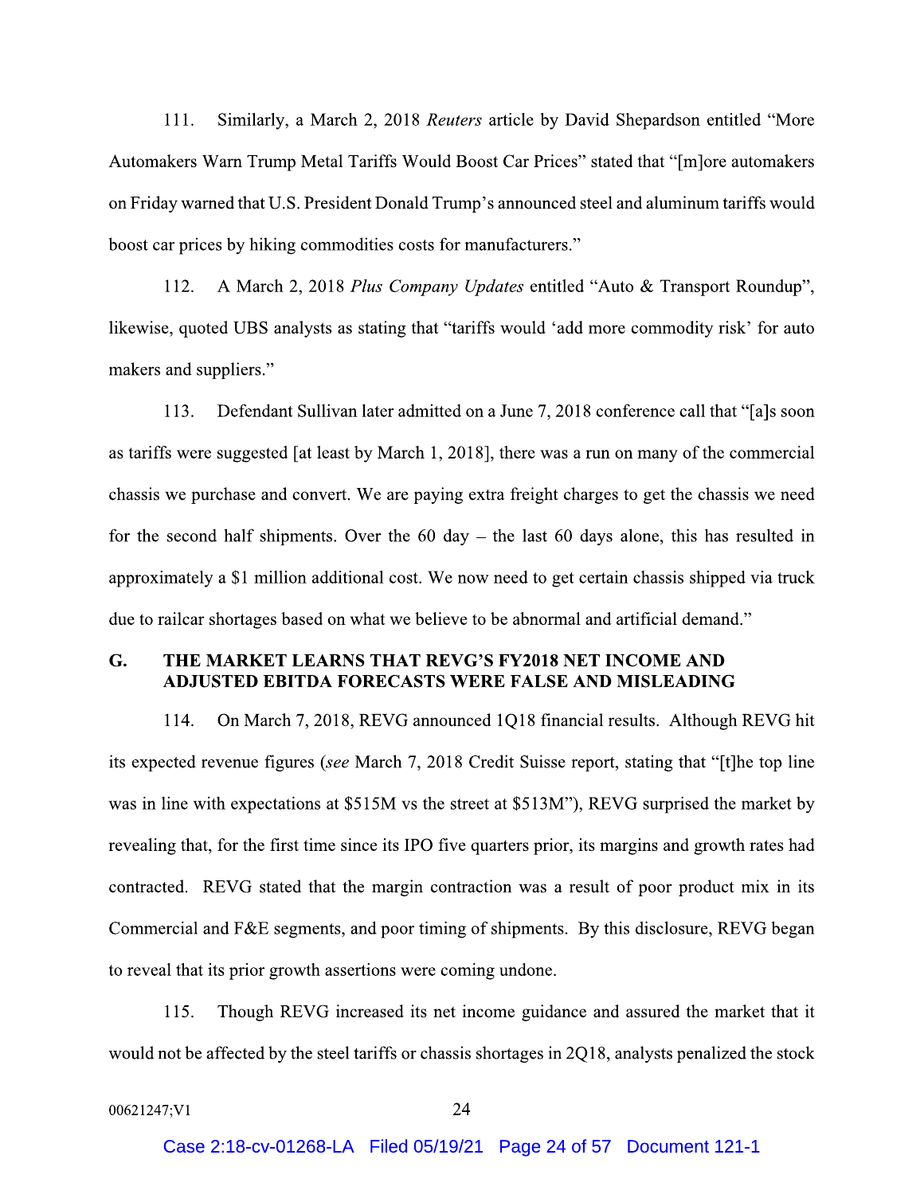111. Similarly, a March 2, 2018 *Reuters* article by David Shepardson entitled "More Automakers Warn Trump Metal Tariffs Would Boost Car Prices" stated that "[m]ore automakers on Friday warned that U.S. President Donald Trump's announced steel and aluminum tariffs would boost car prices by hiking commodities costs for manufacturers."

112. A March 2, 2018 *Plus Company Updates* entitled "Auto & Transport Roundup", likewise, quoted UBS analysts as stating that "tariffs would 'add more commodity risk' for auto makers and suppliers."

113. Defendant Sullivan later admitted on a June 7, 2018 conference call that "[a]s soon as tariffs were suggested [at least by March 1, 2018], there was a run on many of the commercial chassis we purchase and convert. We are paying extra freight charges to get the chassis we need for the second half shipments. Over the 60 day – the last 60 days alone, this has resulted in approximately a $1 million additional cost. We now need to get certain chassis shipped via truck due to railcar shortages based on what we believe to be abnormal and artificial demand."

## G. THE MARKET LEARNS THAT REVG'S FY2018 NET INCOME AND ADJUSTED EBITDA FORECASTS WERE FALSE AND MISLEADING

114. On March 7, 2018, REVG announced 1Q18 financial results. Although REVG hit its expected revenue figures (*see* March 7, 2018 Credit Suisse report, stating that "[t]he top line was in line with expectations at $515M vs the street at $513M"), REVG surprised the market by revealing that, for the first time since its IPO five quarters prior, its margins and growth rates had contracted. REVG stated that the margin contraction was a result of poor product mix in its Commercial and F&E segments, and poor timing of shipments. By this disclosure, REVG began to reveal that its prior growth assertions were coming undone.

115. Though REVG increased its net income guidance and assured the market that it would not be affected by the steel tariffs or chassis shortages in 2Q18, analysts penalized the stock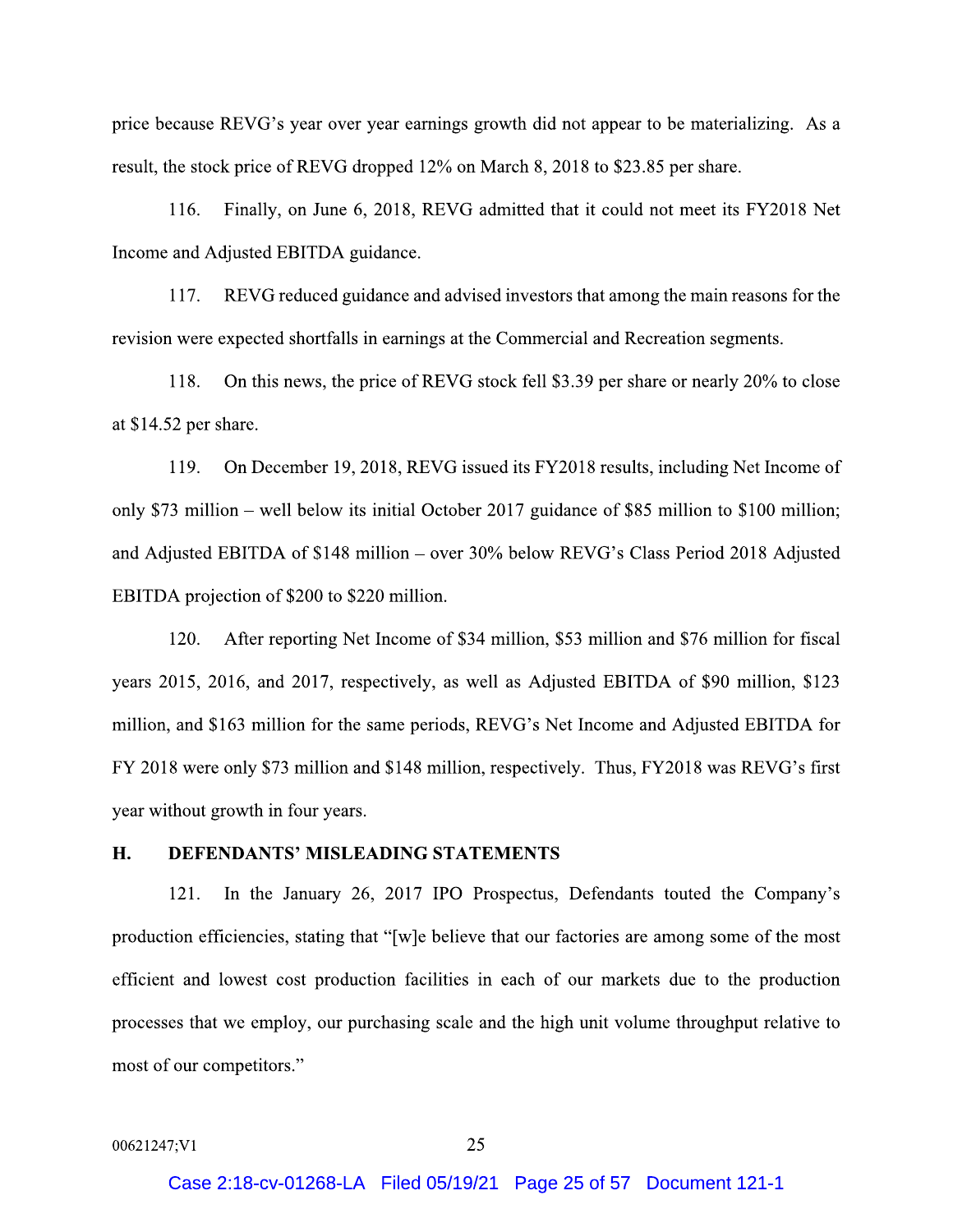price because REVG's year over year earnings growth did not appear to be materializing. As a result, the stock price of REVG dropped 12% on March 8, 2018 to $23.85 per share.

116. Finally, on June 6, 2018, REVG admitted that it could not meet its FY2018 Net Income and Adjusted EBITDA guidance.

117. REVG reduced guidance and advised investors that among the main reasons for the revision were expected shortfalls in earnings at the Commercial and Recreation segments.

118. On this news, the price of REVG stock fell $3.39 per share or nearly 20% to close at $14.52 per share.

119. On December 19, 2018, REVG issued its FY2018 results, including Net Income of only $73 million – well below its initial October 2017 guidance of $85 million to $100 million; and Adjusted EBITDA of $148 million – over 30% below REVG's Class Period 2018 Adjusted EBITDA projection of $200 to $220 million.

120. After reporting Net Income of $34 million, $53 million and $76 million for fiscal years 2015, 2016, and 2017, respectively, as well as Adjusted EBITDA of $90 million, $123 million, and $163 million for the same periods, REVG's Net Income and Adjusted EBITDA for FY 2018 were only $73 million and $148 million, respectively. Thus, FY2018 was REVG's first year without growth in four years.

## H. DEFENDANTS' MISLEADING STATEMENTS

121. In the January 26, 2017 IPO Prospectus, Defendants touted the Company's production efficiencies, stating that "[w]e believe that our factories are among some of the most efficient and lowest cost production facilities in each of our markets due to the production processes that we employ, our purchasing scale and the high unit volume throughput relative to most of our competitors."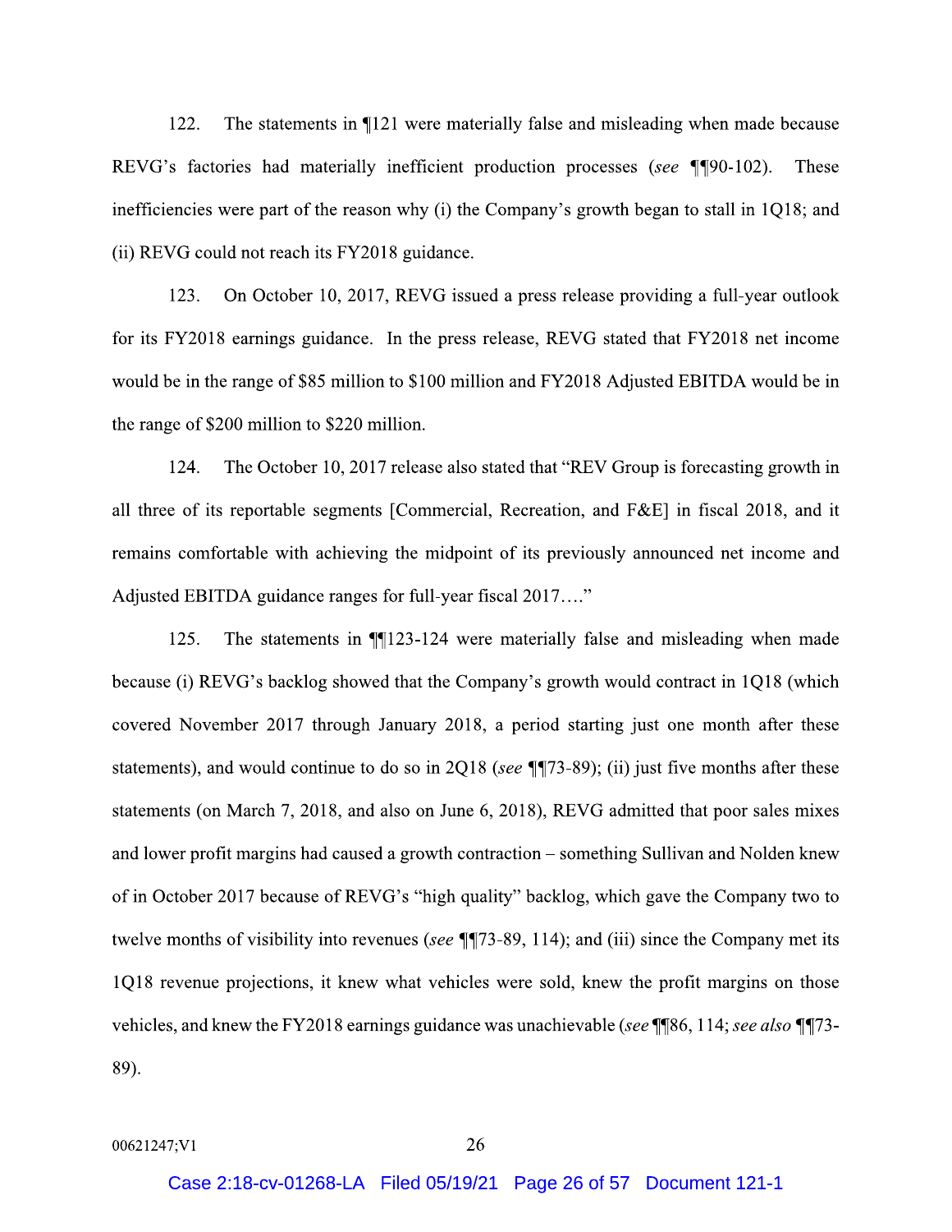122. The statements in ¶121 were materially false and misleading when made because REVG's factories had materially inefficient production processes (*see* ¶¶90-102). These inefficiencies were part of the reason why (i) the Company's growth began to stall in 1Q18; and (ii) REVG could not reach its FY2018 guidance.

123. On October 10, 2017, REVG issued a press release providing a full-year outlook for its FY2018 earnings guidance. In the press release, REVG stated that FY2018 net income would be in the range of $85 million to $100 million and FY2018 Adjusted EBITDA would be in the range of $200 million to $220 million.

124. The October 10, 2017 release also stated that "REV Group is forecasting growth in all three of its reportable segments [Commercial, Recreation, and F&E] in fiscal 2018, and it remains comfortable with achieving the midpoint of its previously announced net income and Adjusted EBITDA guidance ranges for full-year fiscal 2017…."

125. The statements in ¶¶123-124 were materially false and misleading when made because (i) REVG's backlog showed that the Company's growth would contract in 1Q18 (which covered November 2017 through January 2018, a period starting just one month after these statements), and would continue to do so in 2Q18 (*see* ¶¶73-89); (ii) just five months after these statements (on March 7, 2018, and also on June 6, 2018), REVG admitted that poor sales mixes and lower profit margins had caused a growth contraction – something Sullivan and Nolden knew of in October 2017 because of REVG's "high quality" backlog, which gave the Company two to twelve months of visibility into revenues (*see* ¶¶73-89, 114); and (iii) since the Company met its 1Q18 revenue projections, it knew what vehicles were sold, knew the profit margins on those vehicles, and knew the FY2018 earnings guidance was unachievable (*see* ¶¶86, 114; *see also* ¶¶73-89).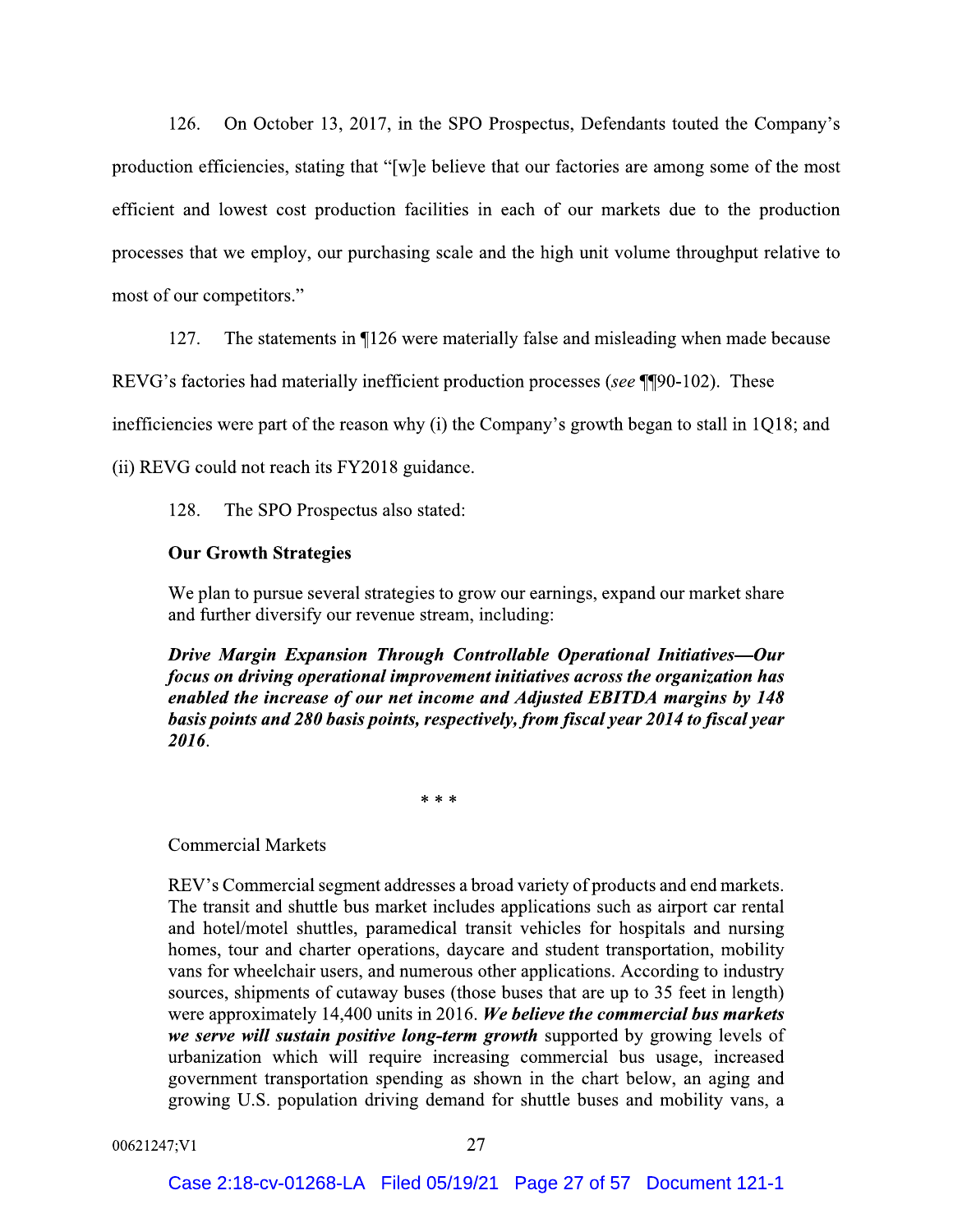126. On October 13, 2017, in the SPO Prospectus, Defendants touted the Company's production efficiencies, stating that "[w]e believe that our factories are among some of the most efficient and lowest cost production facilities in each of our markets due to the production processes that we employ, our purchasing scale and the high unit volume throughput relative to most of our competitors."

127. The statements in ¶126 were materially false and misleading when made because REVG's factories had materially inefficient production processes (*see* ¶¶90-102). These inefficiencies were part of the reason why (i) the Company's growth began to stall in 1Q18; and (ii) REVG could not reach its FY2018 guidance.

128. The SPO Prospectus also stated:

> **Our Growth Strategies**
>
> We plan to pursue several strategies to grow our earnings, expand our market share and further diversify our revenue stream, including:
>
> ***Drive Margin Expansion Through Controllable Operational Initiatives—Our focus on driving operational improvement initiatives across the organization has enabled the increase of our net income and Adjusted EBITDA margins by 148 basis points and 280 basis points, respectively, from fiscal year 2014 to fiscal year 2016.***
>
> \* \* \*
>
> Commercial Markets
>
> REV's Commercial segment addresses a broad variety of products and end markets. The transit and shuttle bus market includes applications such as airport car rental and hotel/motel shuttles, paramedical transit vehicles for hospitals and nursing homes, tour and charter operations, daycare and student transportation, mobility vans for wheelchair users, and numerous other applications. According to industry sources, shipments of cutaway buses (those buses that are up to 35 feet in length) were approximately 14,400 units in 2016. ***We believe the commercial bus markets we serve will sustain positive long-term growth*** supported by growing levels of urbanization which will require increasing commercial bus usage, increased government transportation spending as shown in the chart below, an aging and growing U.S. population driving demand for shuttle buses and mobility vans, a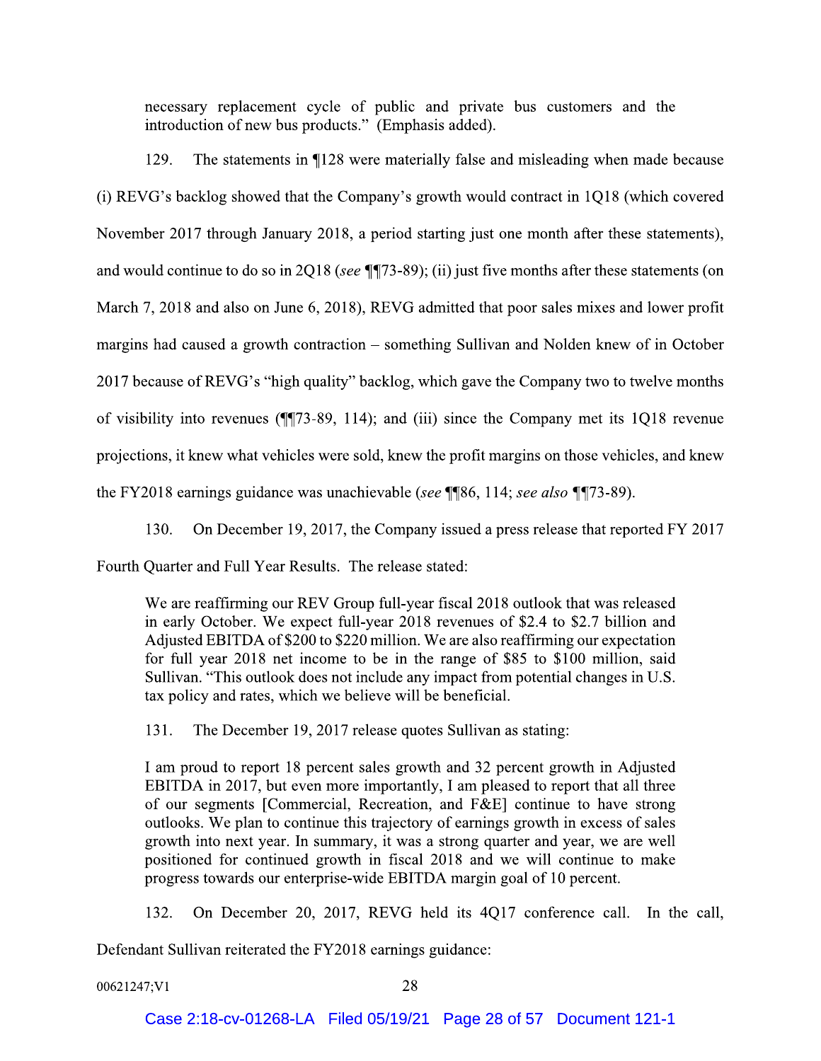necessary replacement cycle of public and private bus customers and the introduction of new bus products." (Emphasis added).

129. The statements in ¶128 were materially false and misleading when made because (i) REVG's backlog showed that the Company's growth would contract in 1Q18 (which covered November 2017 through January 2018, a period starting just one month after these statements), and would continue to do so in 2Q18 (*see* ¶¶73-89); (ii) just five months after these statements (on March 7, 2018 and also on June 6, 2018), REVG admitted that poor sales mixes and lower profit margins had caused a growth contraction – something Sullivan and Nolden knew of in October 2017 because of REVG's "high quality" backlog, which gave the Company two to twelve months of visibility into revenues (¶¶73-89, 114); and (iii) since the Company met its 1Q18 revenue projections, it knew what vehicles were sold, knew the profit margins on those vehicles, and knew the FY2018 earnings guidance was unachievable (*see* ¶¶86, 114; *see also* ¶¶73-89).

130. On December 19, 2017, the Company issued a press release that reported FY 2017 Fourth Quarter and Full Year Results. The release stated:

> We are reaffirming our REV Group full-year fiscal 2018 outlook that was released in early October. We expect full-year 2018 revenues of $2.4 to $2.7 billion and Adjusted EBITDA of $200 to $220 million. We are also reaffirming our expectation for full year 2018 net income to be in the range of $85 to $100 million, said Sullivan. "This outlook does not include any impact from potential changes in U.S. tax policy and rates, which we believe will be beneficial.

131. The December 19, 2017 release quotes Sullivan as stating:

> I am proud to report 18 percent sales growth and 32 percent growth in Adjusted EBITDA in 2017, but even more importantly, I am pleased to report that all three of our segments [Commercial, Recreation, and F&E] continue to have strong outlooks. We plan to continue this trajectory of earnings growth in excess of sales growth into next year. In summary, it was a strong quarter and year, we are well positioned for continued growth in fiscal 2018 and we will continue to make progress towards our enterprise-wide EBITDA margin goal of 10 percent.

132. On December 20, 2017, REVG held its 4Q17 conference call. In the call, Defendant Sullivan reiterated the FY2018 earnings guidance: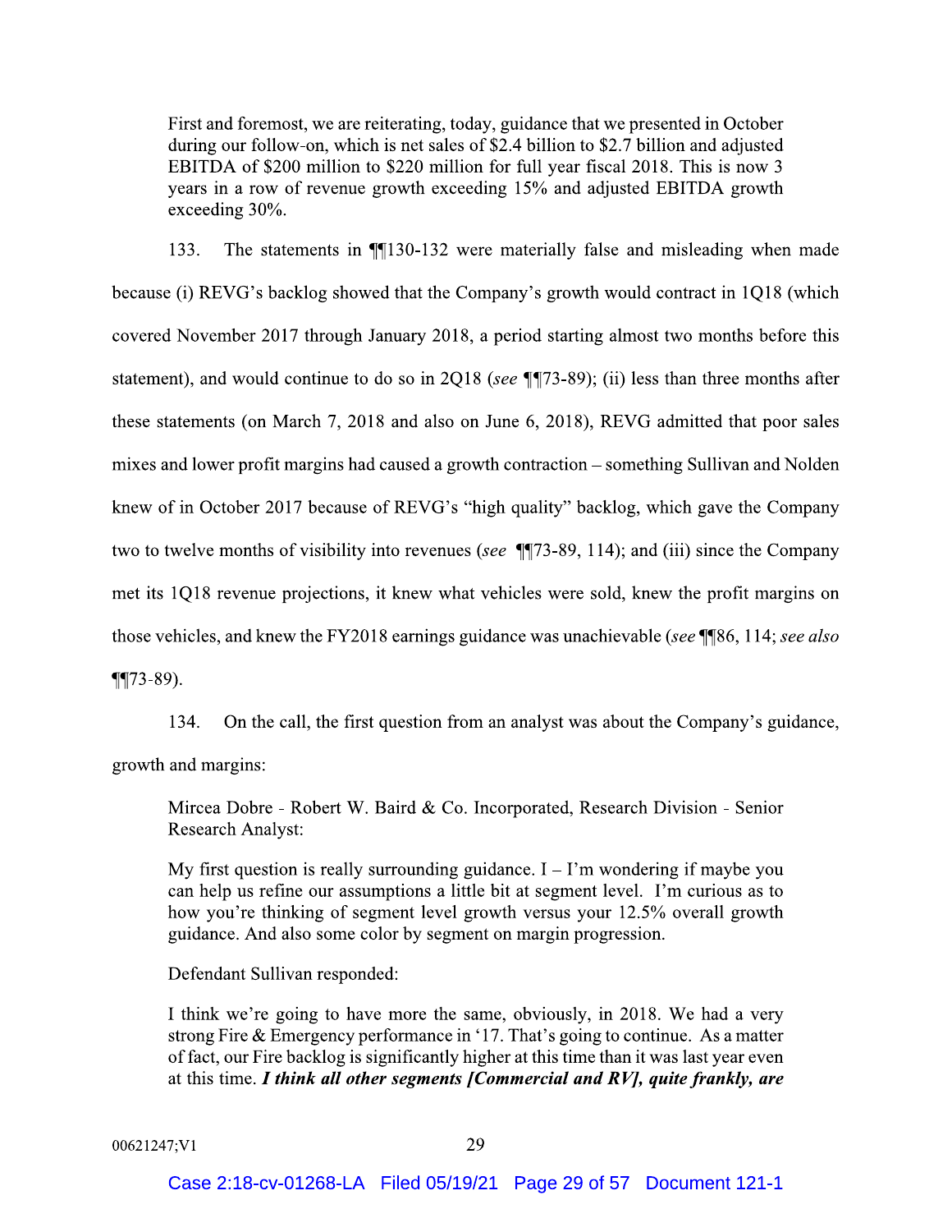> First and foremost, we are reiterating, today, guidance that we presented in October during our follow-on, which is net sales of $2.4 billion to $2.7 billion and adjusted EBITDA of $200 million to $220 million for full year fiscal 2018. This is now 3 years in a row of revenue growth exceeding 15% and adjusted EBITDA growth exceeding 30%.

133. The statements in ¶¶130-132 were materially false and misleading when made because (i) REVG's backlog showed that the Company's growth would contract in 1Q18 (which covered November 2017 through January 2018, a period starting almost two months before this statement), and would continue to do so in 2Q18 (*see* ¶¶73-89); (ii) less than three months after these statements (on March 7, 2018 and also on June 6, 2018), REVG admitted that poor sales mixes and lower profit margins had caused a growth contraction – something Sullivan and Nolden knew of in October 2017 because of REVG's "high quality" backlog, which gave the Company two to twelve months of visibility into revenues (*see* ¶¶73-89, 114); and (iii) since the Company met its 1Q18 revenue projections, it knew what vehicles were sold, knew the profit margins on those vehicles, and knew the FY2018 earnings guidance was unachievable (*see* ¶¶86, 114; *see also* ¶¶73-89).

134. On the call, the first question from an analyst was about the Company's guidance, growth and margins:

> Mircea Dobre - Robert W. Baird & Co. Incorporated, Research Division - Senior Research Analyst:
>
> My first question is really surrounding guidance. I – I'm wondering if maybe you can help us refine our assumptions a little bit at segment level. I'm curious as to how you're thinking of segment level growth versus your 12.5% overall growth guidance. And also some color by segment on margin progression.
>
> Defendant Sullivan responded:
>
> I think we're going to have more the same, obviously, in 2018. We had a very strong Fire & Emergency performance in '17. That's going to continue. As a matter of fact, our Fire backlog is significantly higher at this time than it was last year even at this time. ***I think all other segments [Commercial and RV], quite frankly, are***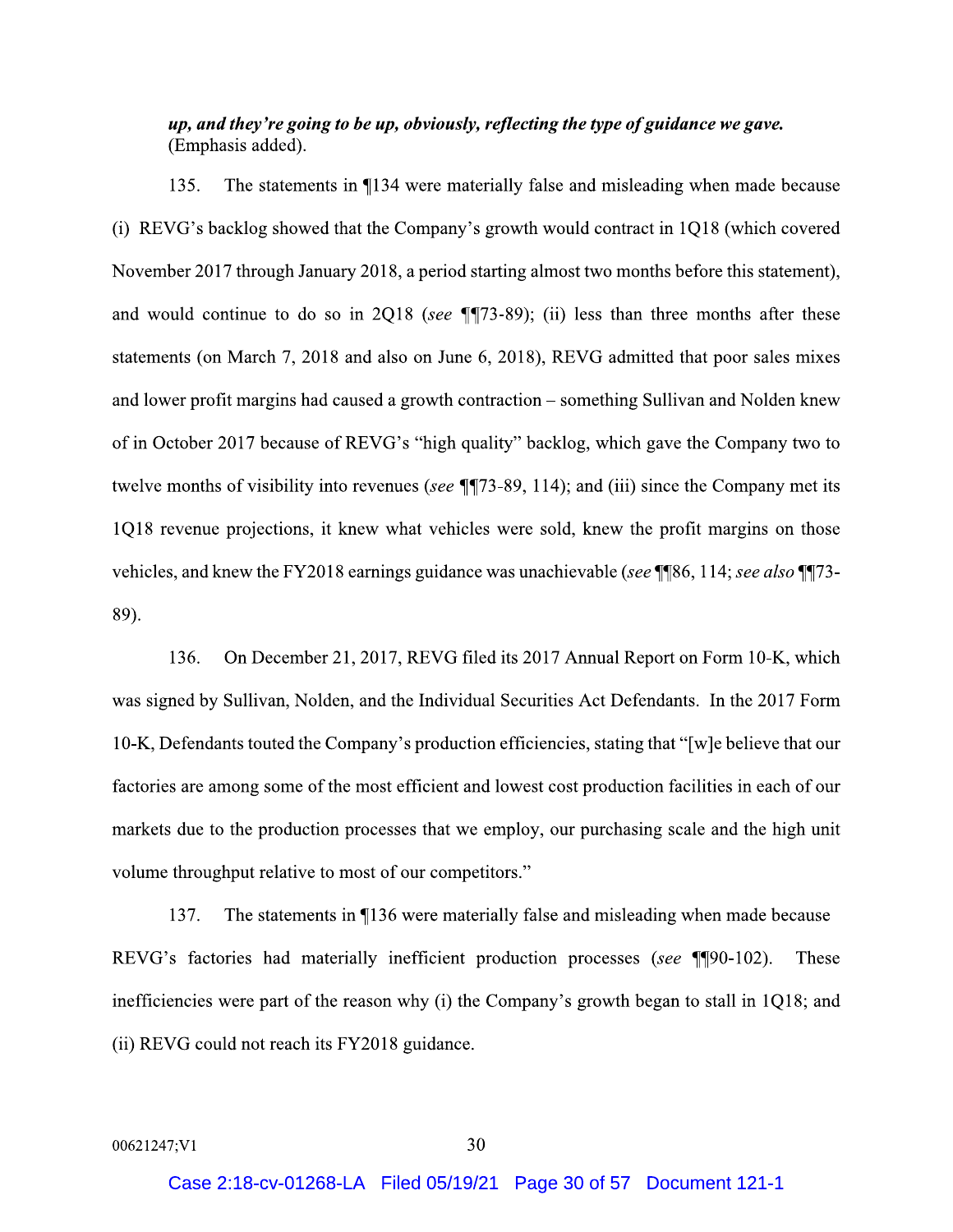***up, and they're going to be up, obviously, reflecting the type of guidance we gave.*** (Emphasis added).

135. The statements in ¶134 were materially false and misleading when made because (i) REVG's backlog showed that the Company's growth would contract in 1Q18 (which covered November 2017 through January 2018, a period starting almost two months before this statement), and would continue to do so in 2Q18 (*see* ¶¶73-89); (ii) less than three months after these statements (on March 7, 2018 and also on June 6, 2018), REVG admitted that poor sales mixes and lower profit margins had caused a growth contraction – something Sullivan and Nolden knew of in October 2017 because of REVG's "high quality" backlog, which gave the Company two to twelve months of visibility into revenues (*see* ¶¶73-89, 114); and (iii) since the Company met its 1Q18 revenue projections, it knew what vehicles were sold, knew the profit margins on those vehicles, and knew the FY2018 earnings guidance was unachievable (*see* ¶¶86, 114; *see also* ¶¶73-89).

136. On December 21, 2017, REVG filed its 2017 Annual Report on Form 10-K, which was signed by Sullivan, Nolden, and the Individual Securities Act Defendants. In the 2017 Form 10-K, Defendants touted the Company's production efficiencies, stating that "[w]e believe that our factories are among some of the most efficient and lowest cost production facilities in each of our markets due to the production processes that we employ, our purchasing scale and the high unit volume throughput relative to most of our competitors."

137. The statements in ¶136 were materially false and misleading when made because REVG's factories had materially inefficient production processes (*see* ¶¶90-102). These inefficiencies were part of the reason why (i) the Company's growth began to stall in 1Q18; and (ii) REVG could not reach its FY2018 guidance.

00621247;V1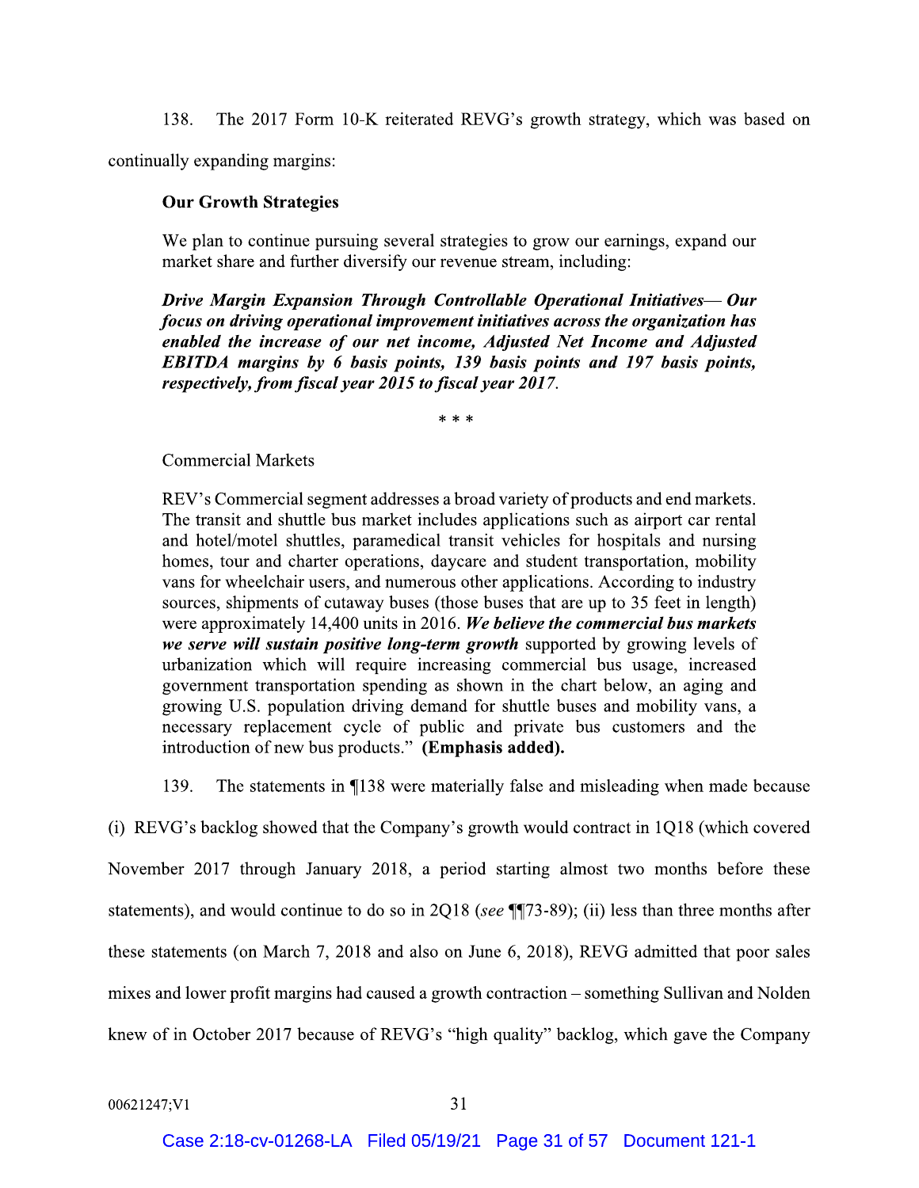138. The 2017 Form 10-K reiterated REVG's growth strategy, which was based on continually expanding margins:

> **Our Growth Strategies**
>
> We plan to continue pursuing several strategies to grow our earnings, expand our market share and further diversify our revenue stream, including:
>
> ***Drive Margin Expansion Through Controllable Operational Initiatives— Our focus on driving operational improvement initiatives across the organization has enabled the increase of our net income, Adjusted Net Income and Adjusted EBITDA margins by 6 basis points, 139 basis points and 197 basis points, respectively, from fiscal year 2015 to fiscal year 2017***.
>
> \* \* \*
>
> Commercial Markets
>
> REV's Commercial segment addresses a broad variety of products and end markets. The transit and shuttle bus market includes applications such as airport car rental and hotel/motel shuttles, paramedical transit vehicles for hospitals and nursing homes, tour and charter operations, daycare and student transportation, mobility vans for wheelchair users, and numerous other applications. According to industry sources, shipments of cutaway buses (those buses that are up to 35 feet in length) were approximately 14,400 units in 2016. ***We believe the commercial bus markets we serve will sustain positive long-term growth*** supported by growing levels of urbanization which will require increasing commercial bus usage, increased government transportation spending as shown in the chart below, an aging and growing U.S. population driving demand for shuttle buses and mobility vans, a necessary replacement cycle of public and private bus customers and the introduction of new bus products." **(Emphasis added).**

139. The statements in ¶138 were materially false and misleading when made because (i) REVG's backlog showed that the Company's growth would contract in 1Q18 (which covered November 2017 through January 2018, a period starting almost two months before these statements), and would continue to do so in 2Q18 (*see* ¶¶73-89); (ii) less than three months after these statements (on March 7, 2018 and also on June 6, 2018), REVG admitted that poor sales mixes and lower profit margins had caused a growth contraction – something Sullivan and Nolden knew of in October 2017 because of REVG's "high quality" backlog, which gave the Company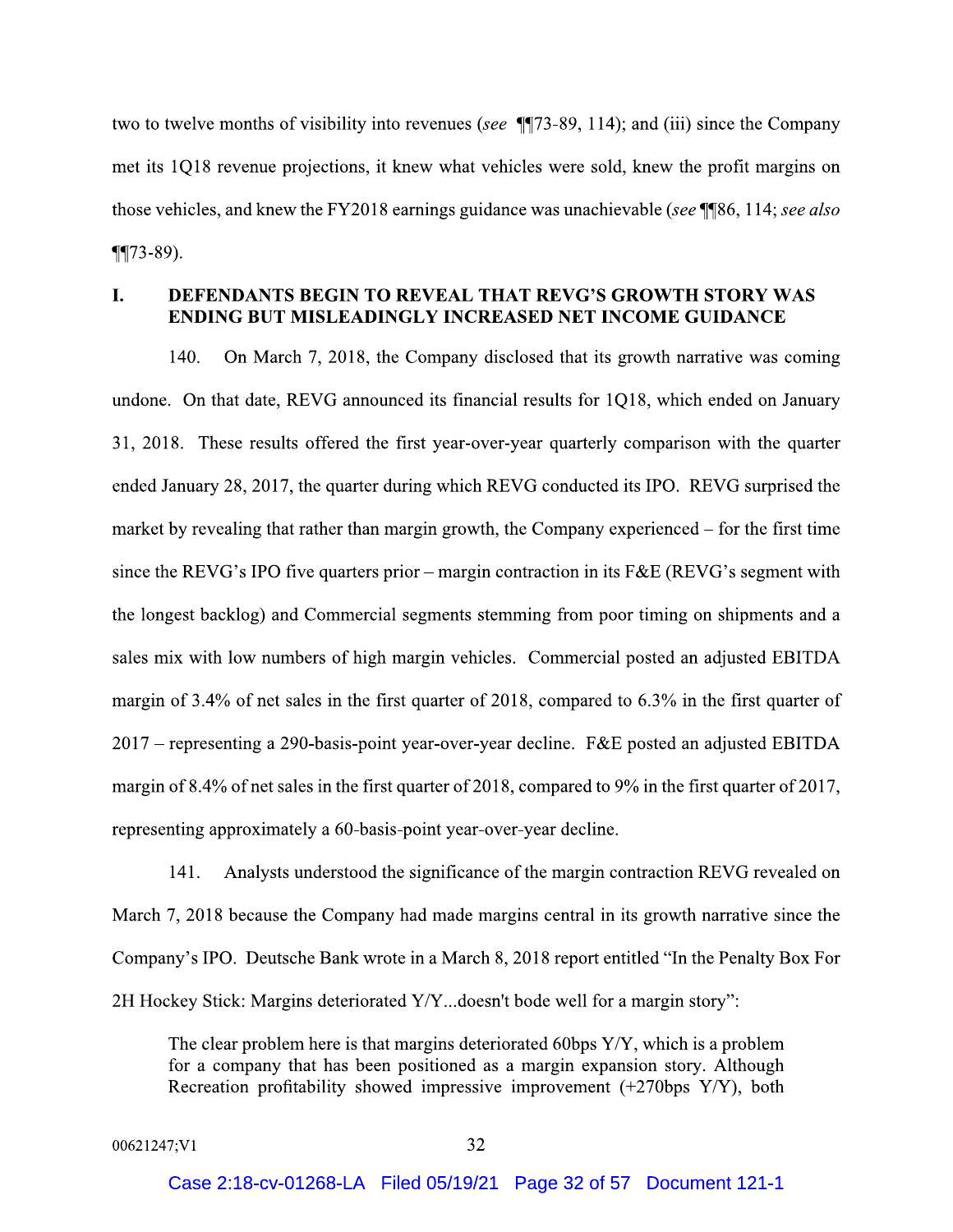two to twelve months of visibility into revenues (*see* ¶¶73-89, 114); and (iii) since the Company met its 1Q18 revenue projections, it knew what vehicles were sold, knew the profit margins on those vehicles, and knew the FY2018 earnings guidance was unachievable (*see* ¶¶86, 114; *see also* ¶¶73-89).

## I. DEFENDANTS BEGIN TO REVEAL THAT REVG'S GROWTH STORY WAS ENDING BUT MISLEADINGLY INCREASED NET INCOME GUIDANCE

140. On March 7, 2018, the Company disclosed that its growth narrative was coming undone. On that date, REVG announced its financial results for 1Q18, which ended on January 31, 2018. These results offered the first year-over-year quarterly comparison with the quarter ended January 28, 2017, the quarter during which REVG conducted its IPO. REVG surprised the market by revealing that rather than margin growth, the Company experienced – for the first time since the REVG's IPO five quarters prior – margin contraction in its F&E (REVG's segment with the longest backlog) and Commercial segments stemming from poor timing on shipments and a sales mix with low numbers of high margin vehicles. Commercial posted an adjusted EBITDA margin of 3.4% of net sales in the first quarter of 2018, compared to 6.3% in the first quarter of 2017 – representing a 290-basis-point year-over-year decline. F&E posted an adjusted EBITDA margin of 8.4% of net sales in the first quarter of 2018, compared to 9% in the first quarter of 2017, representing approximately a 60-basis-point year-over-year decline.

141. Analysts understood the significance of the margin contraction REVG revealed on March 7, 2018 because the Company had made margins central in its growth narrative since the Company's IPO. Deutsche Bank wrote in a March 8, 2018 report entitled "In the Penalty Box For 2H Hockey Stick: Margins deteriorated Y/Y...doesn't bode well for a margin story":

> The clear problem here is that margins deteriorated 60bps Y/Y, which is a problem for a company that has been positioned as a margin expansion story. Although Recreation profitability showed impressive improvement (+270bps Y/Y), both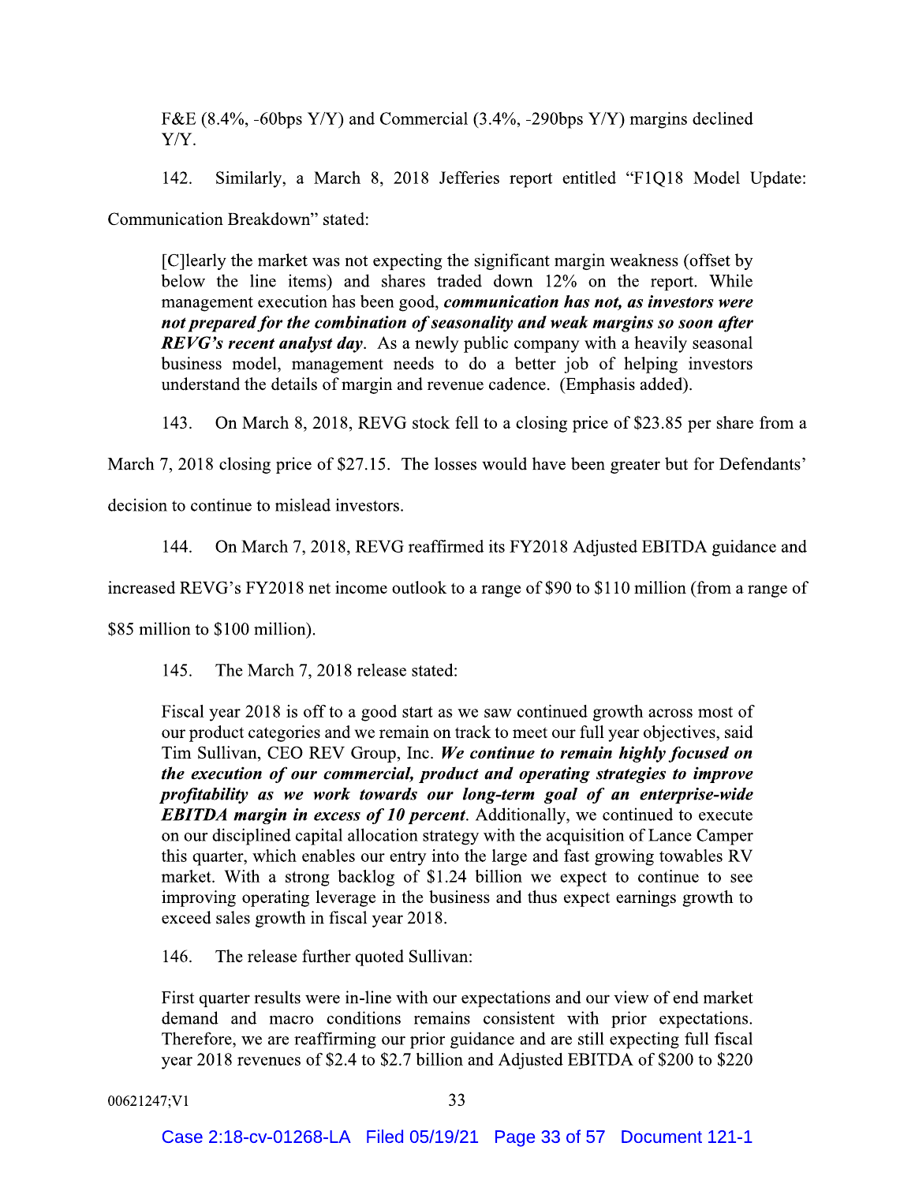F&E (8.4%, -60bps Y/Y) and Commercial (3.4%, -290bps Y/Y) margins declined Y/Y.

142. Similarly, a March 8, 2018 Jefferies report entitled "F1Q18 Model Update: Communication Breakdown" stated:

> [C]learly the market was not expecting the significant margin weakness (offset by below the line items) and shares traded down 12% on the report. While management execution has been good, ***communication has not, as investors were not prepared for the combination of seasonality and weak margins so soon after REVG's recent analyst day***. As a newly public company with a heavily seasonal business model, management needs to do a better job of helping investors understand the details of margin and revenue cadence. (Emphasis added).

143. On March 8, 2018, REVG stock fell to a closing price of $23.85 per share from a March 7, 2018 closing price of $27.15. The losses would have been greater but for Defendants' decision to continue to mislead investors.

144. On March 7, 2018, REVG reaffirmed its FY2018 Adjusted EBITDA guidance and increased REVG's FY2018 net income outlook to a range of $90 to $110 million (from a range of $85 million to $100 million).

145. The March 7, 2018 release stated:

> Fiscal year 2018 is off to a good start as we saw continued growth across most of our product categories and we remain on track to meet our full year objectives, said Tim Sullivan, CEO REV Group, Inc. ***We continue to remain highly focused on the execution of our commercial, product and operating strategies to improve profitability as we work towards our long-term goal of an enterprise-wide EBITDA margin in excess of 10 percent***. Additionally, we continued to execute on our disciplined capital allocation strategy with the acquisition of Lance Camper this quarter, which enables our entry into the large and fast growing towables RV market. With a strong backlog of $1.24 billion we expect to continue to see improving operating leverage in the business and thus expect earnings growth to exceed sales growth in fiscal year 2018.

146. The release further quoted Sullivan:

> First quarter results were in-line with our expectations and our view of end market demand and macro conditions remains consistent with prior expectations. Therefore, we are reaffirming our prior guidance and are still expecting full fiscal year 2018 revenues of $2.4 to $2.7 billion and Adjusted EBITDA of $200 to $220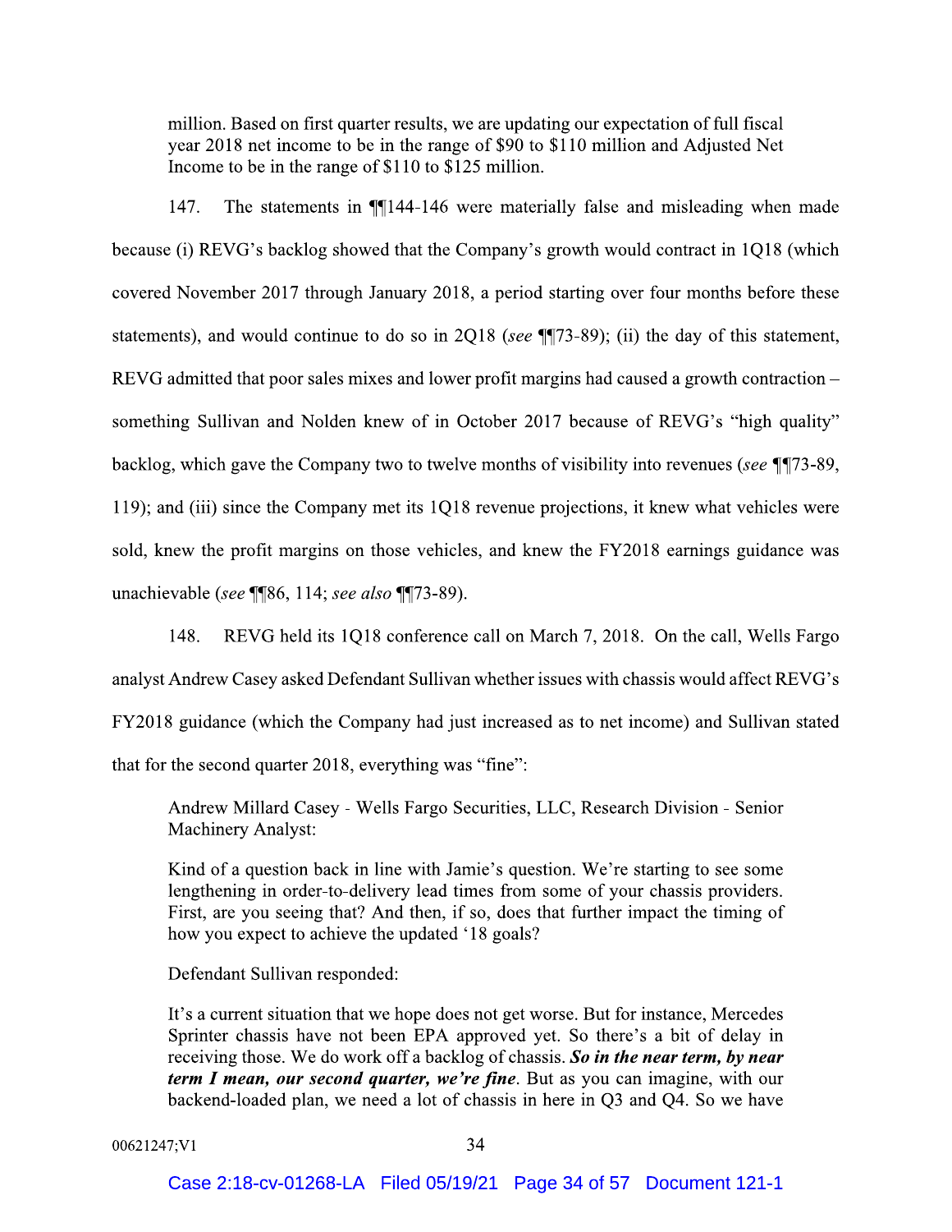million. Based on first quarter results, we are updating our expectation of full fiscal year 2018 net income to be in the range of $90 to $110 million and Adjusted Net Income to be in the range of $110 to $125 million.

147. The statements in ¶¶144-146 were materially false and misleading when made because (i) REVG's backlog showed that the Company's growth would contract in 1Q18 (which covered November 2017 through January 2018, a period starting over four months before these statements), and would continue to do so in 2Q18 (*see* ¶¶73-89); (ii) the day of this statement, REVG admitted that poor sales mixes and lower profit margins had caused a growth contraction – something Sullivan and Nolden knew of in October 2017 because of REVG's "high quality" backlog, which gave the Company two to twelve months of visibility into revenues (*see* ¶¶73-89, 119); and (iii) since the Company met its 1Q18 revenue projections, it knew what vehicles were sold, knew the profit margins on those vehicles, and knew the FY2018 earnings guidance was unachievable (*see* ¶¶86, 114; *see also* ¶¶73-89).

148. REVG held its 1Q18 conference call on March 7, 2018. On the call, Wells Fargo analyst Andrew Casey asked Defendant Sullivan whether issues with chassis would affect REVG's FY2018 guidance (which the Company had just increased as to net income) and Sullivan stated that for the second quarter 2018, everything was "fine":

> Andrew Millard Casey - Wells Fargo Securities, LLC, Research Division - Senior Machinery Analyst:
>
> Kind of a question back in line with Jamie's question. We're starting to see some lengthening in order-to-delivery lead times from some of your chassis providers. First, are you seeing that? And then, if so, does that further impact the timing of how you expect to achieve the updated '18 goals?
>
> Defendant Sullivan responded:
>
> It's a current situation that we hope does not get worse. But for instance, Mercedes Sprinter chassis have not been EPA approved yet. So there's a bit of delay in receiving those. We do work off a backlog of chassis. ***So in the near term, by near term I mean, our second quarter, we're fine***. But as you can imagine, with our backend-loaded plan, we need a lot of chassis in here in Q3 and Q4. So we have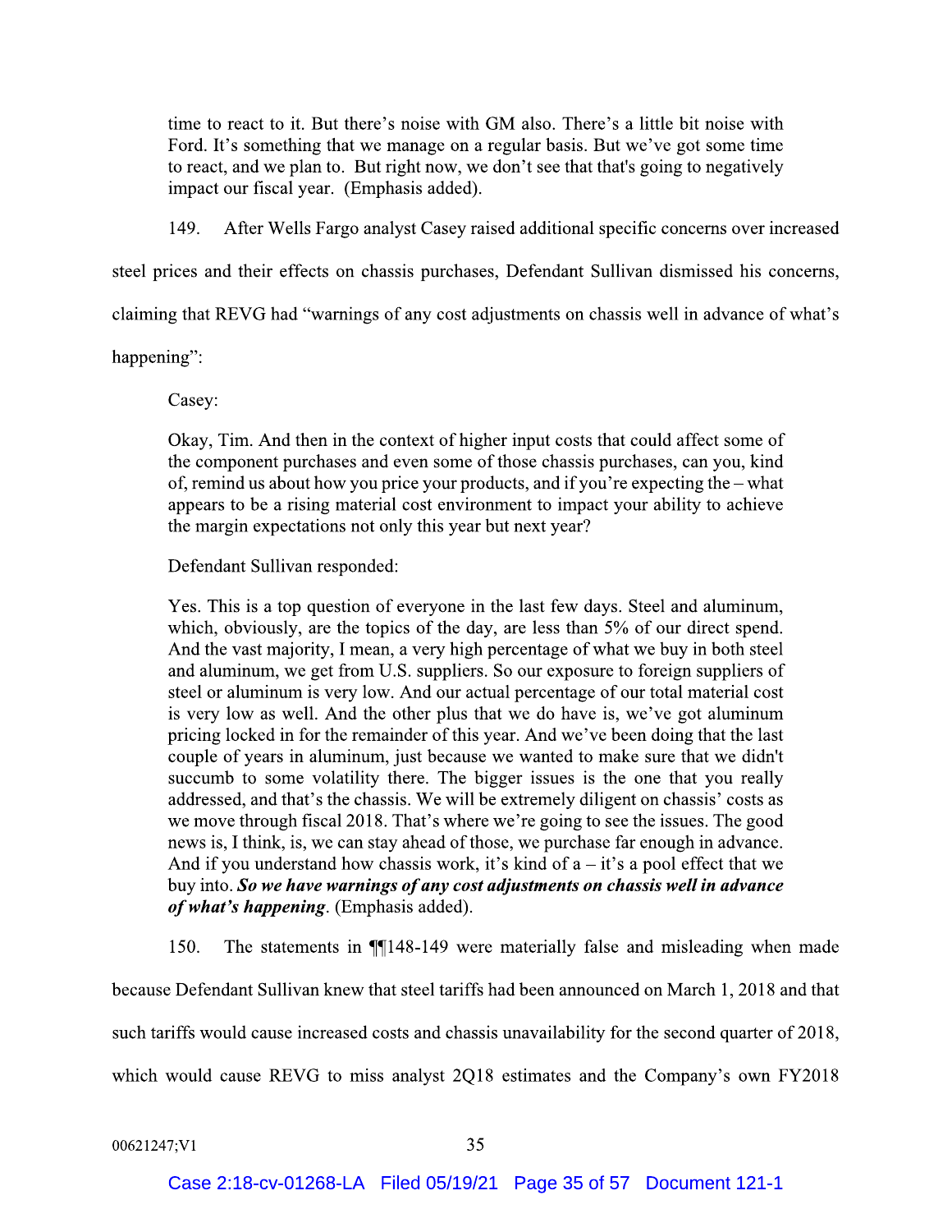> time to react to it. But there's noise with GM also. There's a little bit noise with Ford. It's something that we manage on a regular basis. But we've got some time to react, and we plan to. But right now, we don't see that that's going to negatively impact our fiscal year. (Emphasis added).

149. After Wells Fargo analyst Casey raised additional specific concerns over increased steel prices and their effects on chassis purchases, Defendant Sullivan dismissed his concerns, claiming that REVG had "warnings of any cost adjustments on chassis well in advance of what's happening":

> Casey:
>
> Okay, Tim. And then in the context of higher input costs that could affect some of the component purchases and even some of those chassis purchases, can you, kind of, remind us about how you price your products, and if you're expecting the – what appears to be a rising material cost environment to impact your ability to achieve the margin expectations not only this year but next year?
>
> Defendant Sullivan responded:
>
> Yes. This is a top question of everyone in the last few days. Steel and aluminum, which, obviously, are the topics of the day, are less than 5% of our direct spend. And the vast majority, I mean, a very high percentage of what we buy in both steel and aluminum, we get from U.S. suppliers. So our exposure to foreign suppliers of steel or aluminum is very low. And our actual percentage of our total material cost is very low as well. And the other plus that we do have is, we've got aluminum pricing locked in for the remainder of this year. And we've been doing that the last couple of years in aluminum, just because we wanted to make sure that we didn't succumb to some volatility there. The bigger issues is the one that you really addressed, and that's the chassis. We will be extremely diligent on chassis' costs as we move through fiscal 2018. That's where we're going to see the issues. The good news is, I think, is, we can stay ahead of those, we purchase far enough in advance. And if you understand how chassis work, it's kind of a – it's a pool effect that we buy into. ***So we have warnings of any cost adjustments on chassis well in advance of what's happening***. (Emphasis added).

150. The statements in ¶¶148-149 were materially false and misleading when made because Defendant Sullivan knew that steel tariffs had been announced on March 1, 2018 and that such tariffs would cause increased costs and chassis unavailability for the second quarter of 2018, which would cause REVG to miss analyst 2Q18 estimates and the Company's own FY2018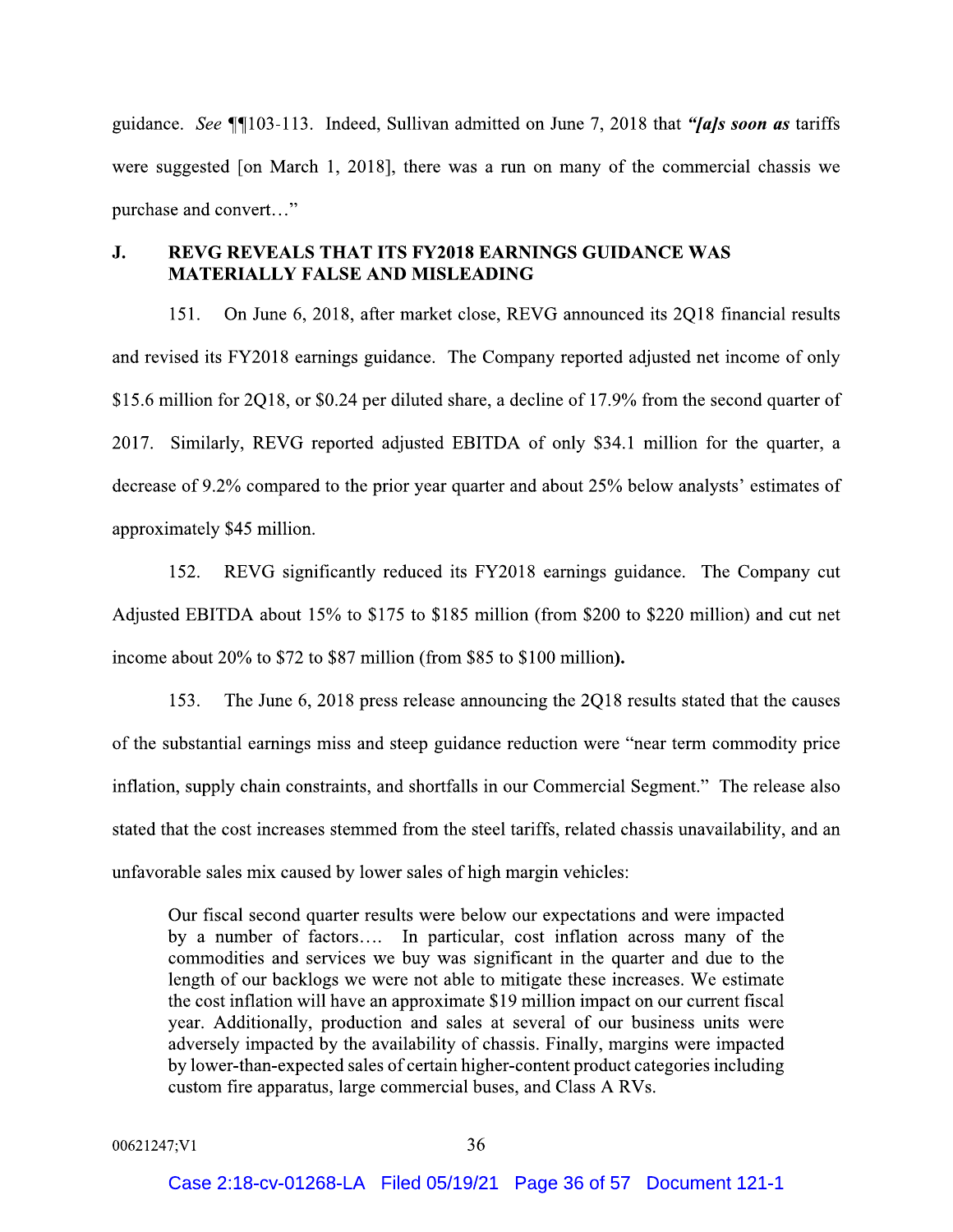guidance. *See* ¶¶103-113. Indeed, Sullivan admitted on June 7, 2018 that ***"[a]s soon as*** tariffs were suggested [on March 1, 2018], there was a run on many of the commercial chassis we purchase and convert…"

## J. REVG REVEALS THAT ITS FY2018 EARNINGS GUIDANCE WAS MATERIALLY FALSE AND MISLEADING

151. On June 6, 2018, after market close, REVG announced its 2Q18 financial results and revised its FY2018 earnings guidance. The Company reported adjusted net income of only $15.6 million for 2Q18, or $0.24 per diluted share, a decline of 17.9% from the second quarter of 2017. Similarly, REVG reported adjusted EBITDA of only $34.1 million for the quarter, a decrease of 9.2% compared to the prior year quarter and about 25% below analysts' estimates of approximately $45 million.

152. REVG significantly reduced its FY2018 earnings guidance. The Company cut Adjusted EBITDA about 15% to $175 to $185 million (from $200 to $220 million) and cut net income about 20% to $72 to $87 million (from $85 to $100 million**).**

153. The June 6, 2018 press release announcing the 2Q18 results stated that the causes of the substantial earnings miss and steep guidance reduction were "near term commodity price inflation, supply chain constraints, and shortfalls in our Commercial Segment." The release also stated that the cost increases stemmed from the steel tariffs, related chassis unavailability, and an unfavorable sales mix caused by lower sales of high margin vehicles:

> Our fiscal second quarter results were below our expectations and were impacted by a number of factors…. In particular, cost inflation across many of the commodities and services we buy was significant in the quarter and due to the length of our backlogs we were not able to mitigate these increases. We estimate the cost inflation will have an approximate $19 million impact on our current fiscal year. Additionally, production and sales at several of our business units were adversely impacted by the availability of chassis. Finally, margins were impacted by lower-than-expected sales of certain higher-content product categories including custom fire apparatus, large commercial buses, and Class A RVs.

00621247;V1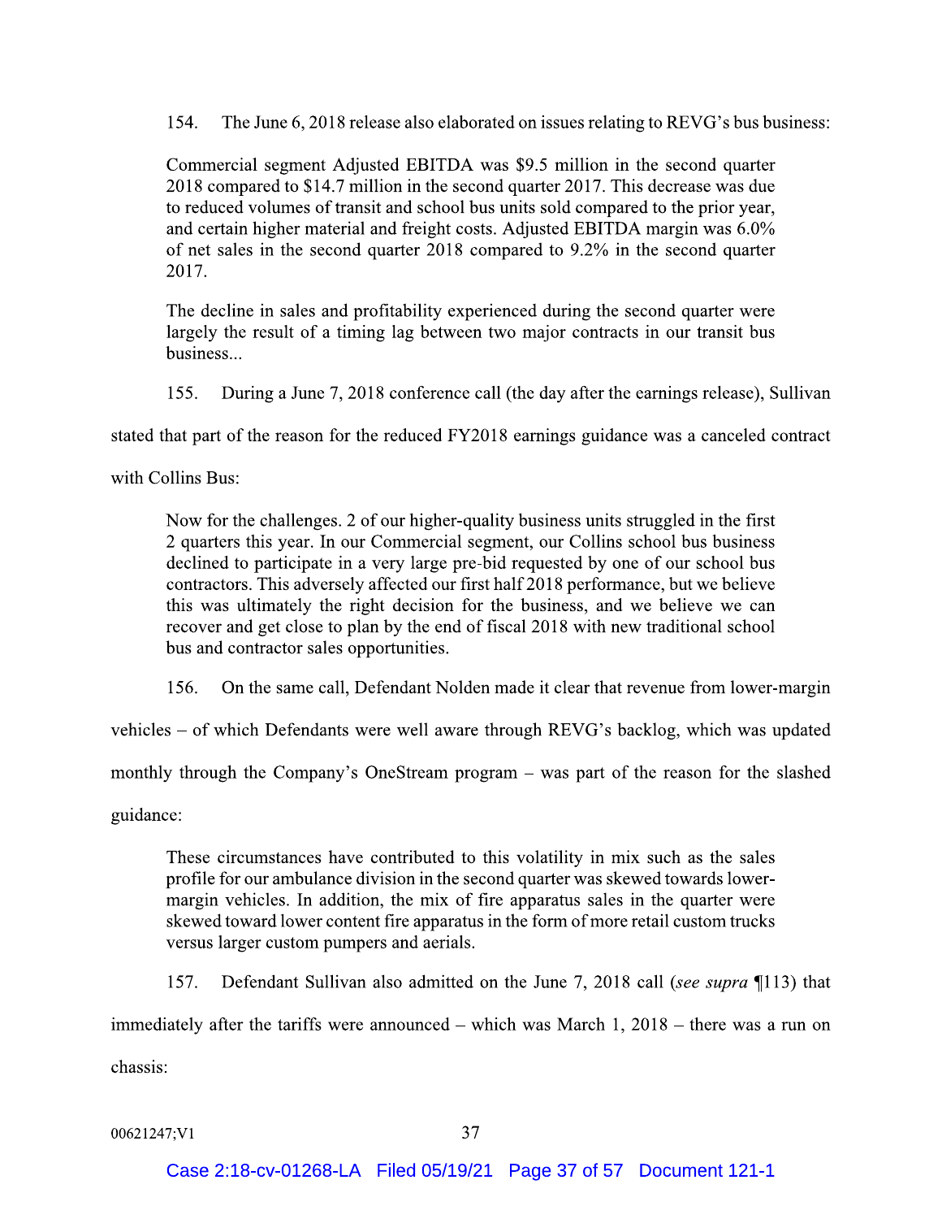154. The June 6, 2018 release also elaborated on issues relating to REVG's bus business:

> Commercial segment Adjusted EBITDA was $9.5 million in the second quarter 2018 compared to $14.7 million in the second quarter 2017. This decrease was due to reduced volumes of transit and school bus units sold compared to the prior year, and certain higher material and freight costs. Adjusted EBITDA margin was 6.0% of net sales in the second quarter 2018 compared to 9.2% in the second quarter 2017.
>
> The decline in sales and profitability experienced during the second quarter were largely the result of a timing lag between two major contracts in our transit bus business...

155. During a June 7, 2018 conference call (the day after the earnings release), Sullivan stated that part of the reason for the reduced FY2018 earnings guidance was a canceled contract with Collins Bus:

> Now for the challenges. 2 of our higher-quality business units struggled in the first 2 quarters this year. In our Commercial segment, our Collins school bus business declined to participate in a very large pre-bid requested by one of our school bus contractors. This adversely affected our first half 2018 performance, but we believe this was ultimately the right decision for the business, and we believe we can recover and get close to plan by the end of fiscal 2018 with new traditional school bus and contractor sales opportunities.

156. On the same call, Defendant Nolden made it clear that revenue from lower-margin vehicles – of which Defendants were well aware through REVG's backlog, which was updated monthly through the Company's OneStream program – was part of the reason for the slashed guidance:

> These circumstances have contributed to this volatility in mix such as the sales profile for our ambulance division in the second quarter was skewed towards lower-margin vehicles. In addition, the mix of fire apparatus sales in the quarter were skewed toward lower content fire apparatus in the form of more retail custom trucks versus larger custom pumpers and aerials.

157. Defendant Sullivan also admitted on the June 7, 2018 call (*see supra* ¶113) that immediately after the tariffs were announced – which was March 1, 2018 – there was a run on chassis:

00621247;V1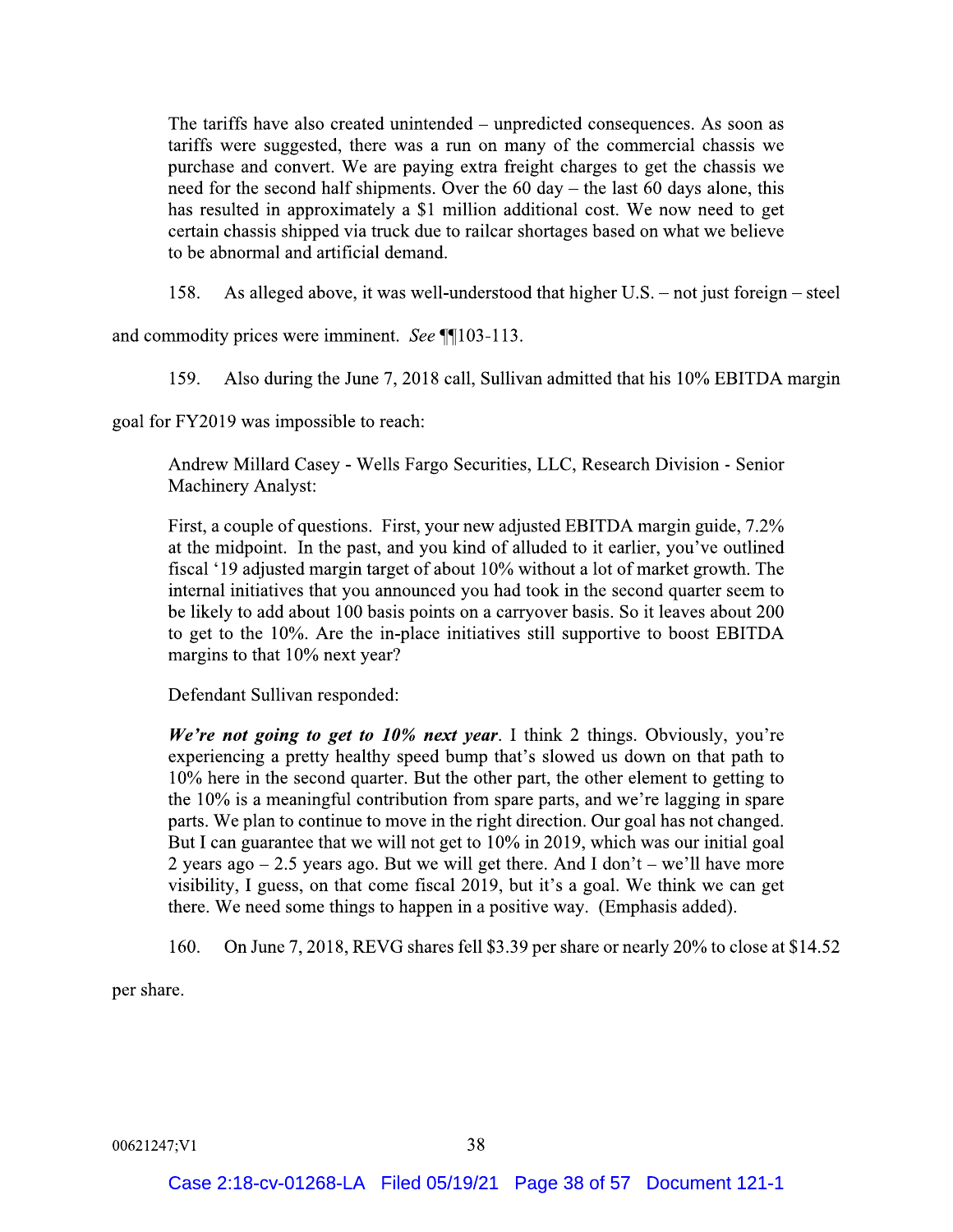> The tariffs have also created unintended – unpredicted consequences. As soon as tariffs were suggested, there was a run on many of the commercial chassis we purchase and convert. We are paying extra freight charges to get the chassis we need for the second half shipments. Over the 60 day – the last 60 days alone, this has resulted in approximately a $1 million additional cost. We now need to get certain chassis shipped via truck due to railcar shortages based on what we believe to be abnormal and artificial demand.

158. As alleged above, it was well-understood that higher U.S. – not just foreign – steel and commodity prices were imminent. *See* ¶¶103-113.

159. Also during the June 7, 2018 call, Sullivan admitted that his 10% EBITDA margin goal for FY2019 was impossible to reach:

> Andrew Millard Casey - Wells Fargo Securities, LLC, Research Division - Senior Machinery Analyst:
>
> First, a couple of questions. First, your new adjusted EBITDA margin guide, 7.2% at the midpoint. In the past, and you kind of alluded to it earlier, you've outlined fiscal '19 adjusted margin target of about 10% without a lot of market growth. The internal initiatives that you announced you had took in the second quarter seem to be likely to add about 100 basis points on a carryover basis. So it leaves about 200 to get to the 10%. Are the in-place initiatives still supportive to boost EBITDA margins to that 10% next year?
>
> Defendant Sullivan responded:
>
> ***We're not going to get to 10% next year***. I think 2 things. Obviously, you're experiencing a pretty healthy speed bump that's slowed us down on that path to 10% here in the second quarter. But the other part, the other element to getting to the 10% is a meaningful contribution from spare parts, and we're lagging in spare parts. We plan to continue to move in the right direction. Our goal has not changed. But I can guarantee that we will not get to 10% in 2019, which was our initial goal 2 years ago – 2.5 years ago. But we will get there. And I don't – we'll have more visibility, I guess, on that come fiscal 2019, but it's a goal. We think we can get there. We need some things to happen in a positive way. (Emphasis added).

160. On June 7, 2018, REVG shares fell $3.39 per share or nearly 20% to close at $14.52 per share.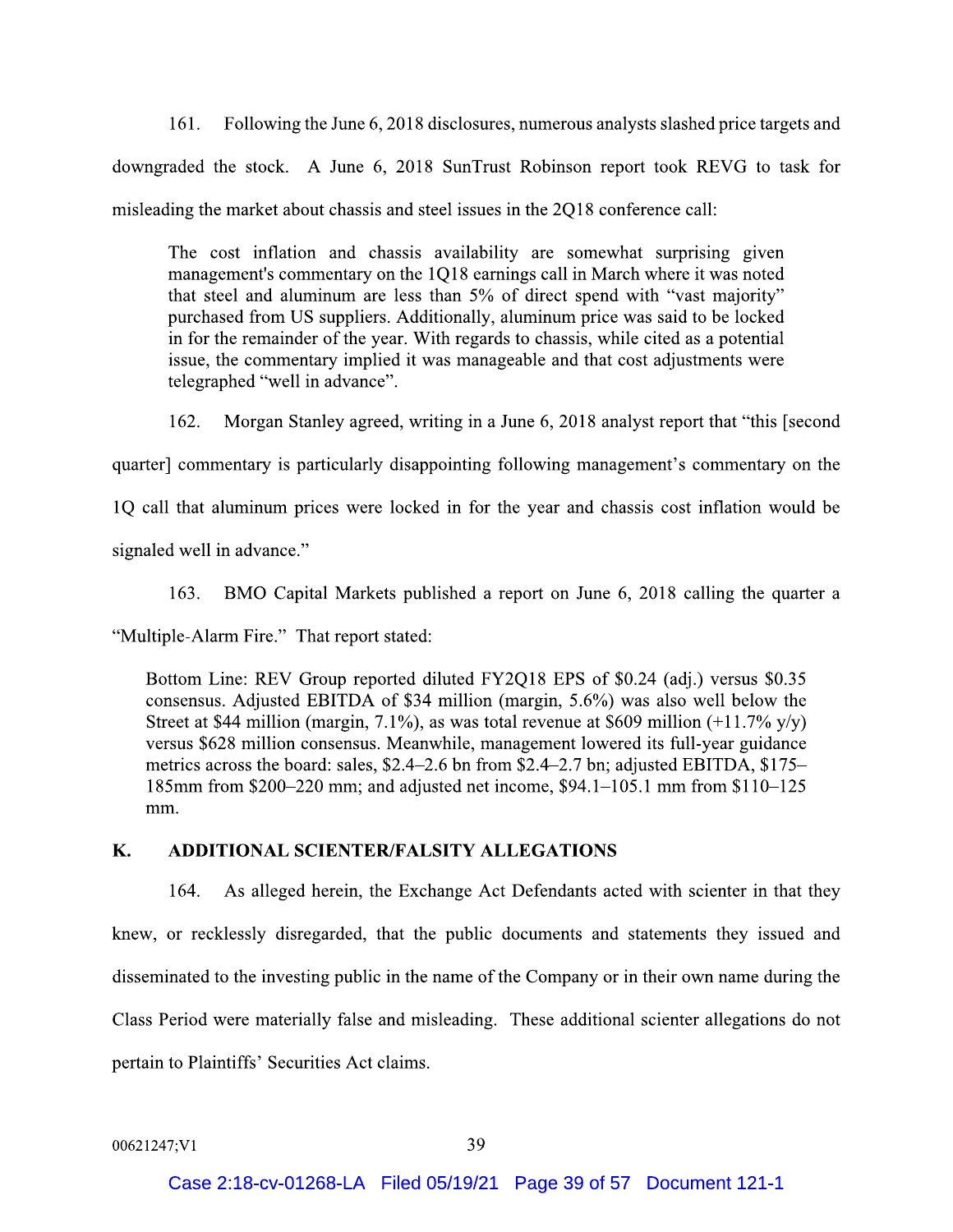161. Following the June 6, 2018 disclosures, numerous analysts slashed price targets and downgraded the stock. A June 6, 2018 SunTrust Robinson report took REVG to task for misleading the market about chassis and steel issues in the 2Q18 conference call:

> The cost inflation and chassis availability are somewhat surprising given management's commentary on the 1Q18 earnings call in March where it was noted that steel and aluminum are less than 5% of direct spend with "vast majority" purchased from US suppliers. Additionally, aluminum price was said to be locked in for the remainder of the year. With regards to chassis, while cited as a potential issue, the commentary implied it was manageable and that cost adjustments were telegraphed "well in advance".

162. Morgan Stanley agreed, writing in a June 6, 2018 analyst report that "this [second quarter] commentary is particularly disappointing following management's commentary on the 1Q call that aluminum prices were locked in for the year and chassis cost inflation would be signaled well in advance."

163. BMO Capital Markets published a report on June 6, 2018 calling the quarter a "Multiple-Alarm Fire." That report stated:

> Bottom Line: REV Group reported diluted FY2Q18 EPS of $0.24 (adj.) versus $0.35 consensus. Adjusted EBITDA of $34 million (margin, 5.6%) was also well below the Street at $44 million (margin, 7.1%), as was total revenue at $609 million (+11.7% y/y) versus $628 million consensus. Meanwhile, management lowered its full-year guidance metrics across the board: sales, $2.4–2.6 bn from $2.4–2.7 bn; adjusted EBITDA, $175–185mm from $200–220 mm; and adjusted net income, $94.1–105.1 mm from $110–125 mm.

## K. ADDITIONAL SCIENTER/FALSITY ALLEGATIONS

164. As alleged herein, the Exchange Act Defendants acted with scienter in that they knew, or recklessly disregarded, that the public documents and statements they issued and disseminated to the investing public in the name of the Company or in their own name during the Class Period were materially false and misleading. These additional scienter allegations do not pertain to Plaintiffs' Securities Act claims.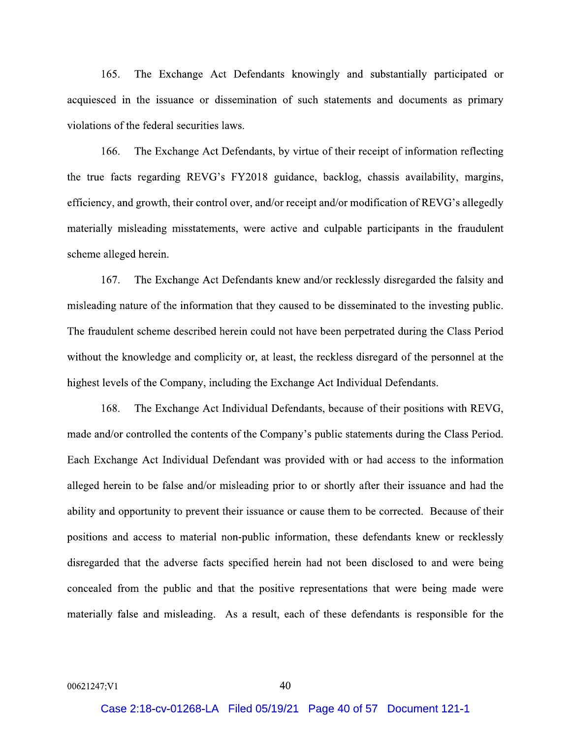165. The Exchange Act Defendants knowingly and substantially participated or acquiesced in the issuance or dissemination of such statements and documents as primary violations of the federal securities laws.

166. The Exchange Act Defendants, by virtue of their receipt of information reflecting the true facts regarding REVG's FY2018 guidance, backlog, chassis availability, margins, efficiency, and growth, their control over, and/or receipt and/or modification of REVG's allegedly materially misleading misstatements, were active and culpable participants in the fraudulent scheme alleged herein.

167. The Exchange Act Defendants knew and/or recklessly disregarded the falsity and misleading nature of the information that they caused to be disseminated to the investing public. The fraudulent scheme described herein could not have been perpetrated during the Class Period without the knowledge and complicity or, at least, the reckless disregard of the personnel at the highest levels of the Company, including the Exchange Act Individual Defendants.

168. The Exchange Act Individual Defendants, because of their positions with REVG, made and/or controlled the contents of the Company's public statements during the Class Period. Each Exchange Act Individual Defendant was provided with or had access to the information alleged herein to be false and/or misleading prior to or shortly after their issuance and had the ability and opportunity to prevent their issuance or cause them to be corrected. Because of their positions and access to material non-public information, these defendants knew or recklessly disregarded that the adverse facts specified herein had not been disclosed to and were being concealed from the public and that the positive representations that were being made were materially false and misleading. As a result, each of these defendants is responsible for the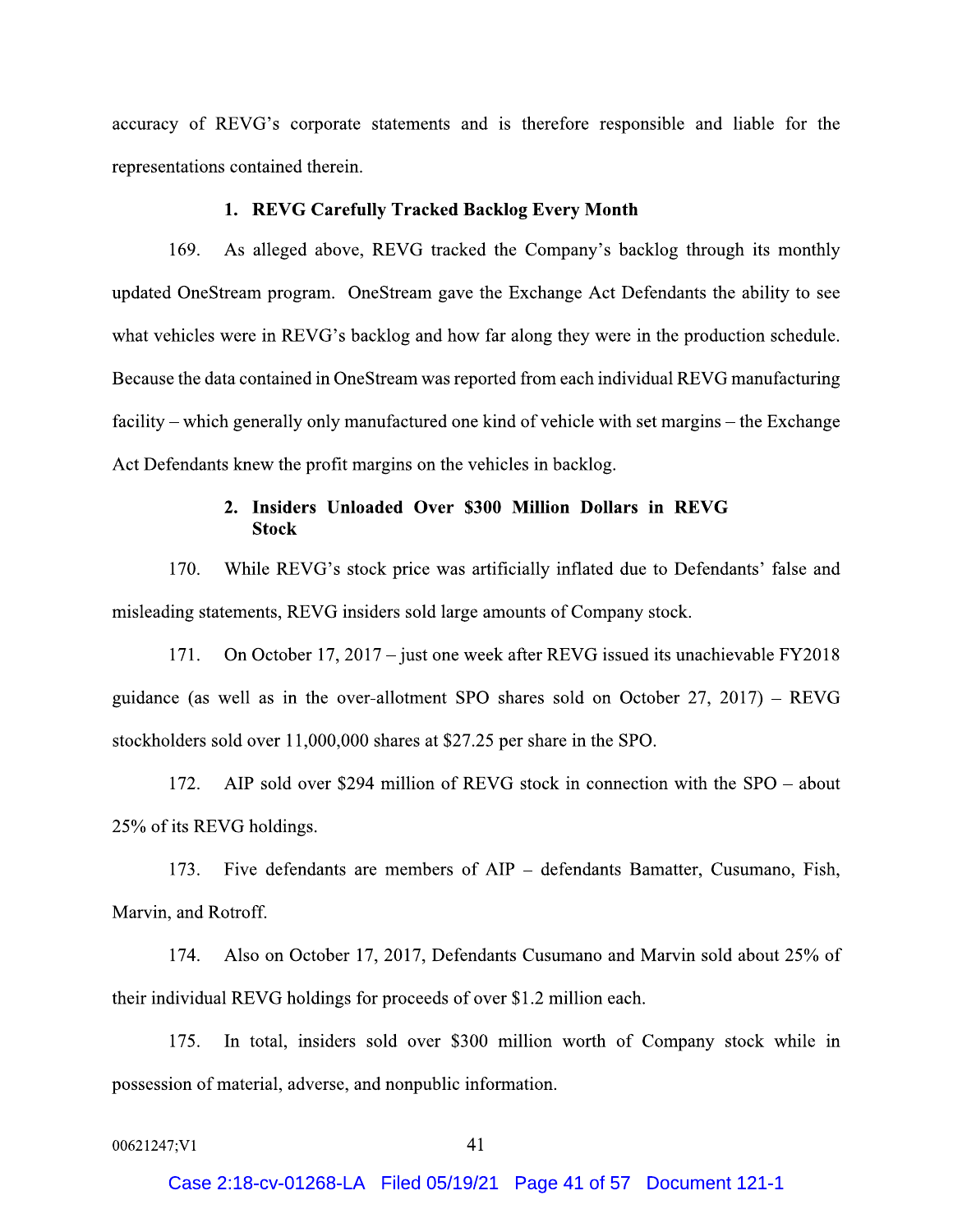accuracy of REVG's corporate statements and is therefore responsible and liable for the representations contained therein.

### 1. REVG Carefully Tracked Backlog Every Month

169. As alleged above, REVG tracked the Company's backlog through its monthly updated OneStream program. OneStream gave the Exchange Act Defendants the ability to see what vehicles were in REVG's backlog and how far along they were in the production schedule. Because the data contained in OneStream was reported from each individual REVG manufacturing facility – which generally only manufactured one kind of vehicle with set margins – the Exchange Act Defendants knew the profit margins on the vehicles in backlog.

### 2. Insiders Unloaded Over $300 Million Dollars in REVG Stock

170. While REVG's stock price was artificially inflated due to Defendants' false and misleading statements, REVG insiders sold large amounts of Company stock.

171. On October 17, 2017 – just one week after REVG issued its unachievable FY2018 guidance (as well as in the over-allotment SPO shares sold on October 27, 2017) – REVG stockholders sold over 11,000,000 shares at $27.25 per share in the SPO.

172. AIP sold over $294 million of REVG stock in connection with the SPO – about 25% of its REVG holdings.

173. Five defendants are members of AIP – defendants Bamatter, Cusumano, Fish, Marvin, and Rotroff.

174. Also on October 17, 2017, Defendants Cusumano and Marvin sold about 25% of their individual REVG holdings for proceeds of over $1.2 million each.

175. In total, insiders sold over $300 million worth of Company stock while in possession of material, adverse, and nonpublic information.

00621247;V1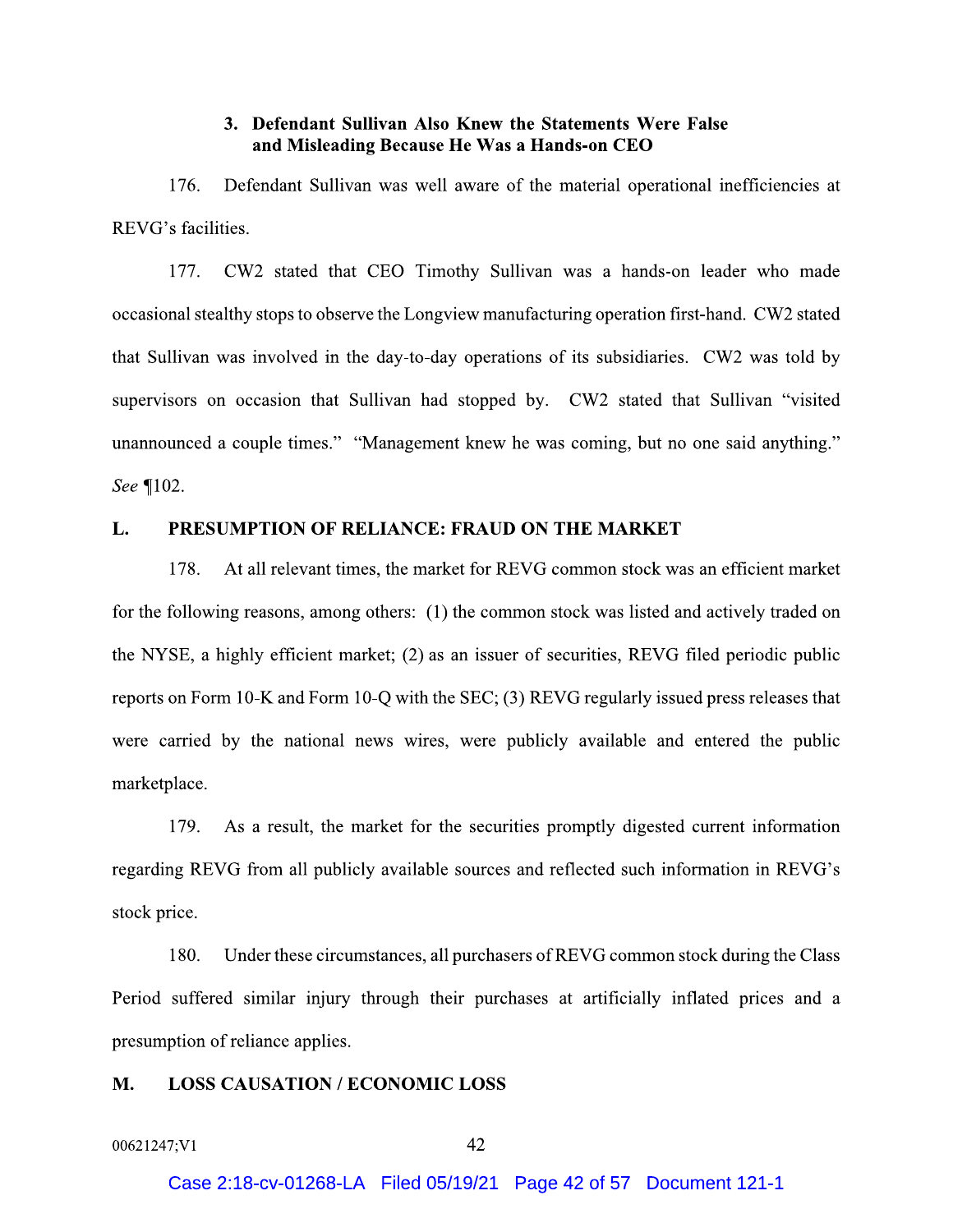### 3. Defendant Sullivan Also Knew the Statements Were False and Misleading Because He Was a Hands-on CEO

176. Defendant Sullivan was well aware of the material operational inefficiencies at REVG's facilities.

177. CW2 stated that CEO Timothy Sullivan was a hands-on leader who made occasional stealthy stops to observe the Longview manufacturing operation first-hand. CW2 stated that Sullivan was involved in the day-to-day operations of its subsidiaries. CW2 was told by supervisors on occasion that Sullivan had stopped by. CW2 stated that Sullivan "visited unannounced a couple times." "Management knew he was coming, but no one said anything." *See* ¶102.

## L. PRESUMPTION OF RELIANCE: FRAUD ON THE MARKET

178. At all relevant times, the market for REVG common stock was an efficient market for the following reasons, among others: (1) the common stock was listed and actively traded on the NYSE, a highly efficient market; (2) as an issuer of securities, REVG filed periodic public reports on Form 10-K and Form 10-Q with the SEC; (3) REVG regularly issued press releases that were carried by the national news wires, were publicly available and entered the public marketplace.

179. As a result, the market for the securities promptly digested current information regarding REVG from all publicly available sources and reflected such information in REVG's stock price.

180. Under these circumstances, all purchasers of REVG common stock during the Class Period suffered similar injury through their purchases at artificially inflated prices and a presumption of reliance applies.

## M. LOSS CAUSATION / ECONOMIC LOSS

00621247;V1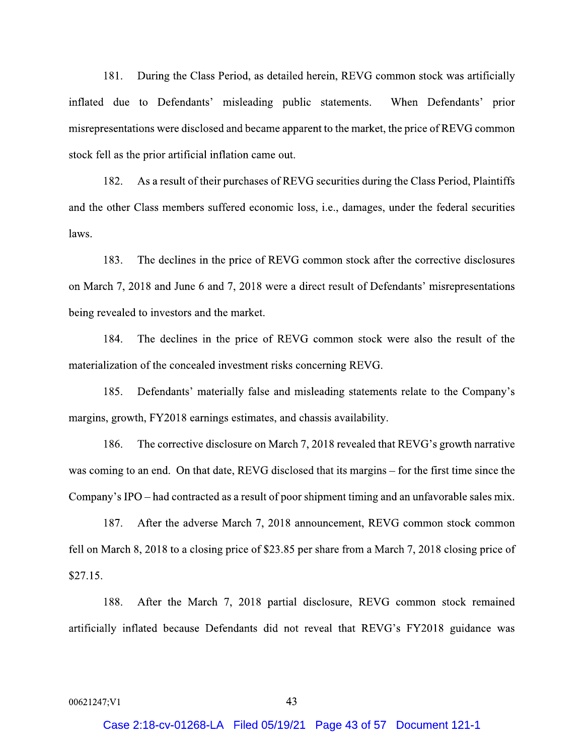181. During the Class Period, as detailed herein, REVG common stock was artificially inflated due to Defendants' misleading public statements. When Defendants' prior misrepresentations were disclosed and became apparent to the market, the price of REVG common stock fell as the prior artificial inflation came out.

182. As a result of their purchases of REVG securities during the Class Period, Plaintiffs and the other Class members suffered economic loss, i.e., damages, under the federal securities laws.

183. The declines in the price of REVG common stock after the corrective disclosures on March 7, 2018 and June 6 and 7, 2018 were a direct result of Defendants' misrepresentations being revealed to investors and the market.

184. The declines in the price of REVG common stock were also the result of the materialization of the concealed investment risks concerning REVG.

185. Defendants' materially false and misleading statements relate to the Company's margins, growth, FY2018 earnings estimates, and chassis availability.

186. The corrective disclosure on March 7, 2018 revealed that REVG's growth narrative was coming to an end. On that date, REVG disclosed that its margins – for the first time since the Company's IPO – had contracted as a result of poor shipment timing and an unfavorable sales mix.

187. After the adverse March 7, 2018 announcement, REVG common stock common fell on March 8, 2018 to a closing price of $23.85 per share from a March 7, 2018 closing price of $27.15.

188. After the March 7, 2018 partial disclosure, REVG common stock remained artificially inflated because Defendants did not reveal that REVG's FY2018 guidance was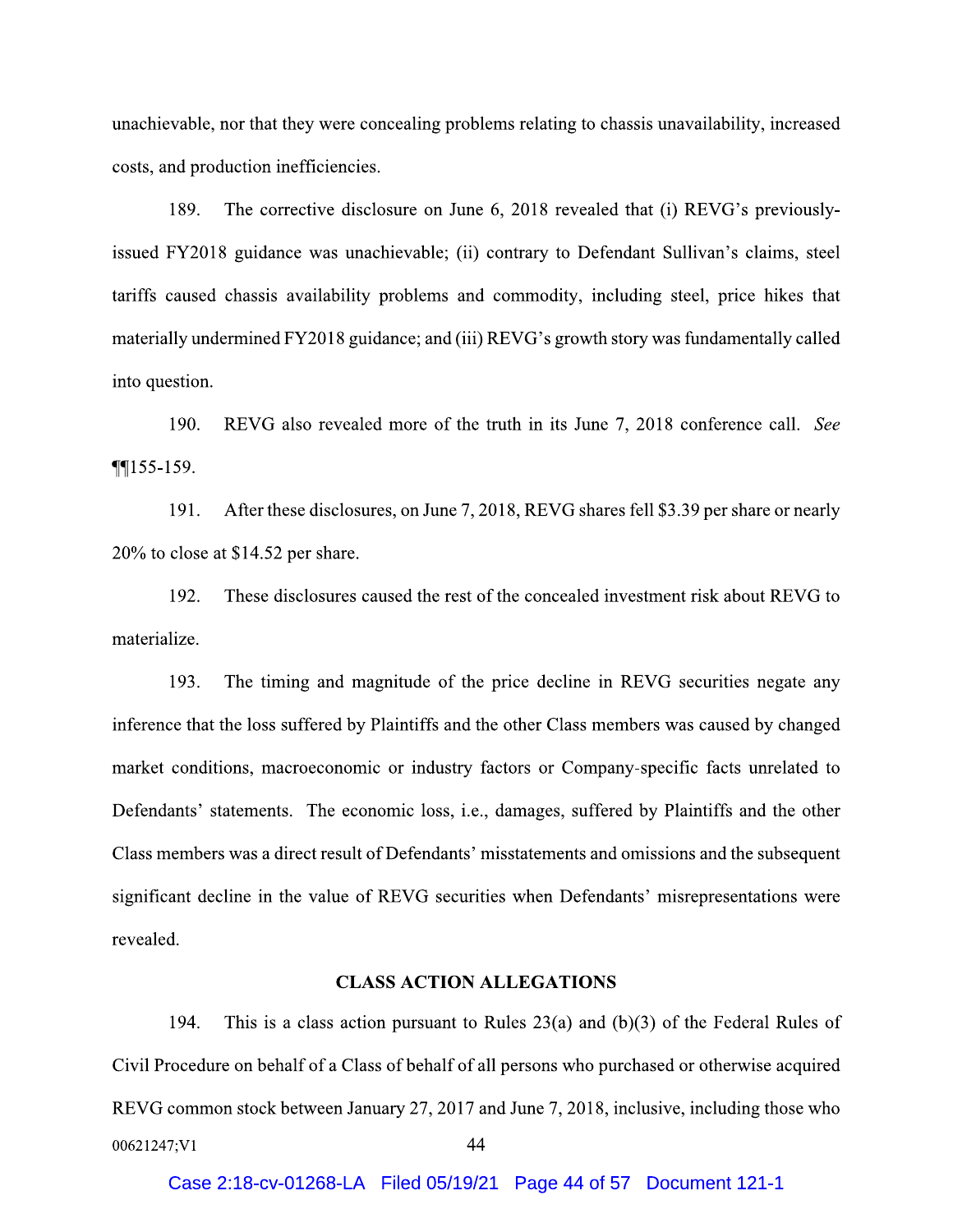unachievable, nor that they were concealing problems relating to chassis unavailability, increased costs, and production inefficiencies.

189. The corrective disclosure on June 6, 2018 revealed that (i) REVG's previously-issued FY2018 guidance was unachievable; (ii) contrary to Defendant Sullivan's claims, steel tariffs caused chassis availability problems and commodity, including steel, price hikes that materially undermined FY2018 guidance; and (iii) REVG's growth story was fundamentally called into question.

190. REVG also revealed more of the truth in its June 7, 2018 conference call. *See* ¶¶155-159.

191. After these disclosures, on June 7, 2018, REVG shares fell $3.39 per share or nearly 20% to close at $14.52 per share.

192. These disclosures caused the rest of the concealed investment risk about REVG to materialize.

193. The timing and magnitude of the price decline in REVG securities negate any inference that the loss suffered by Plaintiffs and the other Class members was caused by changed market conditions, macroeconomic or industry factors or Company-specific facts unrelated to Defendants' statements. The economic loss, i.e., damages, suffered by Plaintiffs and the other Class members was a direct result of Defendants' misstatements and omissions and the subsequent significant decline in the value of REVG securities when Defendants' misrepresentations were revealed.

## CLASS ACTION ALLEGATIONS

194. This is a class action pursuant to Rules 23(a) and (b)(3) of the Federal Rules of Civil Procedure on behalf of a Class of behalf of all persons who purchased or otherwise acquired REVG common stock between January 27, 2017 and June 7, 2018, inclusive, including those who

00621247;V1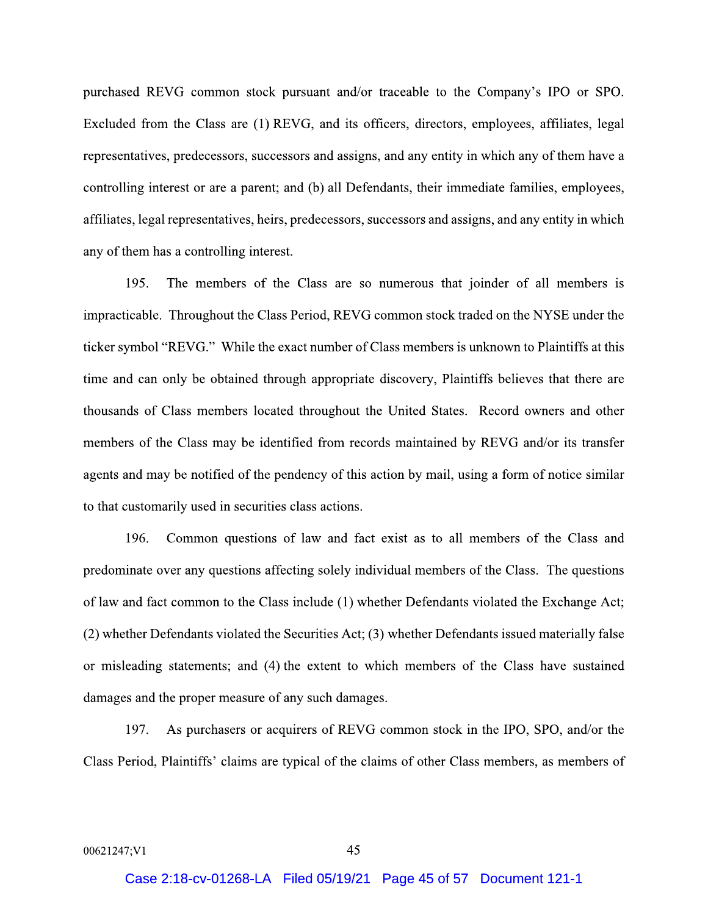purchased REVG common stock pursuant and/or traceable to the Company's IPO or SPO. Excluded from the Class are (1) REVG, and its officers, directors, employees, affiliates, legal representatives, predecessors, successors and assigns, and any entity in which any of them have a controlling interest or are a parent; and (b) all Defendants, their immediate families, employees, affiliates, legal representatives, heirs, predecessors, successors and assigns, and any entity in which any of them has a controlling interest.

195. The members of the Class are so numerous that joinder of all members is impracticable. Throughout the Class Period, REVG common stock traded on the NYSE under the ticker symbol "REVG." While the exact number of Class members is unknown to Plaintiffs at this time and can only be obtained through appropriate discovery, Plaintiffs believes that there are thousands of Class members located throughout the United States. Record owners and other members of the Class may be identified from records maintained by REVG and/or its transfer agents and may be notified of the pendency of this action by mail, using a form of notice similar to that customarily used in securities class actions.

196. Common questions of law and fact exist as to all members of the Class and predominate over any questions affecting solely individual members of the Class. The questions of law and fact common to the Class include (1) whether Defendants violated the Exchange Act; (2) whether Defendants violated the Securities Act; (3) whether Defendants issued materially false or misleading statements; and (4) the extent to which members of the Class have sustained damages and the proper measure of any such damages.

197. As purchasers or acquirers of REVG common stock in the IPO, SPO, and/or the Class Period, Plaintiffs' claims are typical of the claims of other Class members, as members of

00621247;V1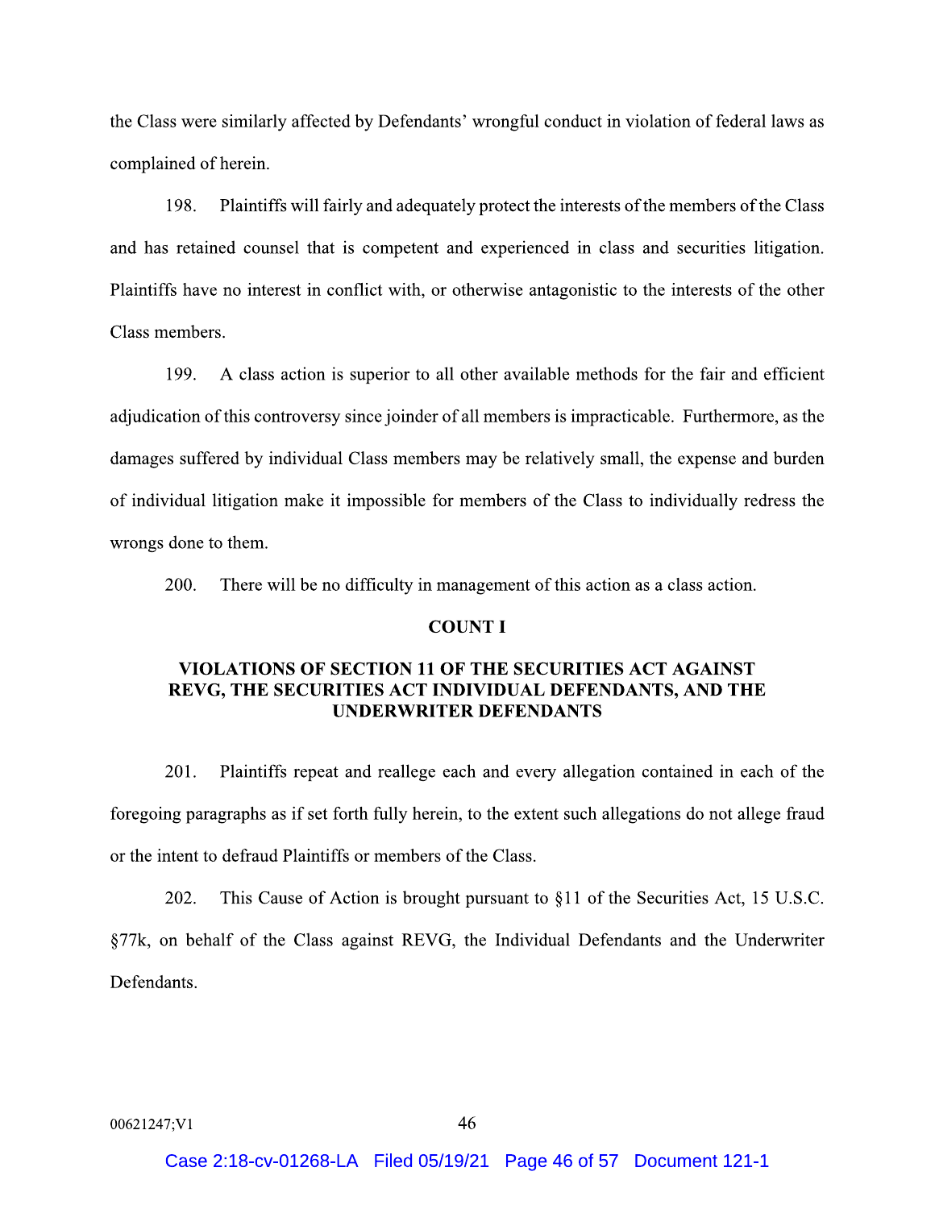the Class were similarly affected by Defendants' wrongful conduct in violation of federal laws as complained of herein.

198. Plaintiffs will fairly and adequately protect the interests of the members of the Class and has retained counsel that is competent and experienced in class and securities litigation. Plaintiffs have no interest in conflict with, or otherwise antagonistic to the interests of the other Class members.

199. A class action is superior to all other available methods for the fair and efficient adjudication of this controversy since joinder of all members is impracticable. Furthermore, as the damages suffered by individual Class members may be relatively small, the expense and burden of individual litigation make it impossible for members of the Class to individually redress the wrongs done to them.

200. There will be no difficulty in management of this action as a class action.

## COUNT I

## VIOLATIONS OF SECTION 11 OF THE SECURITIES ACT AGAINST REVG, THE SECURITIES ACT INDIVIDUAL DEFENDANTS, AND THE UNDERWRITER DEFENDANTS

201. Plaintiffs repeat and reallege each and every allegation contained in each of the foregoing paragraphs as if set forth fully herein, to the extent such allegations do not allege fraud or the intent to defraud Plaintiffs or members of the Class.

202. This Cause of Action is brought pursuant to §11 of the Securities Act, 15 U.S.C. §77k, on behalf of the Class against REVG, the Individual Defendants and the Underwriter Defendants.

00621247;V1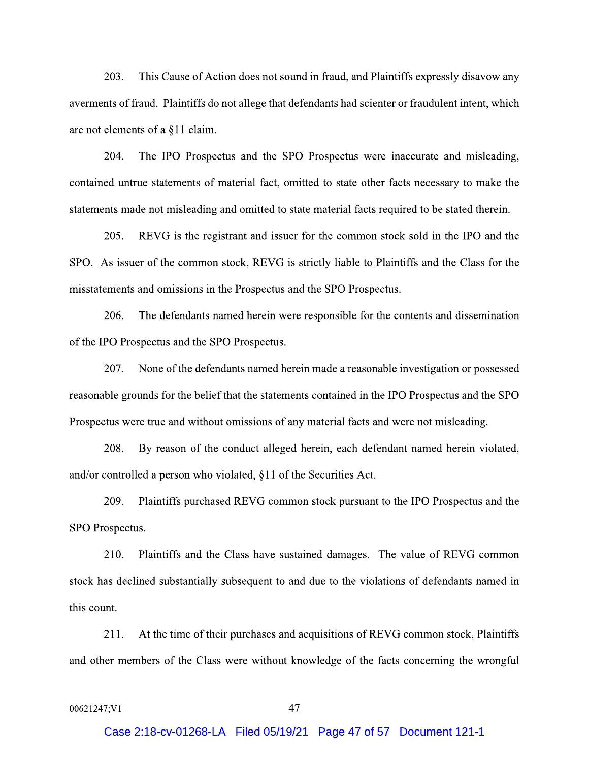203. This Cause of Action does not sound in fraud, and Plaintiffs expressly disavow any averments of fraud. Plaintiffs do not allege that defendants had scienter or fraudulent intent, which are not elements of a §11 claim.

204. The IPO Prospectus and the SPO Prospectus were inaccurate and misleading, contained untrue statements of material fact, omitted to state other facts necessary to make the statements made not misleading and omitted to state material facts required to be stated therein.

205. REVG is the registrant and issuer for the common stock sold in the IPO and the SPO. As issuer of the common stock, REVG is strictly liable to Plaintiffs and the Class for the misstatements and omissions in the Prospectus and the SPO Prospectus.

206. The defendants named herein were responsible for the contents and dissemination of the IPO Prospectus and the SPO Prospectus.

207. None of the defendants named herein made a reasonable investigation or possessed reasonable grounds for the belief that the statements contained in the IPO Prospectus and the SPO Prospectus were true and without omissions of any material facts and were not misleading.

208. By reason of the conduct alleged herein, each defendant named herein violated, and/or controlled a person who violated, §11 of the Securities Act.

209. Plaintiffs purchased REVG common stock pursuant to the IPO Prospectus and the SPO Prospectus.

210. Plaintiffs and the Class have sustained damages. The value of REVG common stock has declined substantially subsequent to and due to the violations of defendants named in this count.

211. At the time of their purchases and acquisitions of REVG common stock, Plaintiffs and other members of the Class were without knowledge of the facts concerning the wrongful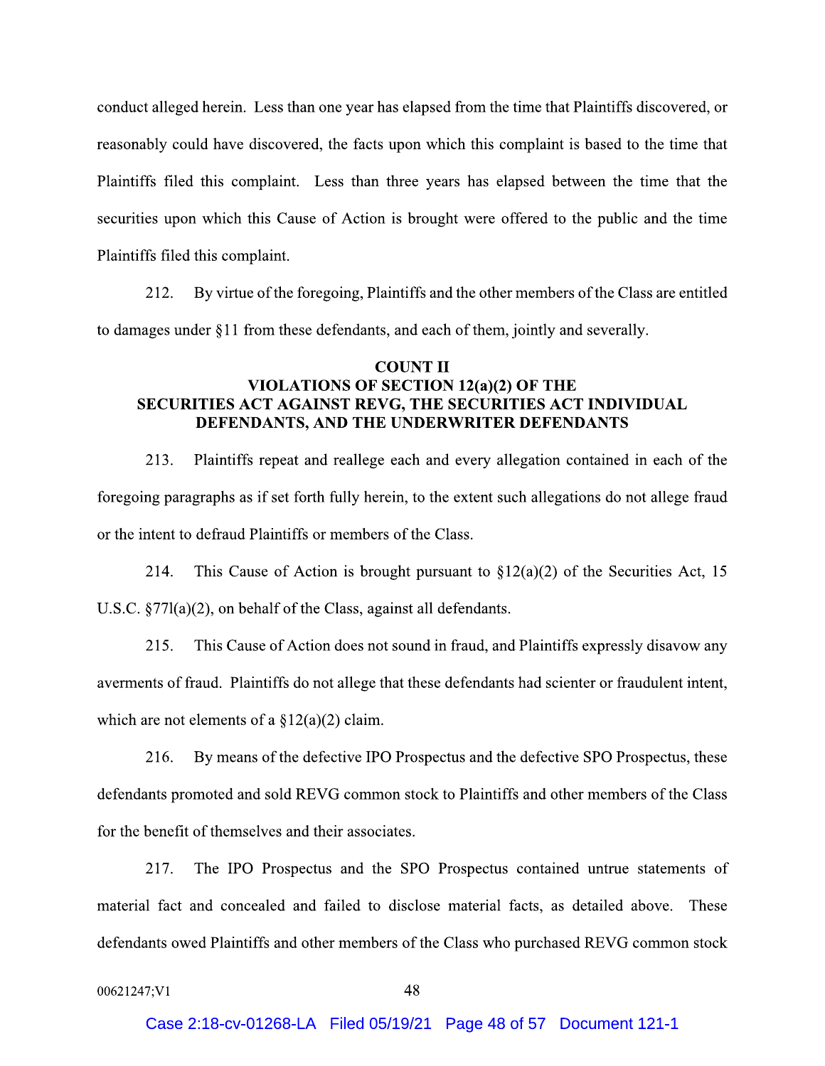conduct alleged herein. Less than one year has elapsed from the time that Plaintiffs discovered, or reasonably could have discovered, the facts upon which this complaint is based to the time that Plaintiffs filed this complaint. Less than three years has elapsed between the time that the securities upon which this Cause of Action is brought were offered to the public and the time Plaintiffs filed this complaint.

212. By virtue of the foregoing, Plaintiffs and the other members of the Class are entitled to damages under §11 from these defendants, and each of them, jointly and severally.

**COUNT II**
**VIOLATIONS OF SECTION 12(a)(2) OF THE SECURITIES ACT AGAINST REVG, THE SECURITIES ACT INDIVIDUAL DEFENDANTS, AND THE UNDERWRITER DEFENDANTS**

213. Plaintiffs repeat and reallege each and every allegation contained in each of the foregoing paragraphs as if set forth fully herein, to the extent such allegations do not allege fraud or the intent to defraud Plaintiffs or members of the Class.

214. This Cause of Action is brought pursuant to §12(a)(2) of the Securities Act, 15 U.S.C. §77l(a)(2), on behalf of the Class, against all defendants.

215. This Cause of Action does not sound in fraud, and Plaintiffs expressly disavow any averments of fraud. Plaintiffs do not allege that these defendants had scienter or fraudulent intent, which are not elements of a §12(a)(2) claim.

216. By means of the defective IPO Prospectus and the defective SPO Prospectus, these defendants promoted and sold REVG common stock to Plaintiffs and other members of the Class for the benefit of themselves and their associates.

217. The IPO Prospectus and the SPO Prospectus contained untrue statements of material fact and concealed and failed to disclose material facts, as detailed above. These defendants owed Plaintiffs and other members of the Class who purchased REVG common stock

00621247;V1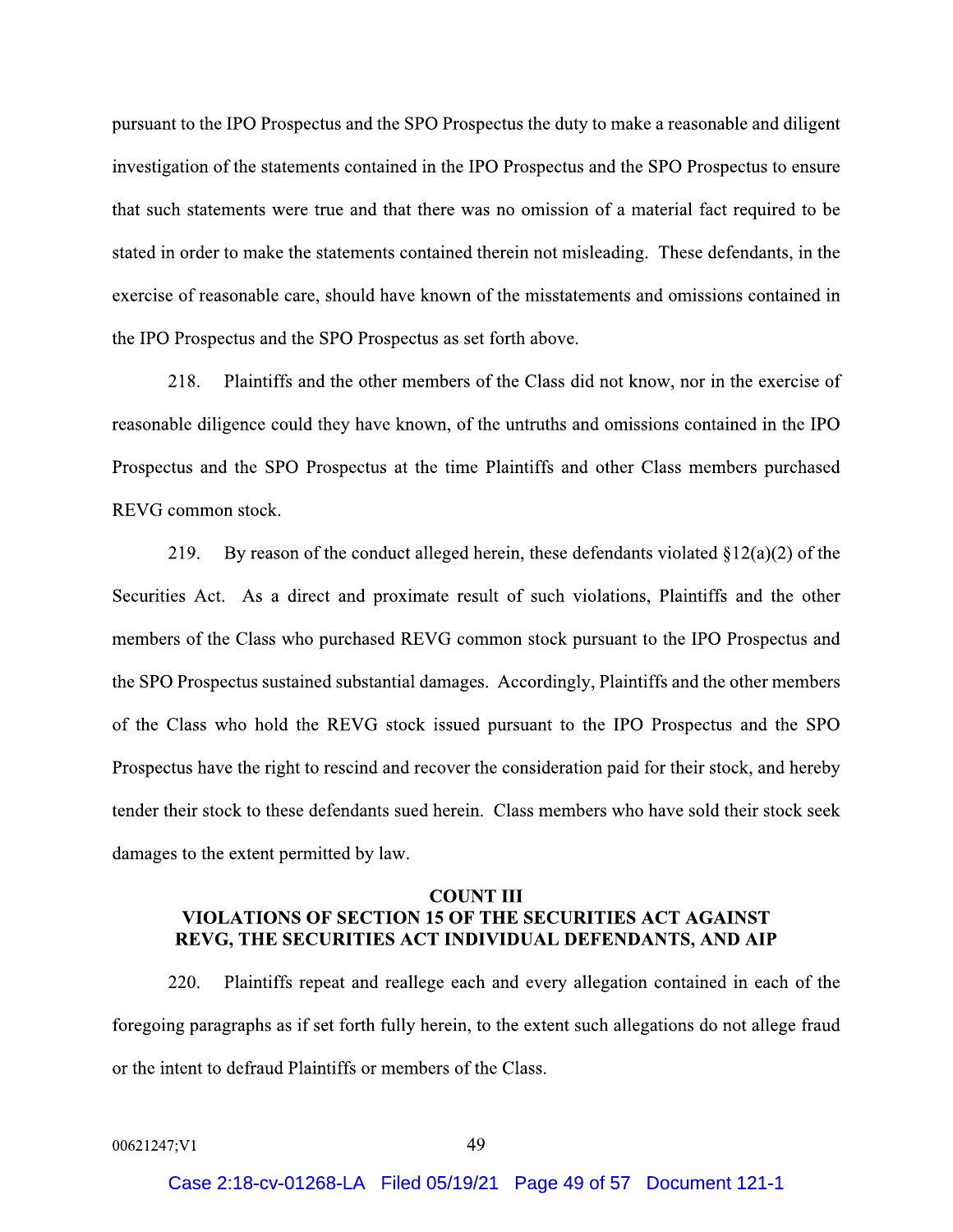pursuant to the IPO Prospectus and the SPO Prospectus the duty to make a reasonable and diligent investigation of the statements contained in the IPO Prospectus and the SPO Prospectus to ensure that such statements were true and that there was no omission of a material fact required to be stated in order to make the statements contained therein not misleading. These defendants, in the exercise of reasonable care, should have known of the misstatements and omissions contained in the IPO Prospectus and the SPO Prospectus as set forth above.

218. Plaintiffs and the other members of the Class did not know, nor in the exercise of reasonable diligence could they have known, of the untruths and omissions contained in the IPO Prospectus and the SPO Prospectus at the time Plaintiffs and other Class members purchased REVG common stock.

219. By reason of the conduct alleged herein, these defendants violated §12(a)(2) of the Securities Act. As a direct and proximate result of such violations, Plaintiffs and the other members of the Class who purchased REVG common stock pursuant to the IPO Prospectus and the SPO Prospectus sustained substantial damages. Accordingly, Plaintiffs and the other members of the Class who hold the REVG stock issued pursuant to the IPO Prospectus and the SPO Prospectus have the right to rescind and recover the consideration paid for their stock, and hereby tender their stock to these defendants sued herein. Class members who have sold their stock seek damages to the extent permitted by law.

## COUNT III
## VIOLATIONS OF SECTION 15 OF THE SECURITIES ACT AGAINST REVG, THE SECURITIES ACT INDIVIDUAL DEFENDANTS, AND AIP

220. Plaintiffs repeat and reallege each and every allegation contained in each of the foregoing paragraphs as if set forth fully herein, to the extent such allegations do not allege fraud or the intent to defraud Plaintiffs or members of the Class.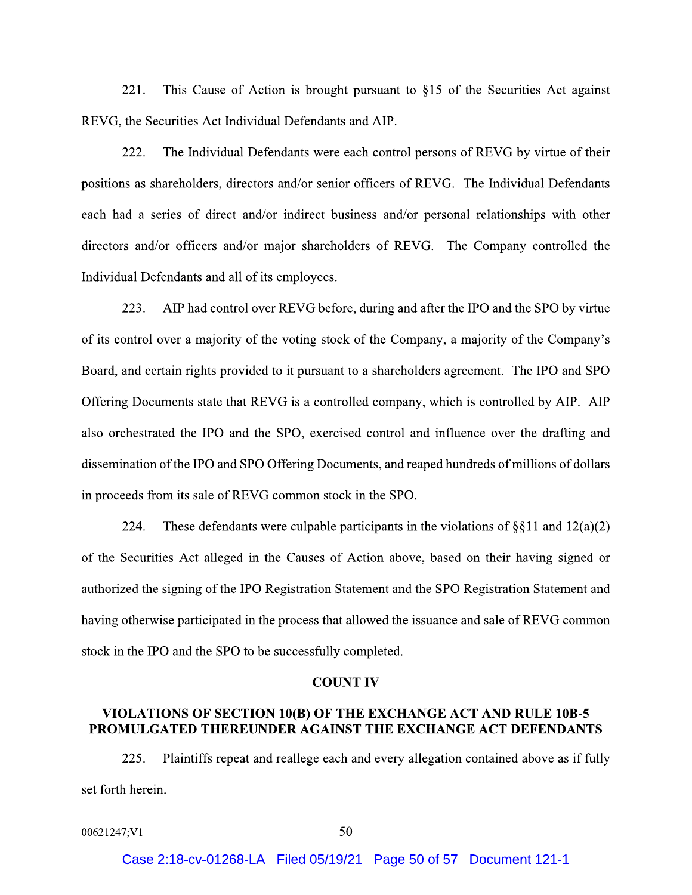221. This Cause of Action is brought pursuant to §15 of the Securities Act against REVG, the Securities Act Individual Defendants and AIP.

222. The Individual Defendants were each control persons of REVG by virtue of their positions as shareholders, directors and/or senior officers of REVG. The Individual Defendants each had a series of direct and/or indirect business and/or personal relationships with other directors and/or officers and/or major shareholders of REVG. The Company controlled the Individual Defendants and all of its employees.

223. AIP had control over REVG before, during and after the IPO and the SPO by virtue of its control over a majority of the voting stock of the Company, a majority of the Company's Board, and certain rights provided to it pursuant to a shareholders agreement. The IPO and SPO Offering Documents state that REVG is a controlled company, which is controlled by AIP. AIP also orchestrated the IPO and the SPO, exercised control and influence over the drafting and dissemination of the IPO and SPO Offering Documents, and reaped hundreds of millions of dollars in proceeds from its sale of REVG common stock in the SPO.

224. These defendants were culpable participants in the violations of §§11 and 12(a)(2) of the Securities Act alleged in the Causes of Action above, based on their having signed or authorized the signing of the IPO Registration Statement and the SPO Registration Statement and having otherwise participated in the process that allowed the issuance and sale of REVG common stock in the IPO and the SPO to be successfully completed.

## COUNT IV

## VIOLATIONS OF SECTION 10(B) OF THE EXCHANGE ACT AND RULE 10B-5 PROMULGATED THEREUNDER AGAINST THE EXCHANGE ACT DEFENDANTS

225. Plaintiffs repeat and reallege each and every allegation contained above as if fully set forth herein.

00621247;V1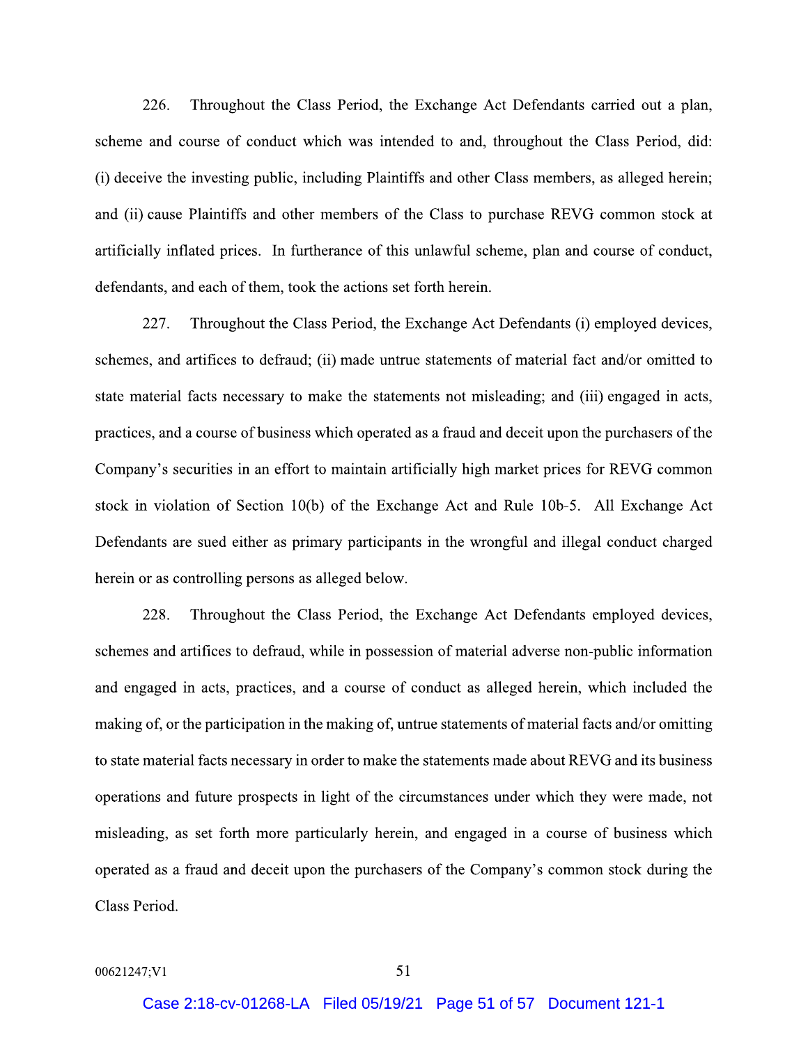226. Throughout the Class Period, the Exchange Act Defendants carried out a plan, scheme and course of conduct which was intended to and, throughout the Class Period, did: (i) deceive the investing public, including Plaintiffs and other Class members, as alleged herein; and (ii) cause Plaintiffs and other members of the Class to purchase REVG common stock at artificially inflated prices. In furtherance of this unlawful scheme, plan and course of conduct, defendants, and each of them, took the actions set forth herein.

227. Throughout the Class Period, the Exchange Act Defendants (i) employed devices, schemes, and artifices to defraud; (ii) made untrue statements of material fact and/or omitted to state material facts necessary to make the statements not misleading; and (iii) engaged in acts, practices, and a course of business which operated as a fraud and deceit upon the purchasers of the Company's securities in an effort to maintain artificially high market prices for REVG common stock in violation of Section 10(b) of the Exchange Act and Rule 10b-5. All Exchange Act Defendants are sued either as primary participants in the wrongful and illegal conduct charged herein or as controlling persons as alleged below.

228. Throughout the Class Period, the Exchange Act Defendants employed devices, schemes and artifices to defraud, while in possession of material adverse non-public information and engaged in acts, practices, and a course of conduct as alleged herein, which included the making of, or the participation in the making of, untrue statements of material facts and/or omitting to state material facts necessary in order to make the statements made about REVG and its business operations and future prospects in light of the circumstances under which they were made, not misleading, as set forth more particularly herein, and engaged in a course of business which operated as a fraud and deceit upon the purchasers of the Company's common stock during the Class Period.

00621247;V1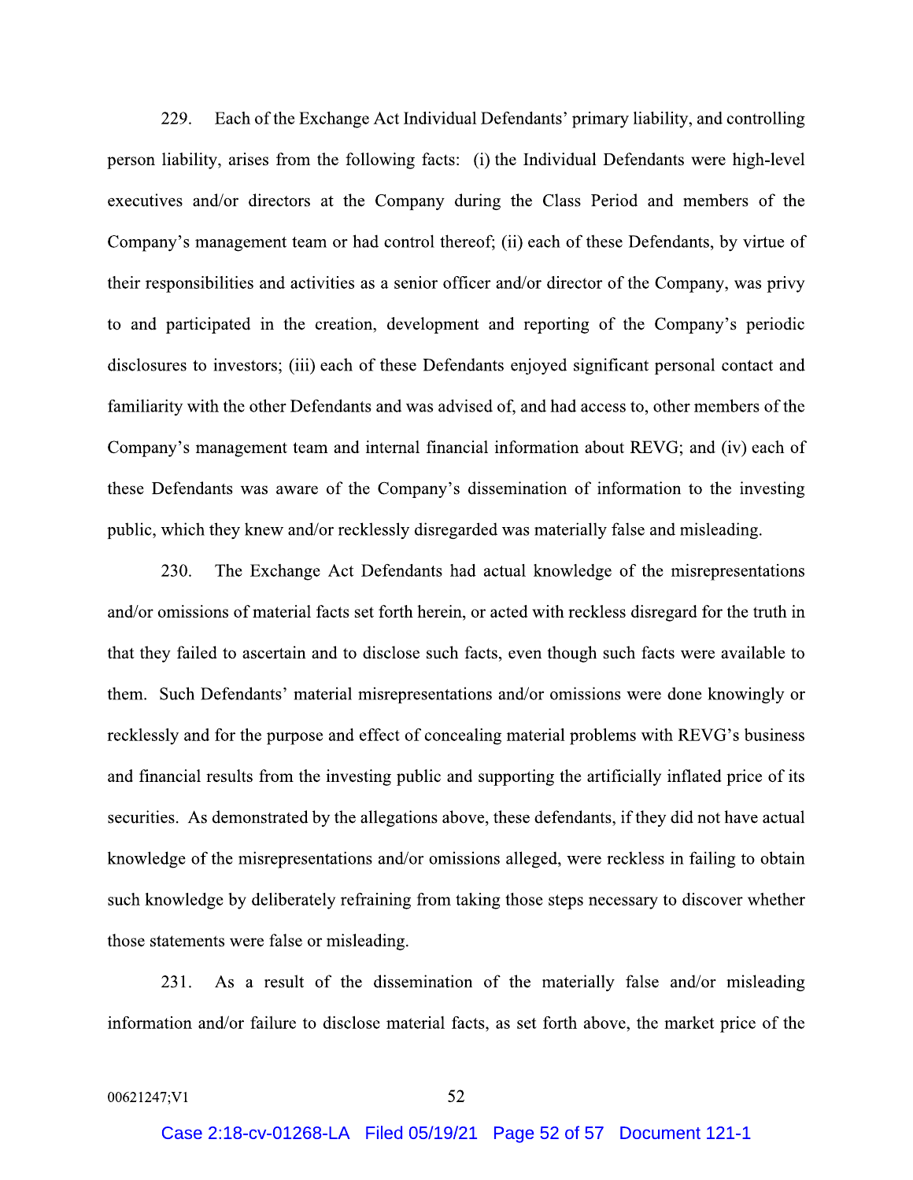229. Each of the Exchange Act Individual Defendants' primary liability, and controlling person liability, arises from the following facts: (i) the Individual Defendants were high-level executives and/or directors at the Company during the Class Period and members of the Company's management team or had control thereof; (ii) each of these Defendants, by virtue of their responsibilities and activities as a senior officer and/or director of the Company, was privy to and participated in the creation, development and reporting of the Company's periodic disclosures to investors; (iii) each of these Defendants enjoyed significant personal contact and familiarity with the other Defendants and was advised of, and had access to, other members of the Company's management team and internal financial information about REVG; and (iv) each of these Defendants was aware of the Company's dissemination of information to the investing public, which they knew and/or recklessly disregarded was materially false and misleading.

230. The Exchange Act Defendants had actual knowledge of the misrepresentations and/or omissions of material facts set forth herein, or acted with reckless disregard for the truth in that they failed to ascertain and to disclose such facts, even though such facts were available to them. Such Defendants' material misrepresentations and/or omissions were done knowingly or recklessly and for the purpose and effect of concealing material problems with REVG's business and financial results from the investing public and supporting the artificially inflated price of its securities. As demonstrated by the allegations above, these defendants, if they did not have actual knowledge of the misrepresentations and/or omissions alleged, were reckless in failing to obtain such knowledge by deliberately refraining from taking those steps necessary to discover whether those statements were false or misleading.

231. As a result of the dissemination of the materially false and/or misleading information and/or failure to disclose material facts, as set forth above, the market price of the

00621247;V1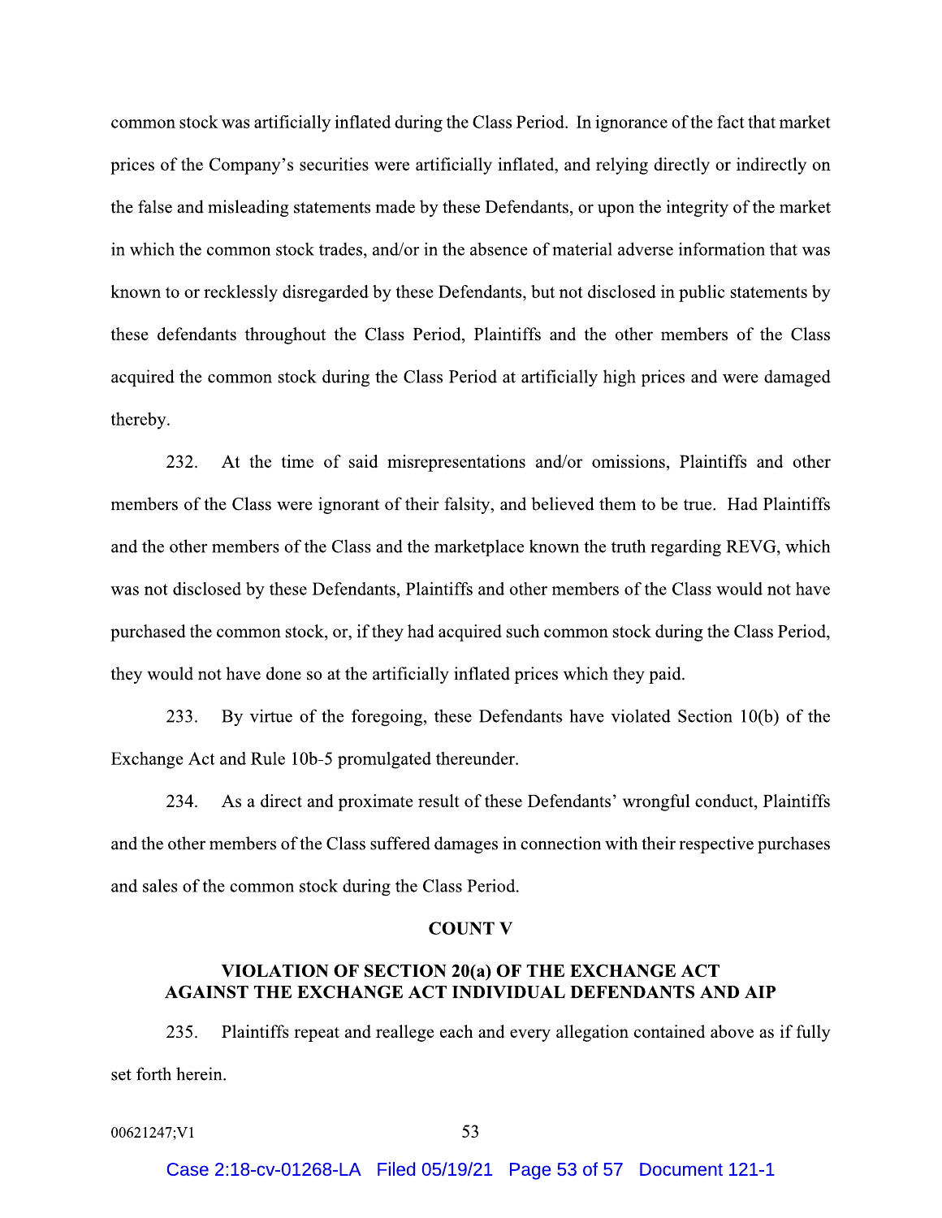common stock was artificially inflated during the Class Period. In ignorance of the fact that market prices of the Company's securities were artificially inflated, and relying directly or indirectly on the false and misleading statements made by these Defendants, or upon the integrity of the market in which the common stock trades, and/or in the absence of material adverse information that was known to or recklessly disregarded by these Defendants, but not disclosed in public statements by these defendants throughout the Class Period, Plaintiffs and the other members of the Class acquired the common stock during the Class Period at artificially high prices and were damaged thereby.

232. At the time of said misrepresentations and/or omissions, Plaintiffs and other members of the Class were ignorant of their falsity, and believed them to be true. Had Plaintiffs and the other members of the Class and the marketplace known the truth regarding REVG, which was not disclosed by these Defendants, Plaintiffs and other members of the Class would not have purchased the common stock, or, if they had acquired such common stock during the Class Period, they would not have done so at the artificially inflated prices which they paid.

233. By virtue of the foregoing, these Defendants have violated Section 10(b) of the Exchange Act and Rule 10b-5 promulgated thereunder.

234. As a direct and proximate result of these Defendants' wrongful conduct, Plaintiffs and the other members of the Class suffered damages in connection with their respective purchases and sales of the common stock during the Class Period.

## COUNT V

## VIOLATION OF SECTION 20(a) OF THE EXCHANGE ACT AGAINST THE EXCHANGE ACT INDIVIDUAL DEFENDANTS AND AIP

235. Plaintiffs repeat and reallege each and every allegation contained above as if fully set forth herein.

00621247;V1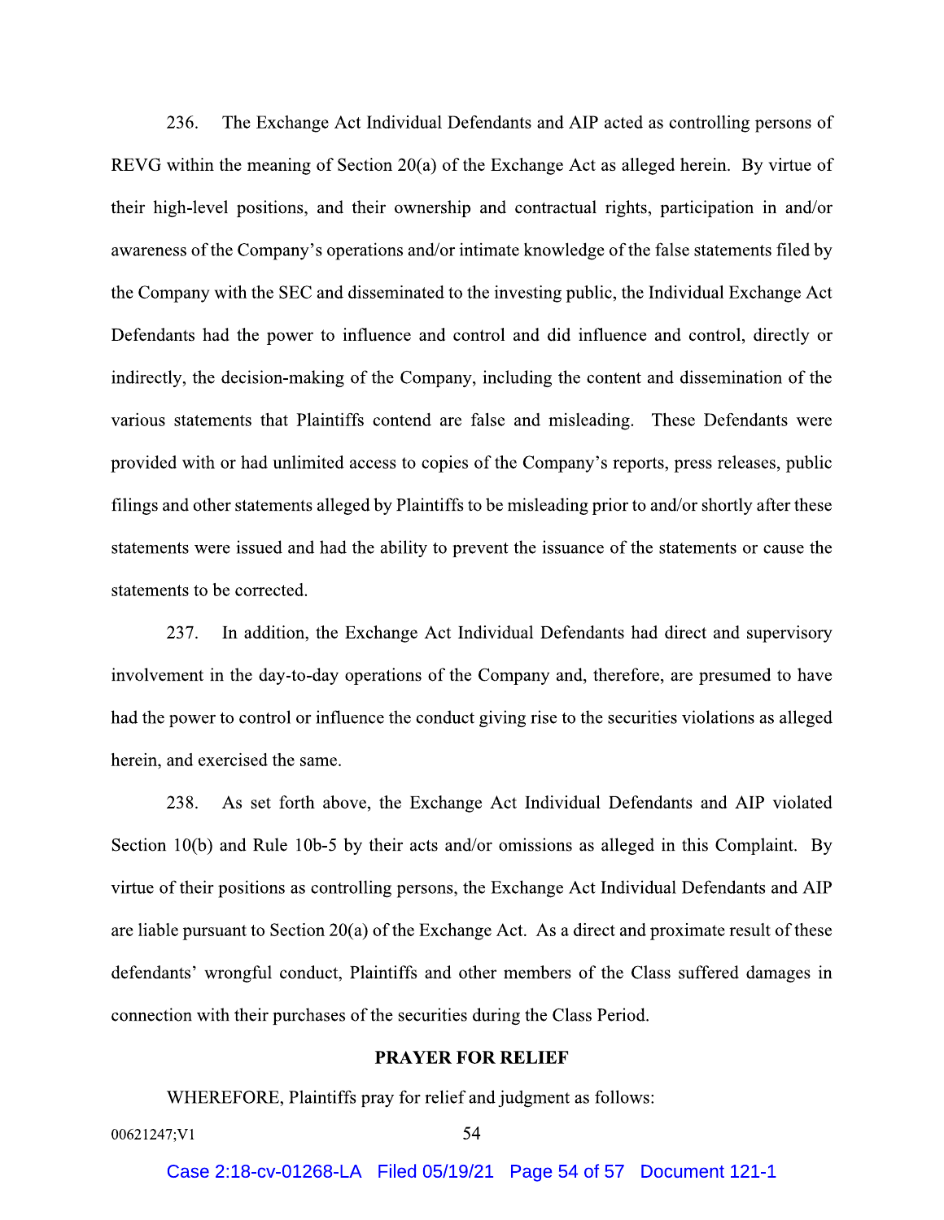236. The Exchange Act Individual Defendants and AIP acted as controlling persons of REVG within the meaning of Section 20(a) of the Exchange Act as alleged herein. By virtue of their high-level positions, and their ownership and contractual rights, participation in and/or awareness of the Company's operations and/or intimate knowledge of the false statements filed by the Company with the SEC and disseminated to the investing public, the Individual Exchange Act Defendants had the power to influence and control and did influence and control, directly or indirectly, the decision-making of the Company, including the content and dissemination of the various statements that Plaintiffs contend are false and misleading. These Defendants were provided with or had unlimited access to copies of the Company's reports, press releases, public filings and other statements alleged by Plaintiffs to be misleading prior to and/or shortly after these statements were issued and had the ability to prevent the issuance of the statements or cause the statements to be corrected.

237. In addition, the Exchange Act Individual Defendants had direct and supervisory involvement in the day-to-day operations of the Company and, therefore, are presumed to have had the power to control or influence the conduct giving rise to the securities violations as alleged herein, and exercised the same.

238. As set forth above, the Exchange Act Individual Defendants and AIP violated Section 10(b) and Rule 10b-5 by their acts and/or omissions as alleged in this Complaint. By virtue of their positions as controlling persons, the Exchange Act Individual Defendants and AIP are liable pursuant to Section 20(a) of the Exchange Act. As a direct and proximate result of these defendants' wrongful conduct, Plaintiffs and other members of the Class suffered damages in connection with their purchases of the securities during the Class Period.

## PRAYER FOR RELIEF

WHEREFORE, Plaintiffs pray for relief and judgment as follows: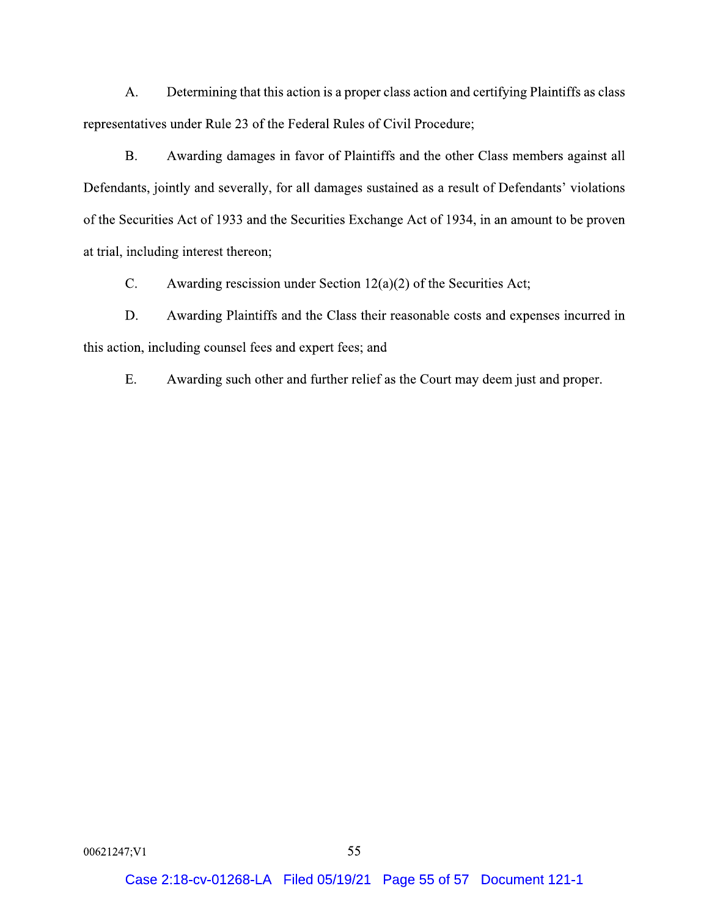A. Determining that this action is a proper class action and certifying Plaintiffs as class representatives under Rule 23 of the Federal Rules of Civil Procedure;

B. Awarding damages in favor of Plaintiffs and the other Class members against all Defendants, jointly and severally, for all damages sustained as a result of Defendants' violations of the Securities Act of 1933 and the Securities Exchange Act of 1934, in an amount to be proven at trial, including interest thereon;

C. Awarding rescission under Section 12(a)(2) of the Securities Act;

D. Awarding Plaintiffs and the Class their reasonable costs and expenses incurred in this action, including counsel fees and expert fees; and

E. Awarding such other and further relief as the Court may deem just and proper.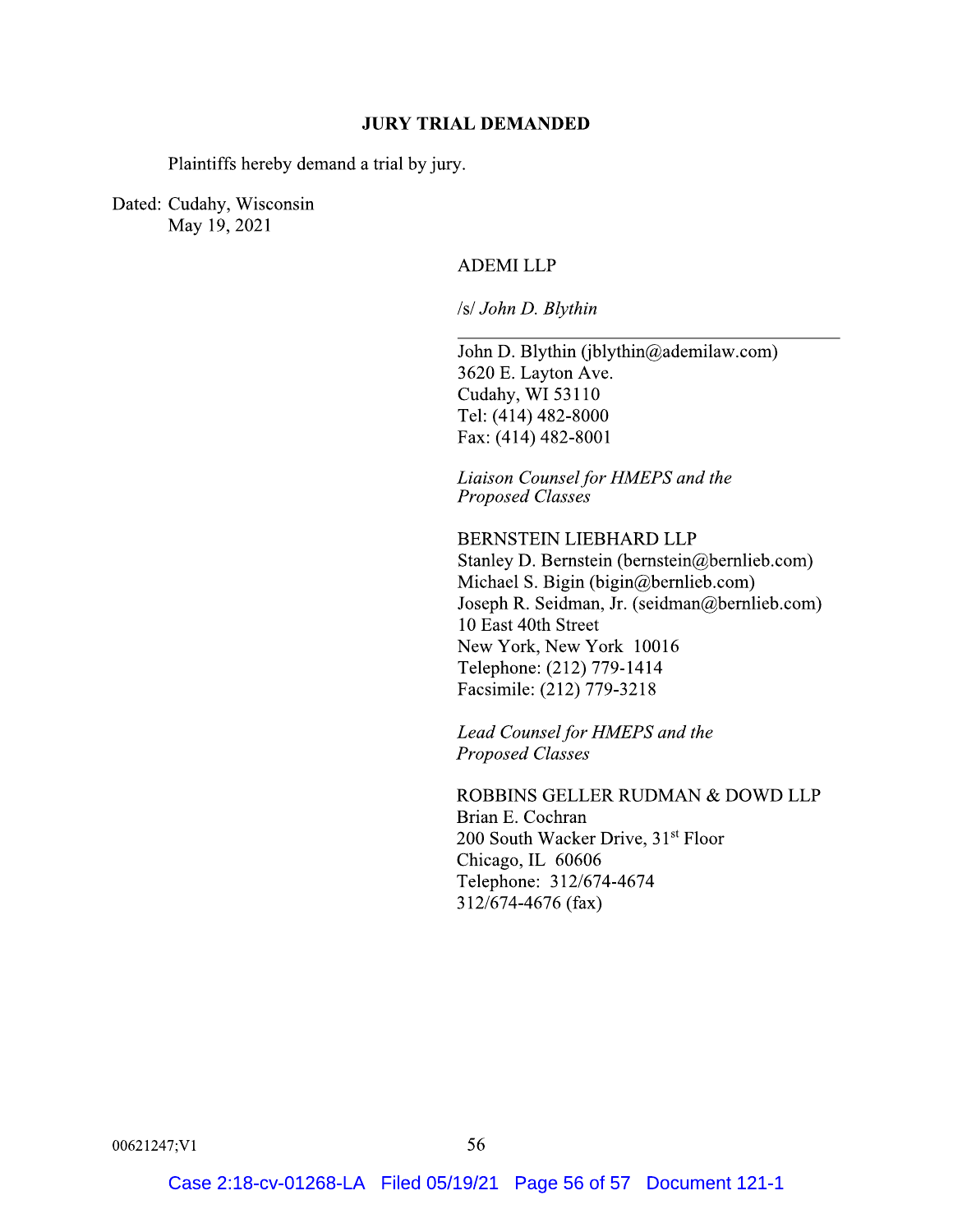**JURY TRIAL DEMANDED**

Plaintiffs hereby demand a trial by jury.

Dated: Cudahy, Wisconsin
May 19, 2021

ADEMI LLP

/s/ *John D. Blythin*

John D. Blythin (jblythin@ademilaw.com)
3620 E. Layton Ave.
Cudahy, WI 53110
Tel: (414) 482-8000
Fax: (414) 482-8001

*Liaison Counsel for HMEPS and the Proposed Classes*

BERNSTEIN LIEBHARD LLP
Stanley D. Bernstein (bernstein@bernlieb.com)
Michael S. Bigin (bigin@bernlieb.com)
Joseph R. Seidman, Jr. (seidman@bernlieb.com)
10 East 40th Street
New York, New York 10016
Telephone: (212) 779-1414
Facsimile: (212) 779-3218

*Lead Counsel for HMEPS and the Proposed Classes*

ROBBINS GELLER RUDMAN & DOWD LLP
Brian E. Cochran
200 South Wacker Drive, 31st Floor
Chicago, IL 60606
Telephone: 312/674-4674
312/674-4676 (fax)

00621247;V1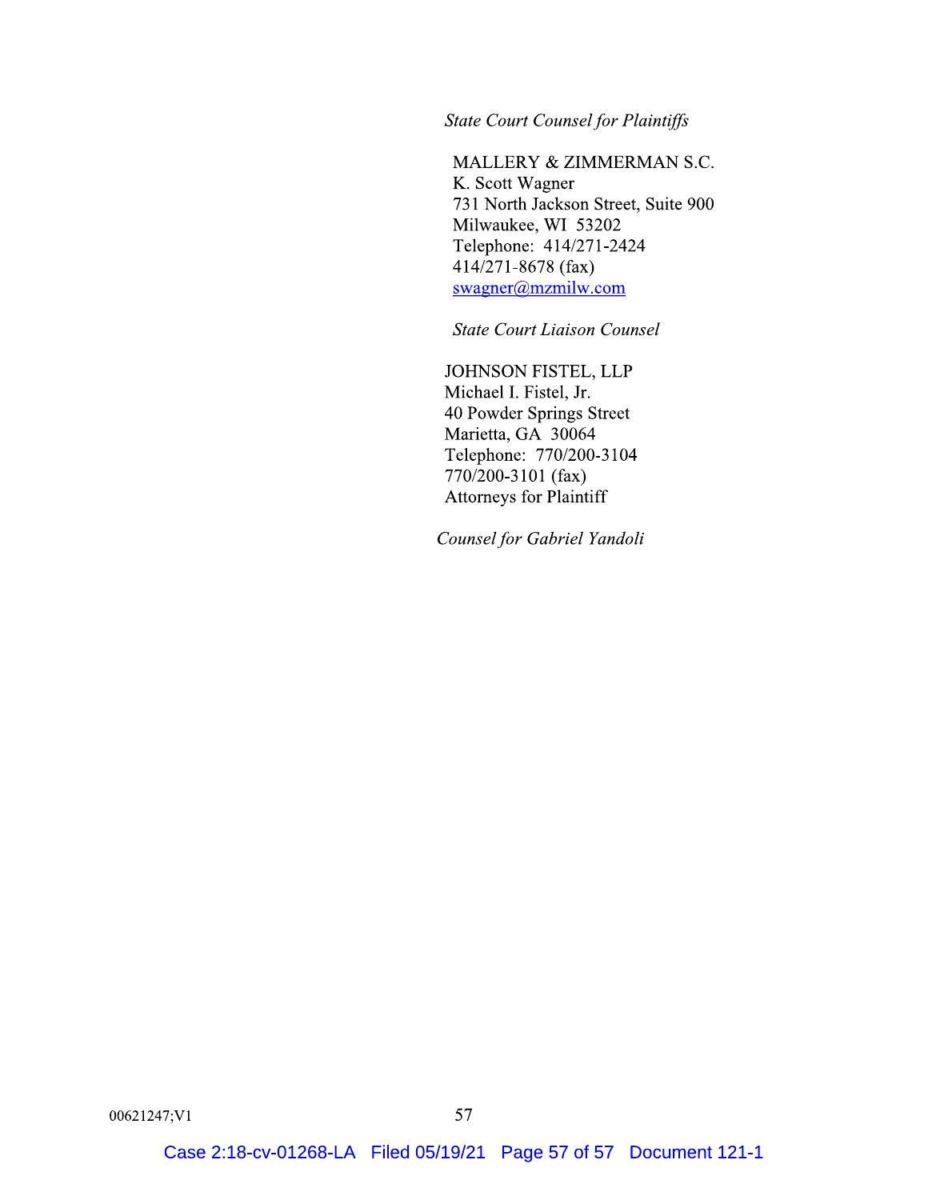*State Court Counsel for Plaintiffs*

MALLERY & ZIMMERMAN S.C.
K. Scott Wagner
731 North Jackson Street, Suite 900
Milwaukee, WI 53202
Telephone: 414/271-2424
414/271-8678 (fax)
swagner@mzmilw.com

*State Court Liaison Counsel*

JOHNSON FISTEL, LLP
Michael I. Fistel, Jr.
40 Powder Springs Street
Marietta, GA 30064
Telephone: 770/200-3104
770/200-3101 (fax)
Attorneys for Plaintiff

*Counsel for Gabriel Yandoli*

00621247;V1